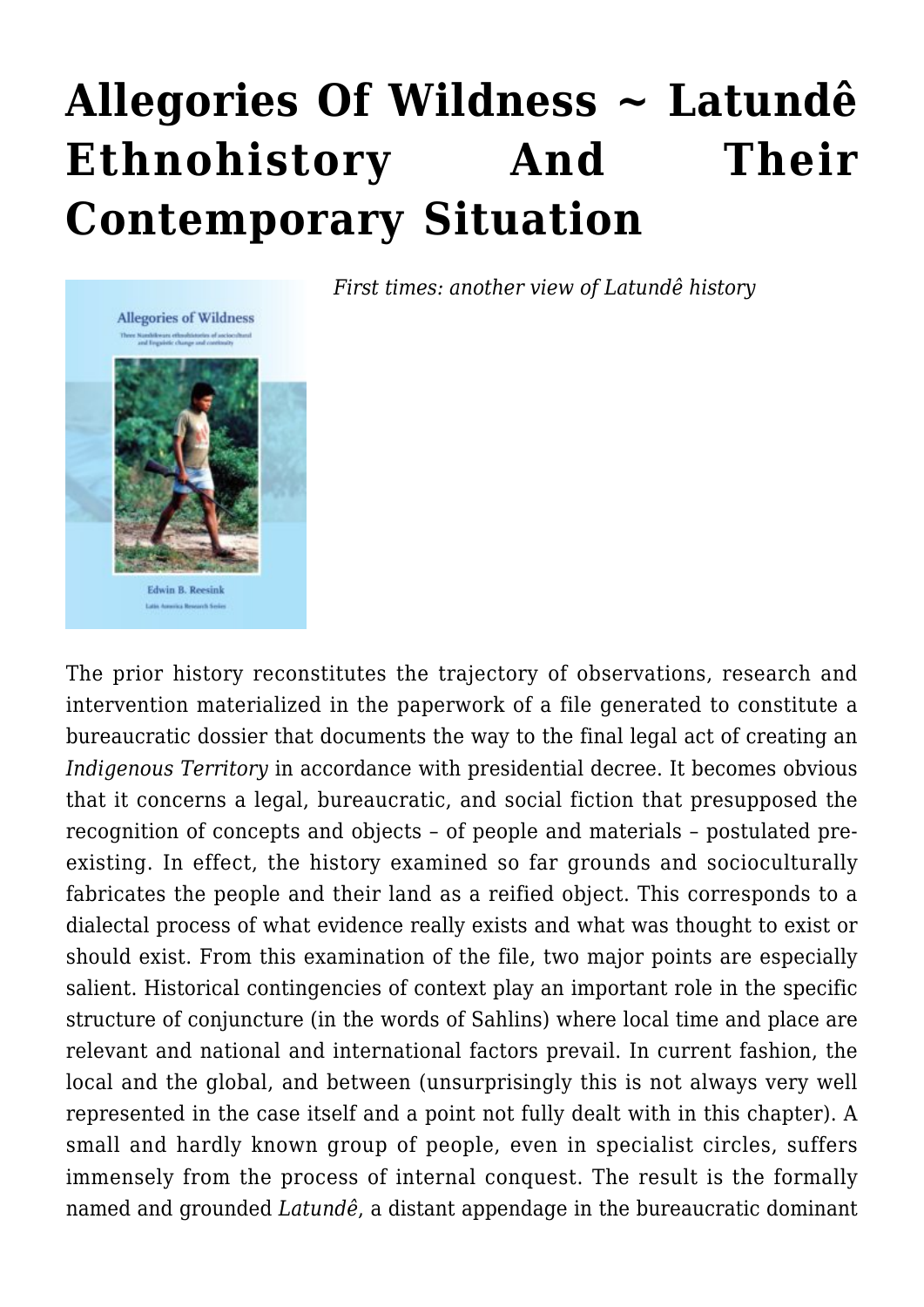# Allegories Of Wildness ~ Latundê Ethnohistory And Their Contemporary Situation

*First times: another view of Latundê history*

The prior history reconstitutes the trajectory of observations, research and intervention materialized in the paperwork of a file generated to constitute a bureaucratic dossier that documents the way to the final legal act of creating an *Indigenous Territory* in accordance with presidential decree. It becomes obvious that it concerns a legal, bureaucratic, and social fiction that presupposed the recognition of concepts and objects – of people and materials – postulated pre-existing. In effect, the history examined so far grounds and socioculturally fabricates the people and their land as a reified object. This corresponds to a dialectal process of what evidence really exists and what was thought to exist or should exist. From this examination of the file, two major points are especially salient. Historical contingencies of context play an important role in the specific structure of conjuncture (in the words of Sahlins) where local time and place are relevant and national and international factors prevail. In current fashion, the local and the global, and between (unsurprisingly this is not always very well represented in the case itself and a point not fully dealt with in this chapter). A small and hardly known group of people, even in specialist circles, suffers immensely from the process of internal conquest. The result is the formally named and grounded *Latundê*, a distant appendage in the bureaucratic dominant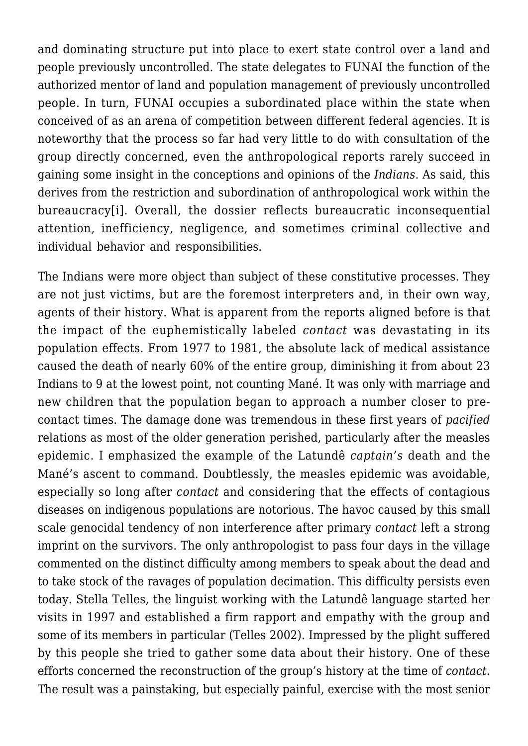and dominating structure put into place to exert state control over a land and people previously uncontrolled. The state delegates to FUNAI the function of the authorized mentor of land and population management of previously uncontrolled people. In turn, FUNAI occupies a subordinated place within the state when conceived of as an arena of competition between different federal agencies. It is noteworthy that the process so far had very little to do with consultation of the group directly concerned, even the anthropological reports rarely succeed in gaining some insight in the conceptions and opinions of the *Indians*. As said, this derives from the restriction and subordination of anthropological work within the bureaucracy[i]. Overall, the dossier reflects bureaucratic inconsequential attention, inefficiency, negligence, and sometimes criminal collective and individual behavior and responsibilities.

The Indians were more object than subject of these constitutive processes. They are not just victims, but are the foremost interpreters and, in their own way, agents of their history. What is apparent from the reports aligned before is that the impact of the euphemistically labeled *contact* was devastating in its population effects. From 1977 to 1981, the absolute lack of medical assistance caused the death of nearly 60% of the entire group, diminishing it from about 23 Indians to 9 at the lowest point, not counting Mané. It was only with marriage and new children that the population began to approach a number closer to pre-contact times. The damage done was tremendous in these first years of *pacified* relations as most of the older generation perished, particularly after the measles epidemic. I emphasized the example of the Latundê *captain's* death and the Mané's ascent to command. Doubtlessly, the measles epidemic was avoidable, especially so long after *contact* and considering that the effects of contagious diseases on indigenous populations are notorious. The havoc caused by this small scale genocidal tendency of non interference after primary *contact* left a strong imprint on the survivors. The only anthropologist to pass four days in the village commented on the distinct difficulty among members to speak about the dead and to take stock of the ravages of population decimation. This difficulty persists even today. Stella Telles, the linguist working with the Latundê language started her visits in 1997 and established a firm rapport and empathy with the group and some of its members in particular (Telles 2002). Impressed by the plight suffered by this people she tried to gather some data about their history. One of these efforts concerned the reconstruction of the group's history at the time of *contact*. The result was a painstaking, but especially painful, exercise with the most senior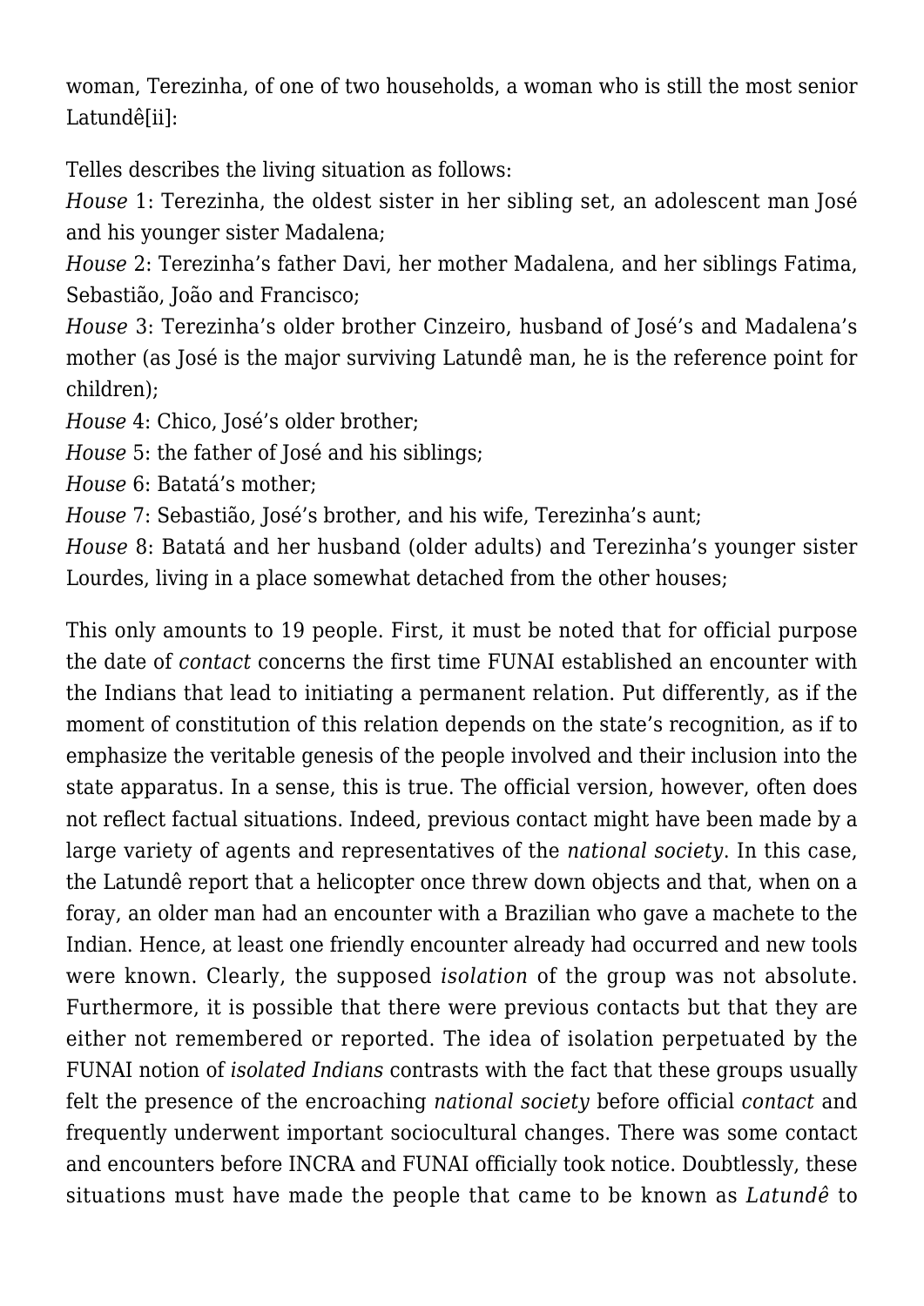woman, Terezinha, of one of two households, a woman who is still the most senior Latundê[ii]:

Telles describes the living situation as follows:
*House* 1: Terezinha, the oldest sister in her sibling set, an adolescent man José and his younger sister Madalena;
*House* 2: Terezinha's father Davi, her mother Madalena, and her siblings Fatima, Sebastião, João and Francisco;
*House* 3: Terezinha's older brother Cinzeiro, husband of José's and Madalena's mother (as José is the major surviving Latundê man, he is the reference point for children);
*House* 4: Chico, José's older brother;
*House* 5: the father of José and his siblings;
*House* 6: Batatá's mother;
*House* 7: Sebastião, José's brother, and his wife, Terezinha's aunt;
*House* 8: Batatá and her husband (older adults) and Terezinha's younger sister Lourdes, living in a place somewhat detached from the other houses;

This only amounts to 19 people. First, it must be noted that for official purpose the date of *contact* concerns the first time FUNAI established an encounter with the Indians that lead to initiating a permanent relation. Put differently, as if the moment of constitution of this relation depends on the state's recognition, as if to emphasize the veritable genesis of the people involved and their inclusion into the state apparatus. In a sense, this is true. The official version, however, often does not reflect factual situations. Indeed, previous contact might have been made by a large variety of agents and representatives of the *national society*. In this case, the Latundê report that a helicopter once threw down objects and that, when on a foray, an older man had an encounter with a Brazilian who gave a machete to the Indian. Hence, at least one friendly encounter already had occurred and new tools were known. Clearly, the supposed *isolation* of the group was not absolute. Furthermore, it is possible that there were previous contacts but that they are either not remembered or reported. The idea of isolation perpetuated by the FUNAI notion of *isolated Indians* contrasts with the fact that these groups usually felt the presence of the encroaching *national society* before official *contact* and frequently underwent important sociocultural changes. There was some contact and encounters before INCRA and FUNAI officially took notice. Doubtlessly, these situations must have made the people that came to be known as *Latundê* to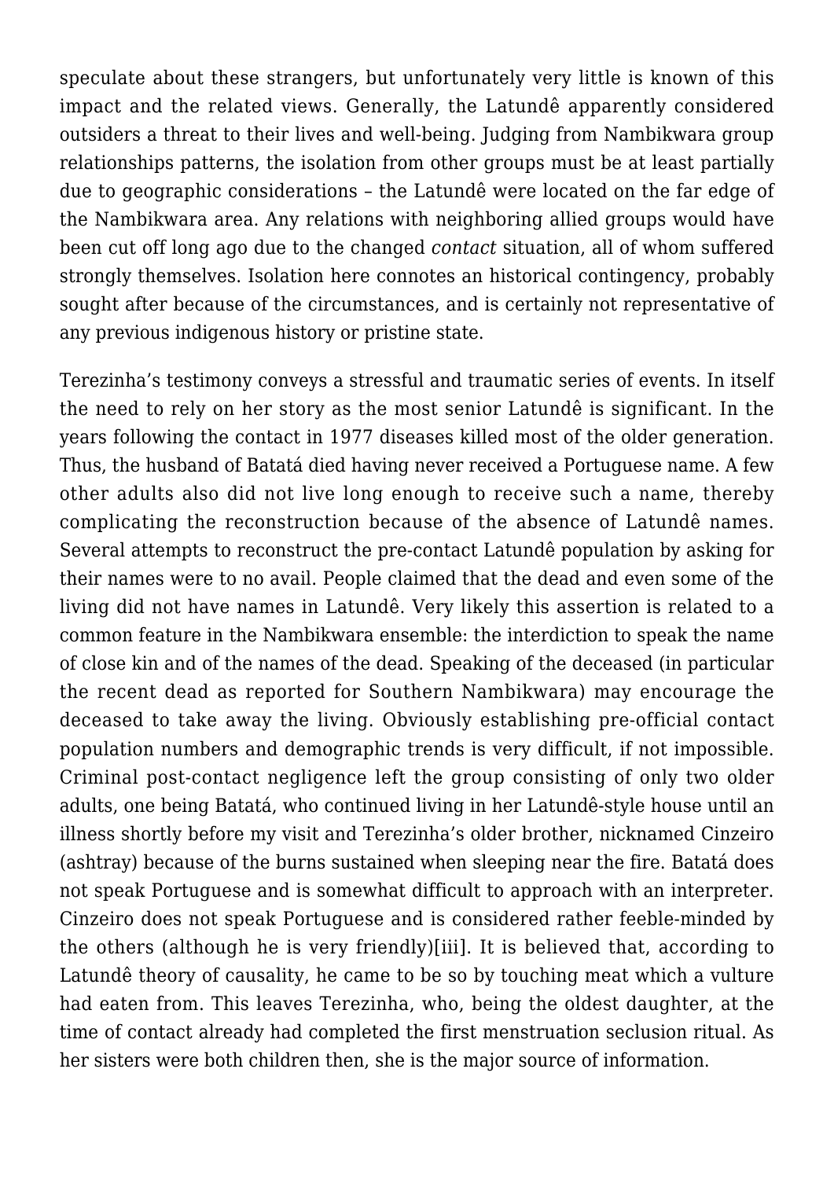speculate about these strangers, but unfortunately very little is known of this impact and the related views. Generally, the Latundê apparently considered outsiders a threat to their lives and well-being. Judging from Nambikwara group relationships patterns, the isolation from other groups must be at least partially due to geographic considerations – the Latundê were located on the far edge of the Nambikwara area. Any relations with neighboring allied groups would have been cut off long ago due to the changed *contact* situation, all of whom suffered strongly themselves. Isolation here connotes an historical contingency, probably sought after because of the circumstances, and is certainly not representative of any previous indigenous history or pristine state.

Terezinha's testimony conveys a stressful and traumatic series of events. In itself the need to rely on her story as the most senior Latundê is significant. In the years following the contact in 1977 diseases killed most of the older generation. Thus, the husband of Batatá died having never received a Portuguese name. A few other adults also did not live long enough to receive such a name, thereby complicating the reconstruction because of the absence of Latundê names. Several attempts to reconstruct the pre-contact Latundê population by asking for their names were to no avail. People claimed that the dead and even some of the living did not have names in Latundê. Very likely this assertion is related to a common feature in the Nambikwara ensemble: the interdiction to speak the name of close kin and of the names of the dead. Speaking of the deceased (in particular the recent dead as reported for Southern Nambikwara) may encourage the deceased to take away the living. Obviously establishing pre-official contact population numbers and demographic trends is very difficult, if not impossible. Criminal post-contact negligence left the group consisting of only two older adults, one being Batatá, who continued living in her Latundê-style house until an illness shortly before my visit and Terezinha's older brother, nicknamed Cinzeiro (ashtray) because of the burns sustained when sleeping near the fire. Batatá does not speak Portuguese and is somewhat difficult to approach with an interpreter. Cinzeiro does not speak Portuguese and is considered rather feeble-minded by the others (although he is very friendly)[iii]. It is believed that, according to Latundê theory of causality, he came to be so by touching meat which a vulture had eaten from. This leaves Terezinha, who, being the oldest daughter, at the time of contact already had completed the first menstruation seclusion ritual. As her sisters were both children then, she is the major source of information.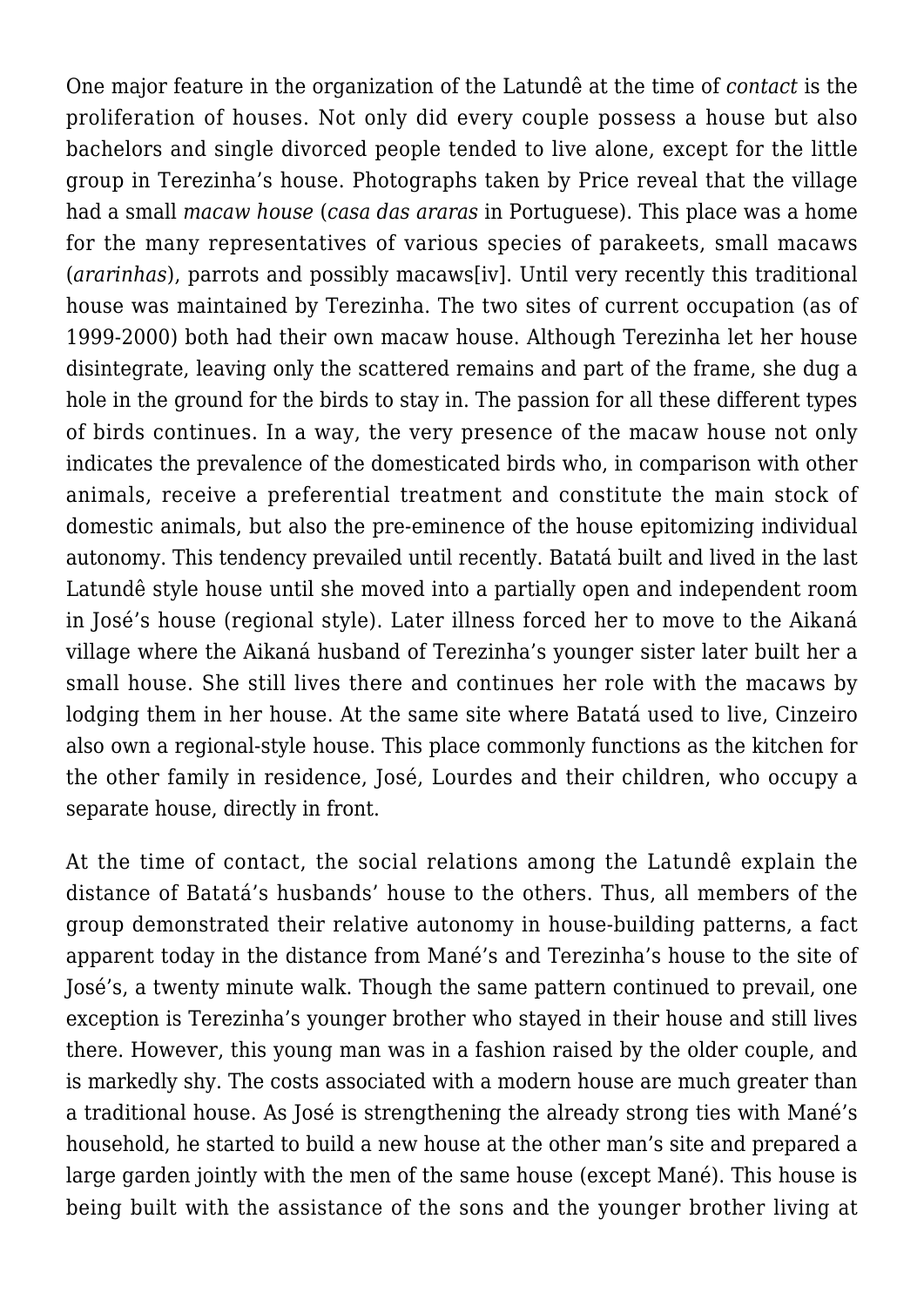One major feature in the organization of the Latundê at the time of *contact* is the proliferation of houses. Not only did every couple possess a house but also bachelors and single divorced people tended to live alone, except for the little group in Terezinha's house. Photographs taken by Price reveal that the village had a small *macaw house* (*casa das araras* in Portuguese). This place was a home for the many representatives of various species of parakeets, small macaws (*ararinhas*), parrots and possibly macaws[iv]. Until very recently this traditional house was maintained by Terezinha. The two sites of current occupation (as of 1999-2000) both had their own macaw house. Although Terezinha let her house disintegrate, leaving only the scattered remains and part of the frame, she dug a hole in the ground for the birds to stay in. The passion for all these different types of birds continues. In a way, the very presence of the macaw house not only indicates the prevalence of the domesticated birds who, in comparison with other animals, receive a preferential treatment and constitute the main stock of domestic animals, but also the pre-eminence of the house epitomizing individual autonomy. This tendency prevailed until recently. Batatá built and lived in the last Latundê style house until she moved into a partially open and independent room in José's house (regional style). Later illness forced her to move to the Aikaná village where the Aikaná husband of Terezinha's younger sister later built her a small house. She still lives there and continues her role with the macaws by lodging them in her house. At the same site where Batatá used to live, Cinzeiro also own a regional-style house. This place commonly functions as the kitchen for the other family in residence, José, Lourdes and their children, who occupy a separate house, directly in front.

At the time of contact, the social relations among the Latundê explain the distance of Batatá's husbands' house to the others. Thus, all members of the group demonstrated their relative autonomy in house-building patterns, a fact apparent today in the distance from Mané's and Terezinha's house to the site of José's, a twenty minute walk. Though the same pattern continued to prevail, one exception is Terezinha's younger brother who stayed in their house and still lives there. However, this young man was in a fashion raised by the older couple, and is markedly shy. The costs associated with a modern house are much greater than a traditional house. As José is strengthening the already strong ties with Mané's household, he started to build a new house at the other man's site and prepared a large garden jointly with the men of the same house (except Mané). This house is being built with the assistance of the sons and the younger brother living at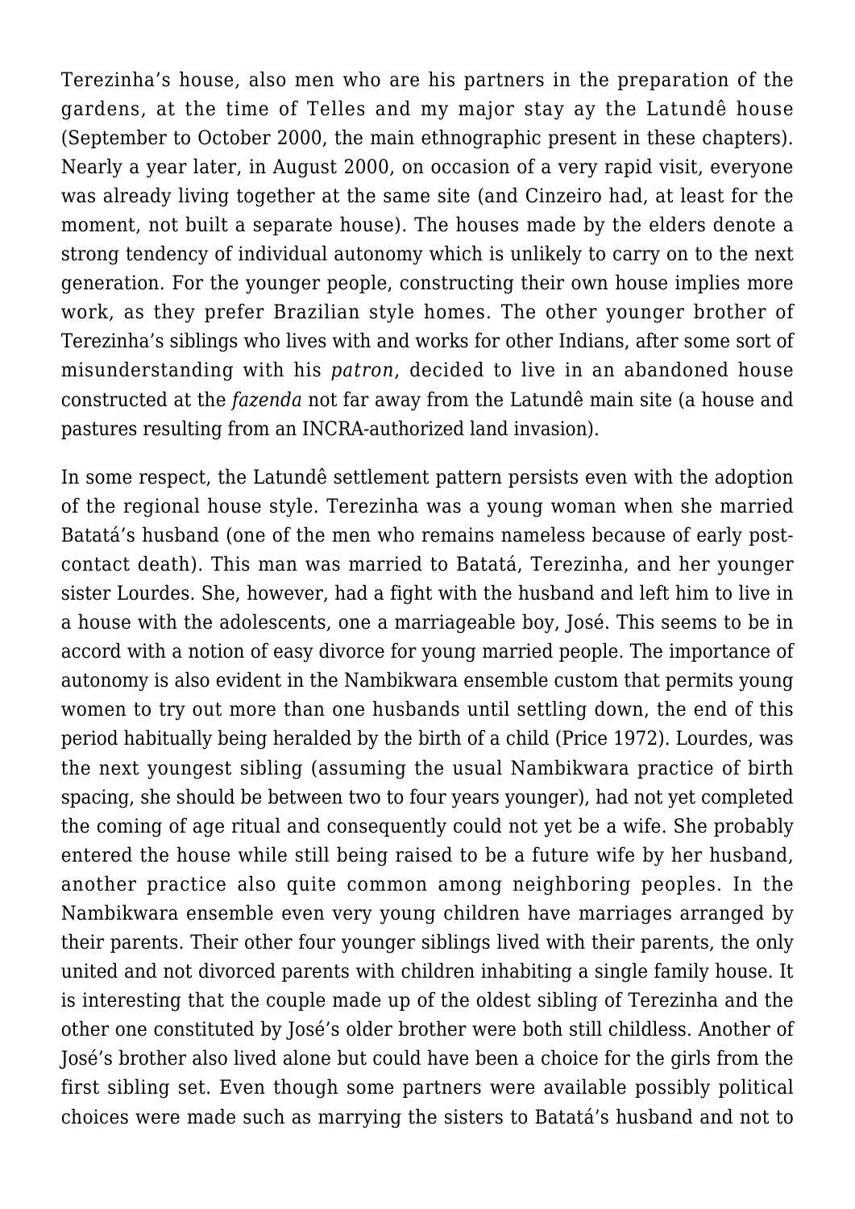Terezinha's house, also men who are his partners in the preparation of the gardens, at the time of Telles and my major stay ay the Latundê house (September to October 2000, the main ethnographic present in these chapters). Nearly a year later, in August 2000, on occasion of a very rapid visit, everyone was already living together at the same site (and Cinzeiro had, at least for the moment, not built a separate house). The houses made by the elders denote a strong tendency of individual autonomy which is unlikely to carry on to the next generation. For the younger people, constructing their own house implies more work, as they prefer Brazilian style homes. The other younger brother of Terezinha's siblings who lives with and works for other Indians, after some sort of misunderstanding with his *patron*, decided to live in an abandoned house constructed at the *fazenda* not far away from the Latundê main site (a house and pastures resulting from an INCRA-authorized land invasion).

In some respect, the Latundê settlement pattern persists even with the adoption of the regional house style. Terezinha was a young woman when she married Batatá's husband (one of the men who remains nameless because of early post-contact death). This man was married to Batatá, Terezinha, and her younger sister Lourdes. She, however, had a fight with the husband and left him to live in a house with the adolescents, one a marriageable boy, José. This seems to be in accord with a notion of easy divorce for young married people. The importance of autonomy is also evident in the Nambikwara ensemble custom that permits young women to try out more than one husbands until settling down, the end of this period habitually being heralded by the birth of a child (Price 1972). Lourdes, was the next youngest sibling (assuming the usual Nambikwara practice of birth spacing, she should be between two to four years younger), had not yet completed the coming of age ritual and consequently could not yet be a wife. She probably entered the house while still being raised to be a future wife by her husband, another practice also quite common among neighboring peoples. In the Nambikwara ensemble even very young children have marriages arranged by their parents. Their other four younger siblings lived with their parents, the only united and not divorced parents with children inhabiting a single family house. It is interesting that the couple made up of the oldest sibling of Terezinha and the other one constituted by José's older brother were both still childless. Another of José's brother also lived alone but could have been a choice for the girls from the first sibling set. Even though some partners were available possibly political choices were made such as marrying the sisters to Batatá's husband and not to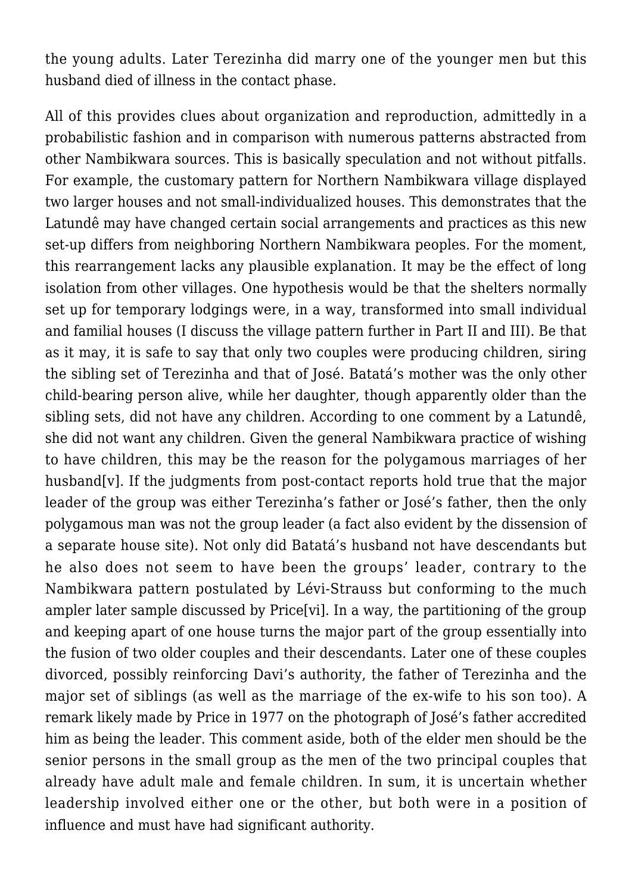the young adults. Later Terezinha did marry one of the younger men but this husband died of illness in the contact phase.

All of this provides clues about organization and reproduction, admittedly in a probabilistic fashion and in comparison with numerous patterns abstracted from other Nambikwara sources. This is basically speculation and not without pitfalls. For example, the customary pattern for Northern Nambikwara village displayed two larger houses and not small-individualized houses. This demonstrates that the Latundê may have changed certain social arrangements and practices as this new set-up differs from neighboring Northern Nambikwara peoples. For the moment, this rearrangement lacks any plausible explanation. It may be the effect of long isolation from other villages. One hypothesis would be that the shelters normally set up for temporary lodgings were, in a way, transformed into small individual and familial houses (I discuss the village pattern further in Part II and III). Be that as it may, it is safe to say that only two couples were producing children, siring the sibling set of Terezinha and that of José. Batatá's mother was the only other child-bearing person alive, while her daughter, though apparently older than the sibling sets, did not have any children. According to one comment by a Latundê, she did not want any children. Given the general Nambikwara practice of wishing to have children, this may be the reason for the polygamous marriages of her husband[v]. If the judgments from post-contact reports hold true that the major leader of the group was either Terezinha's father or José's father, then the only polygamous man was not the group leader (a fact also evident by the dissension of a separate house site). Not only did Batatá's husband not have descendants but he also does not seem to have been the groups' leader, contrary to the Nambikwara pattern postulated by Lévi-Strauss but conforming to the much ampler later sample discussed by Price[vi]. In a way, the partitioning of the group and keeping apart of one house turns the major part of the group essentially into the fusion of two older couples and their descendants. Later one of these couples divorced, possibly reinforcing Davi's authority, the father of Terezinha and the major set of siblings (as well as the marriage of the ex-wife to his son too). A remark likely made by Price in 1977 on the photograph of José's father accredited him as being the leader. This comment aside, both of the elder men should be the senior persons in the small group as the men of the two principal couples that already have adult male and female children. In sum, it is uncertain whether leadership involved either one or the other, but both were in a position of influence and must have had significant authority.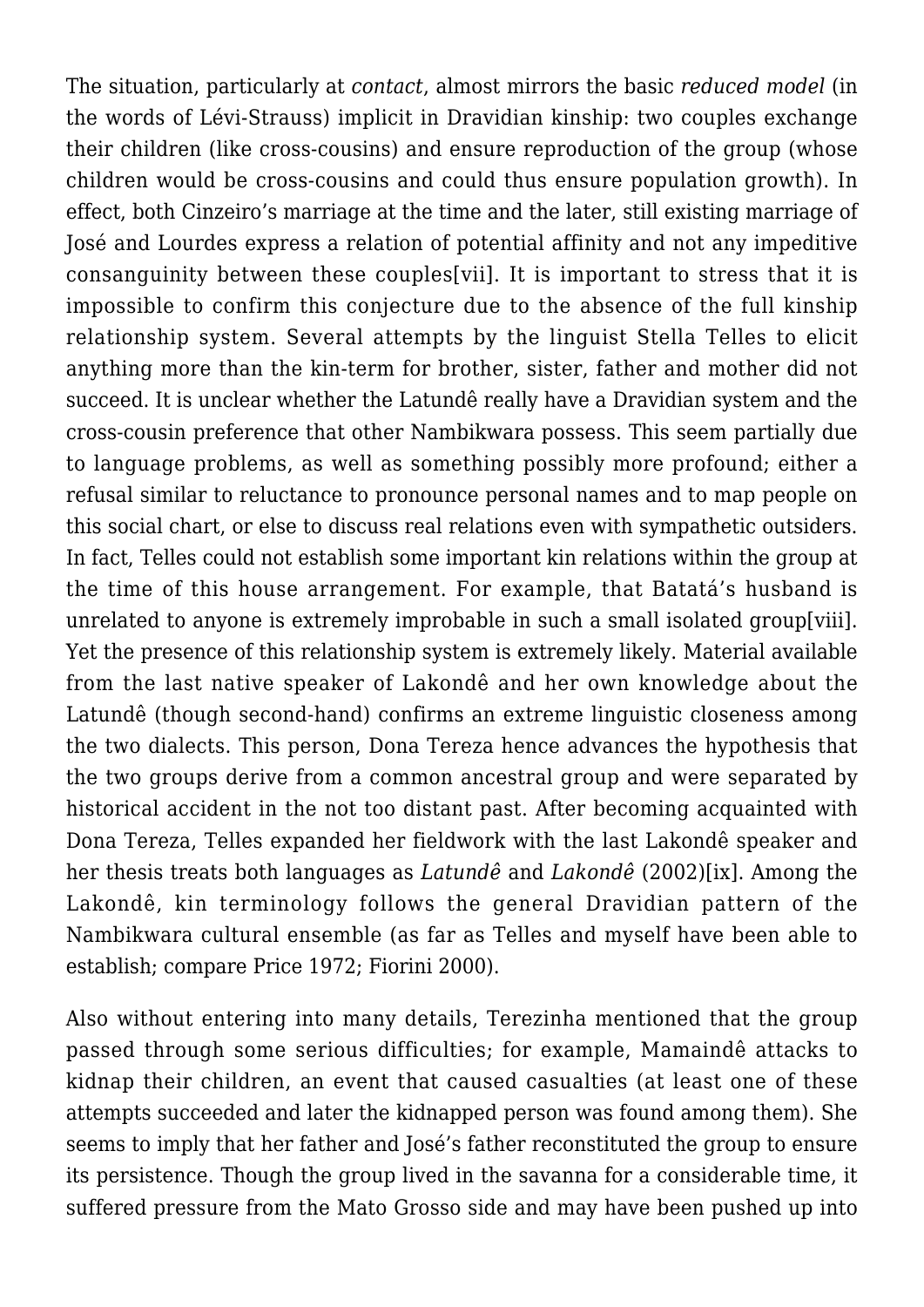The situation, particularly at *contact*, almost mirrors the basic *reduced model* (in the words of Lévi-Strauss) implicit in Dravidian kinship: two couples exchange their children (like cross-cousins) and ensure reproduction of the group (whose children would be cross-cousins and could thus ensure population growth). In effect, both Cinzeiro's marriage at the time and the later, still existing marriage of José and Lourdes express a relation of potential affinity and not any impeditive consanguinity between these couples[vii]. It is important to stress that it is impossible to confirm this conjecture due to the absence of the full kinship relationship system. Several attempts by the linguist Stella Telles to elicit anything more than the kin-term for brother, sister, father and mother did not succeed. It is unclear whether the Latundê really have a Dravidian system and the cross-cousin preference that other Nambikwara possess. This seem partially due to language problems, as well as something possibly more profound; either a refusal similar to reluctance to pronounce personal names and to map people on this social chart, or else to discuss real relations even with sympathetic outsiders. In fact, Telles could not establish some important kin relations within the group at the time of this house arrangement. For example, that Batatá's husband is unrelated to anyone is extremely improbable in such a small isolated group[viii]. Yet the presence of this relationship system is extremely likely. Material available from the last native speaker of Lakondê and her own knowledge about the Latundê (though second-hand) confirms an extreme linguistic closeness among the two dialects. This person, Dona Tereza hence advances the hypothesis that the two groups derive from a common ancestral group and were separated by historical accident in the not too distant past. After becoming acquainted with Dona Tereza, Telles expanded her fieldwork with the last Lakondê speaker and her thesis treats both languages as *Latundê* and *Lakondê* (2002)[ix]. Among the Lakondê, kin terminology follows the general Dravidian pattern of the Nambikwara cultural ensemble (as far as Telles and myself have been able to establish; compare Price 1972; Fiorini 2000).

Also without entering into many details, Terezinha mentioned that the group passed through some serious difficulties; for example, Mamaindê attacks to kidnap their children, an event that caused casualties (at least one of these attempts succeeded and later the kidnapped person was found among them). She seems to imply that her father and José's father reconstituted the group to ensure its persistence. Though the group lived in the savanna for a considerable time, it suffered pressure from the Mato Grosso side and may have been pushed up into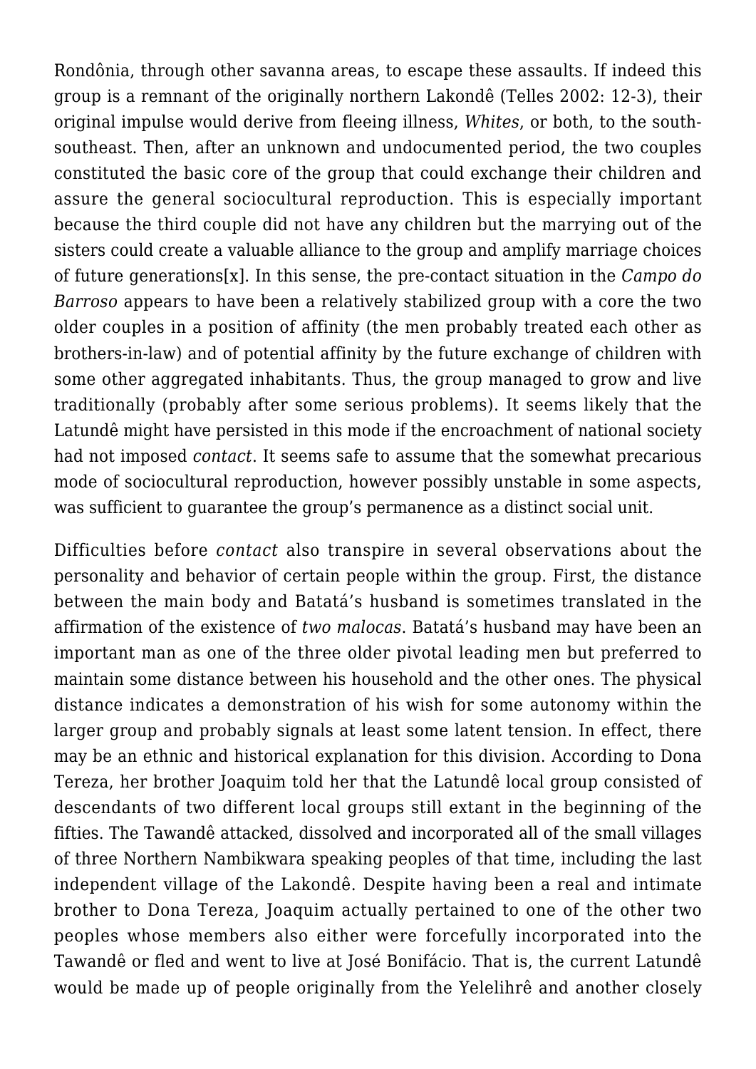Rondônia, through other savanna areas, to escape these assaults. If indeed this group is a remnant of the originally northern Lakondê (Telles 2002: 12-3), their original impulse would derive from fleeing illness, *Whites*, or both, to the south-southeast. Then, after an unknown and undocumented period, the two couples constituted the basic core of the group that could exchange their children and assure the general sociocultural reproduction. This is especially important because the third couple did not have any children but the marrying out of the sisters could create a valuable alliance to the group and amplify marriage choices of future generations[x]. In this sense, the pre-contact situation in the *Campo do Barroso* appears to have been a relatively stabilized group with a core the two older couples in a position of affinity (the men probably treated each other as brothers-in-law) and of potential affinity by the future exchange of children with some other aggregated inhabitants. Thus, the group managed to grow and live traditionally (probably after some serious problems). It seems likely that the Latundê might have persisted in this mode if the encroachment of national society had not imposed *contact*. It seems safe to assume that the somewhat precarious mode of sociocultural reproduction, however possibly unstable in some aspects, was sufficient to guarantee the group's permanence as a distinct social unit.

Difficulties before *contact* also transpire in several observations about the personality and behavior of certain people within the group. First, the distance between the main body and Batatá's husband is sometimes translated in the affirmation of the existence of *two malocas*. Batatá's husband may have been an important man as one of the three older pivotal leading men but preferred to maintain some distance between his household and the other ones. The physical distance indicates a demonstration of his wish for some autonomy within the larger group and probably signals at least some latent tension. In effect, there may be an ethnic and historical explanation for this division. According to Dona Tereza, her brother Joaquim told her that the Latundê local group consisted of descendants of two different local groups still extant in the beginning of the fifties. The Tawandê attacked, dissolved and incorporated all of the small villages of three Northern Nambikwara speaking peoples of that time, including the last independent village of the Lakondê. Despite having been a real and intimate brother to Dona Tereza, Joaquim actually pertained to one of the other two peoples whose members also either were forcefully incorporated into the Tawandê or fled and went to live at José Bonifácio. That is, the current Latundê would be made up of people originally from the Yelelihrê and another closely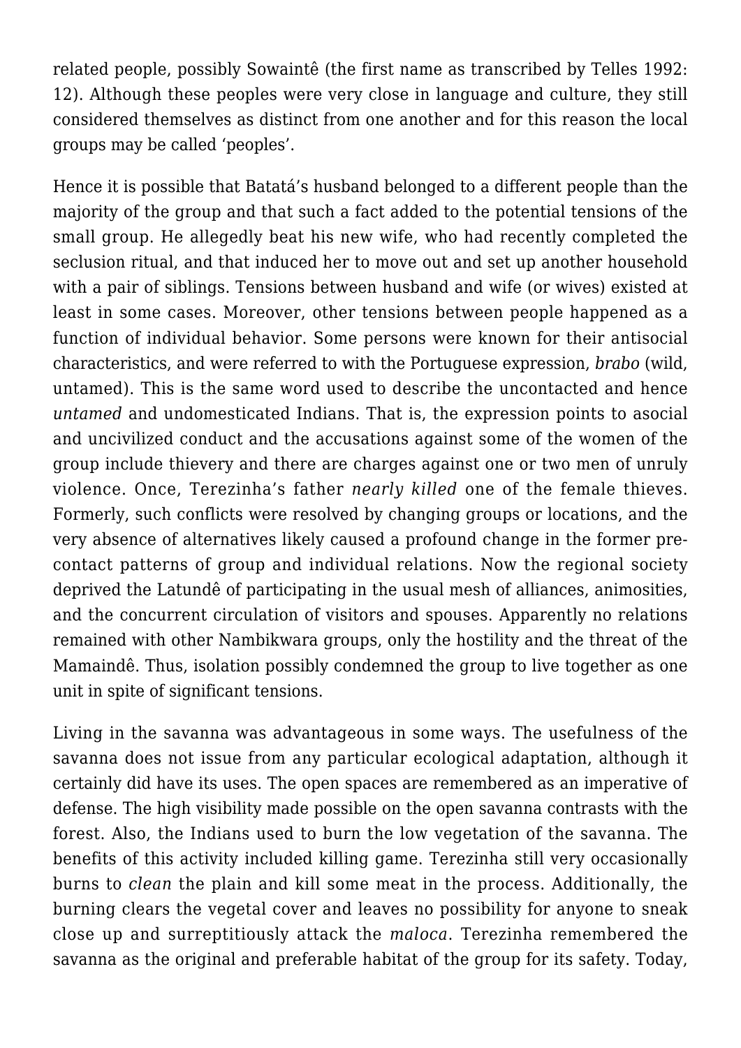related people, possibly Sowaintê (the first name as transcribed by Telles 1992: 12). Although these peoples were very close in language and culture, they still considered themselves as distinct from one another and for this reason the local groups may be called 'peoples'.

Hence it is possible that Batatá's husband belonged to a different people than the majority of the group and that such a fact added to the potential tensions of the small group. He allegedly beat his new wife, who had recently completed the seclusion ritual, and that induced her to move out and set up another household with a pair of siblings. Tensions between husband and wife (or wives) existed at least in some cases. Moreover, other tensions between people happened as a function of individual behavior. Some persons were known for their antisocial characteristics, and were referred to with the Portuguese expression, *brabo* (wild, untamed). This is the same word used to describe the uncontacted and hence *untamed* and undomesticated Indians. That is, the expression points to asocial and uncivilized conduct and the accusations against some of the women of the group include thievery and there are charges against one or two men of unruly violence. Once, Terezinha's father *nearly killed* one of the female thieves. Formerly, such conflicts were resolved by changing groups or locations, and the very absence of alternatives likely caused a profound change in the former pre-contact patterns of group and individual relations. Now the regional society deprived the Latundê of participating in the usual mesh of alliances, animosities, and the concurrent circulation of visitors and spouses. Apparently no relations remained with other Nambikwara groups, only the hostility and the threat of the Mamaindê. Thus, isolation possibly condemned the group to live together as one unit in spite of significant tensions.

Living in the savanna was advantageous in some ways. The usefulness of the savanna does not issue from any particular ecological adaptation, although it certainly did have its uses. The open spaces are remembered as an imperative of defense. The high visibility made possible on the open savanna contrasts with the forest. Also, the Indians used to burn the low vegetation of the savanna. The benefits of this activity included killing game. Terezinha still very occasionally burns to *clean* the plain and kill some meat in the process. Additionally, the burning clears the vegetal cover and leaves no possibility for anyone to sneak close up and surreptitiously attack the *maloca*. Terezinha remembered the savanna as the original and preferable habitat of the group for its safety. Today,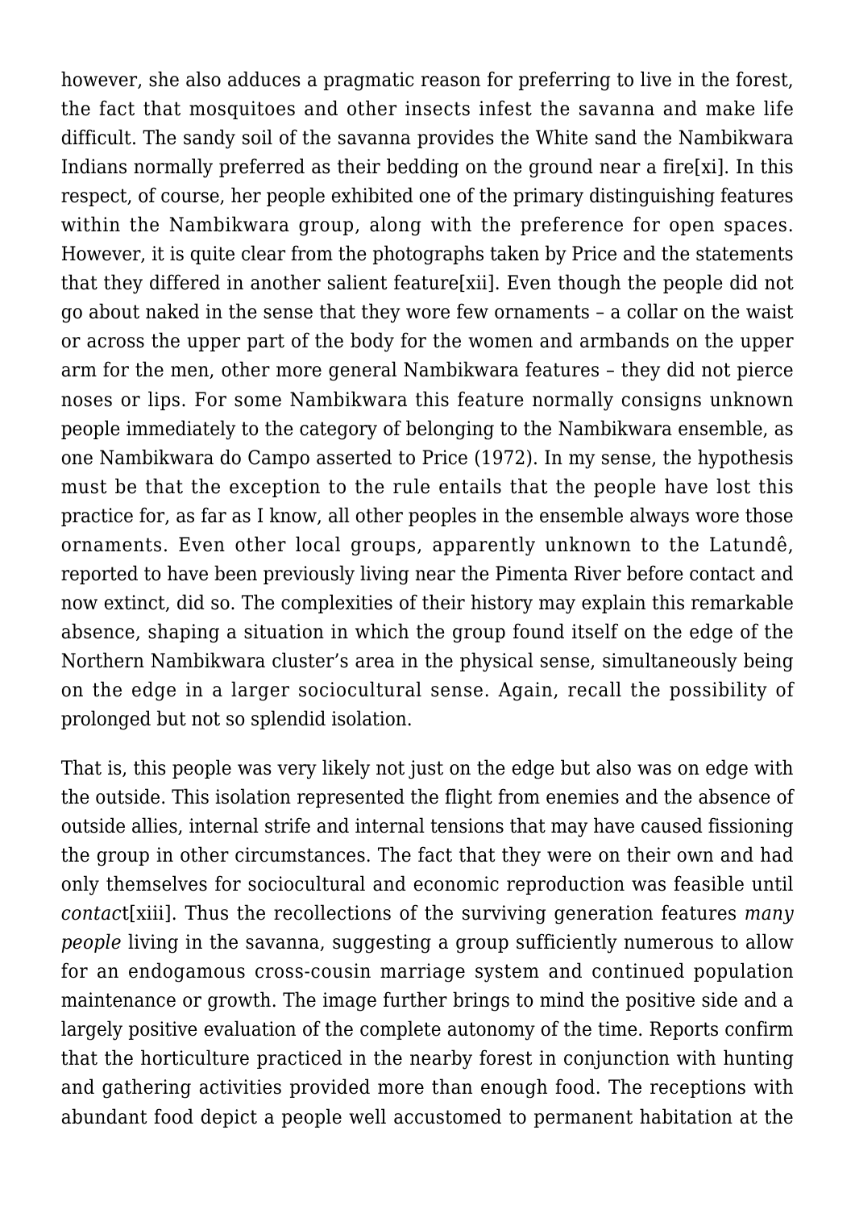however, she also adduces a pragmatic reason for preferring to live in the forest, the fact that mosquitoes and other insects infest the savanna and make life difficult. The sandy soil of the savanna provides the White sand the Nambikwara Indians normally preferred as their bedding on the ground near a fire[xi]. In this respect, of course, her people exhibited one of the primary distinguishing features within the Nambikwara group, along with the preference for open spaces. However, it is quite clear from the photographs taken by Price and the statements that they differed in another salient feature[xii]. Even though the people did not go about naked in the sense that they wore few ornaments – a collar on the waist or across the upper part of the body for the women and armbands on the upper arm for the men, other more general Nambikwara features – they did not pierce noses or lips. For some Nambikwara this feature normally consigns unknown people immediately to the category of belonging to the Nambikwara ensemble, as one Nambikwara do Campo asserted to Price (1972). In my sense, the hypothesis must be that the exception to the rule entails that the people have lost this practice for, as far as I know, all other peoples in the ensemble always wore those ornaments. Even other local groups, apparently unknown to the Latundê, reported to have been previously living near the Pimenta River before contact and now extinct, did so. The complexities of their history may explain this remarkable absence, shaping a situation in which the group found itself on the edge of the Northern Nambikwara cluster's area in the physical sense, simultaneously being on the edge in a larger sociocultural sense. Again, recall the possibility of prolonged but not so splendid isolation.

That is, this people was very likely not just on the edge but also was on edge with the outside. This isolation represented the flight from enemies and the absence of outside allies, internal strife and internal tensions that may have caused fissioning the group in other circumstances. The fact that they were on their own and had only themselves for sociocultural and economic reproduction was feasible until *contact*[xiii]. Thus the recollections of the surviving generation features *many people* living in the savanna, suggesting a group sufficiently numerous to allow for an endogamous cross-cousin marriage system and continued population maintenance or growth. The image further brings to mind the positive side and a largely positive evaluation of the complete autonomy of the time. Reports confirm that the horticulture practiced in the nearby forest in conjunction with hunting and gathering activities provided more than enough food. The receptions with abundant food depict a people well accustomed to permanent habitation at the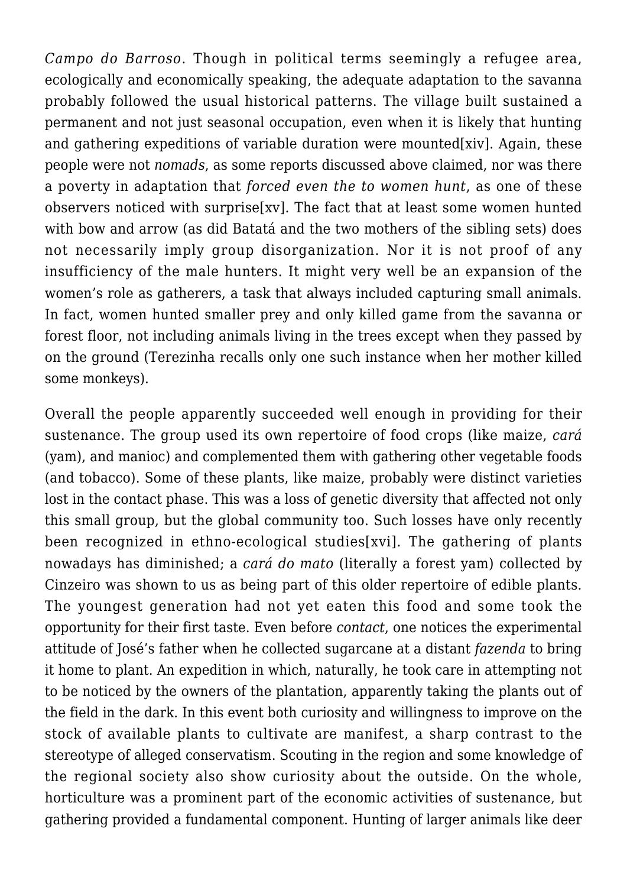*Campo do Barroso*. Though in political terms seemingly a refugee area, ecologically and economically speaking, the adequate adaptation to the savanna probably followed the usual historical patterns. The village built sustained a permanent and not just seasonal occupation, even when it is likely that hunting and gathering expeditions of variable duration were mounted[xiv]. Again, these people were not *nomads*, as some reports discussed above claimed, nor was there a poverty in adaptation that *forced even the to women hunt*, as one of these observers noticed with surprise[xv]. The fact that at least some women hunted with bow and arrow (as did Batatá and the two mothers of the sibling sets) does not necessarily imply group disorganization. Nor it is not proof of any insufficiency of the male hunters. It might very well be an expansion of the women's role as gatherers, a task that always included capturing small animals. In fact, women hunted smaller prey and only killed game from the savanna or forest floor, not including animals living in the trees except when they passed by on the ground (Terezinha recalls only one such instance when her mother killed some monkeys).

Overall the people apparently succeeded well enough in providing for their sustenance. The group used its own repertoire of food crops (like maize, *cará* (yam), and manioc) and complemented them with gathering other vegetable foods (and tobacco). Some of these plants, like maize, probably were distinct varieties lost in the contact phase. This was a loss of genetic diversity that affected not only this small group, but the global community too. Such losses have only recently been recognized in ethno-ecological studies[xvi]. The gathering of plants nowadays has diminished; a *cará do mato* (literally a forest yam) collected by Cinzeiro was shown to us as being part of this older repertoire of edible plants. The youngest generation had not yet eaten this food and some took the opportunity for their first taste. Even before *contact*, one notices the experimental attitude of José's father when he collected sugarcane at a distant *fazenda* to bring it home to plant. An expedition in which, naturally, he took care in attempting not to be noticed by the owners of the plantation, apparently taking the plants out of the field in the dark. In this event both curiosity and willingness to improve on the stock of available plants to cultivate are manifest, a sharp contrast to the stereotype of alleged conservatism. Scouting in the region and some knowledge of the regional society also show curiosity about the outside. On the whole, horticulture was a prominent part of the economic activities of sustenance, but gathering provided a fundamental component. Hunting of larger animals like deer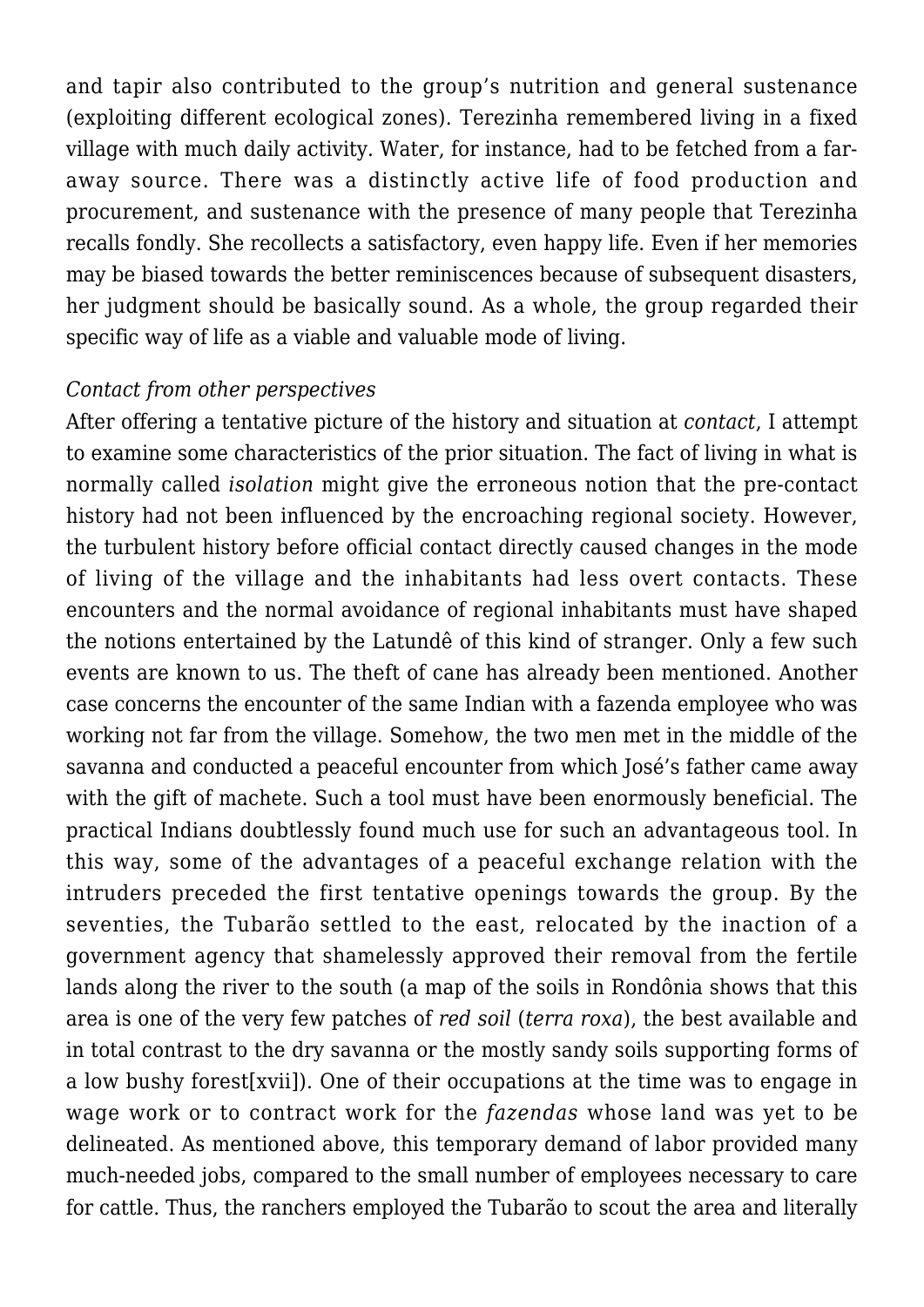and tapir also contributed to the group's nutrition and general sustenance (exploiting different ecological zones). Terezinha remembered living in a fixed village with much daily activity. Water, for instance, had to be fetched from a far-away source. There was a distinctly active life of food production and procurement, and sustenance with the presence of many people that Terezinha recalls fondly. She recollects a satisfactory, even happy life. Even if her memories may be biased towards the better reminiscences because of subsequent disasters, her judgment should be basically sound. As a whole, the group regarded their specific way of life as a viable and valuable mode of living.

*Contact from other perspectives*

After offering a tentative picture of the history and situation at *contact*, I attempt to examine some characteristics of the prior situation. The fact of living in what is normally called *isolation* might give the erroneous notion that the pre-contact history had not been influenced by the encroaching regional society. However, the turbulent history before official contact directly caused changes in the mode of living of the village and the inhabitants had less overt contacts. These encounters and the normal avoidance of regional inhabitants must have shaped the notions entertained by the Latundê of this kind of stranger. Only a few such events are known to us. The theft of cane has already been mentioned. Another case concerns the encounter of the same Indian with a fazenda employee who was working not far from the village. Somehow, the two men met in the middle of the savanna and conducted a peaceful encounter from which José's father came away with the gift of machete. Such a tool must have been enormously beneficial. The practical Indians doubtlessly found much use for such an advantageous tool. In this way, some of the advantages of a peaceful exchange relation with the intruders preceded the first tentative openings towards the group. By the seventies, the Tubarão settled to the east, relocated by the inaction of a government agency that shamelessly approved their removal from the fertile lands along the river to the south (a map of the soils in Rondônia shows that this area is one of the very few patches of *red soil* (*terra roxa*), the best available and in total contrast to the dry savanna or the mostly sandy soils supporting forms of a low bushy forest[xvii]). One of their occupations at the time was to engage in wage work or to contract work for the *fazendas* whose land was yet to be delineated. As mentioned above, this temporary demand of labor provided many much-needed jobs, compared to the small number of employees necessary to care for cattle. Thus, the ranchers employed the Tubarão to scout the area and literally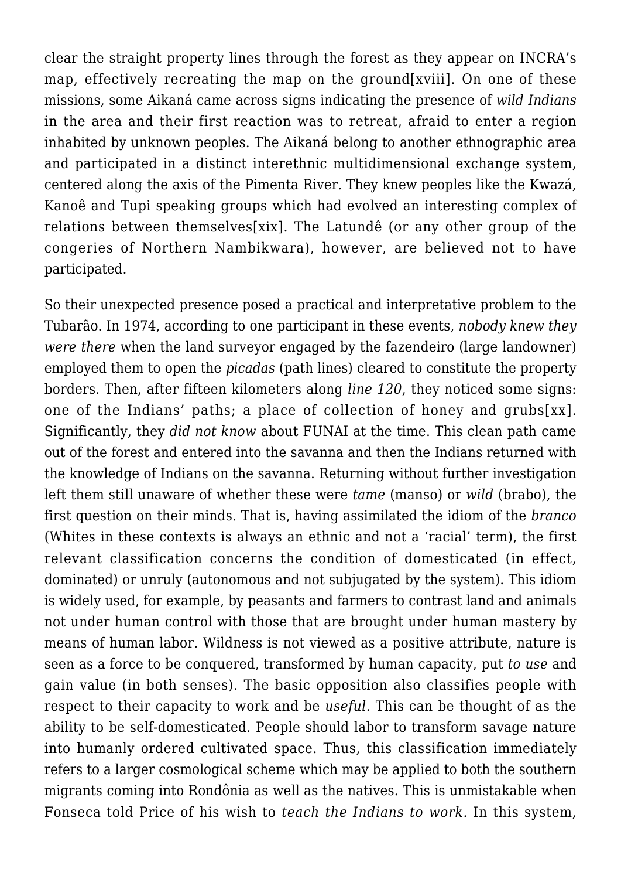clear the straight property lines through the forest as they appear on INCRA's map, effectively recreating the map on the ground[xviii]. On one of these missions, some Aikaná came across signs indicating the presence of *wild Indians* in the area and their first reaction was to retreat, afraid to enter a region inhabited by unknown peoples. The Aikaná belong to another ethnographic area and participated in a distinct interethnic multidimensional exchange system, centered along the axis of the Pimenta River. They knew peoples like the Kwazá, Kanoê and Tupi speaking groups which had evolved an interesting complex of relations between themselves[xix]. The Latundê (or any other group of the congeries of Northern Nambikwara), however, are believed not to have participated.

So their unexpected presence posed a practical and interpretative problem to the Tubarão. In 1974, according to one participant in these events, *nobody knew they were there* when the land surveyor engaged by the fazendeiro (large landowner) employed them to open the *picadas* (path lines) cleared to constitute the property borders. Then, after fifteen kilometers along *line 120*, they noticed some signs: one of the Indians' paths; a place of collection of honey and grubs[xx]. Significantly, they *did not know* about FUNAI at the time. This clean path came out of the forest and entered into the savanna and then the Indians returned with the knowledge of Indians on the savanna. Returning without further investigation left them still unaware of whether these were *tame* (manso) or *wild* (brabo), the first question on their minds. That is, having assimilated the idiom of the *branco* (Whites in these contexts is always an ethnic and not a 'racial' term), the first relevant classification concerns the condition of domesticated (in effect, dominated) or unruly (autonomous and not subjugated by the system). This idiom is widely used, for example, by peasants and farmers to contrast land and animals not under human control with those that are brought under human mastery by means of human labor. Wildness is not viewed as a positive attribute, nature is seen as a force to be conquered, transformed by human capacity, put *to use* and gain value (in both senses). The basic opposition also classifies people with respect to their capacity to work and be *useful*. This can be thought of as the ability to be self-domesticated. People should labor to transform savage nature into humanly ordered cultivated space. Thus, this classification immediately refers to a larger cosmological scheme which may be applied to both the southern migrants coming into Rondônia as well as the natives. This is unmistakable when Fonseca told Price of his wish to *teach the Indians to work*. In this system,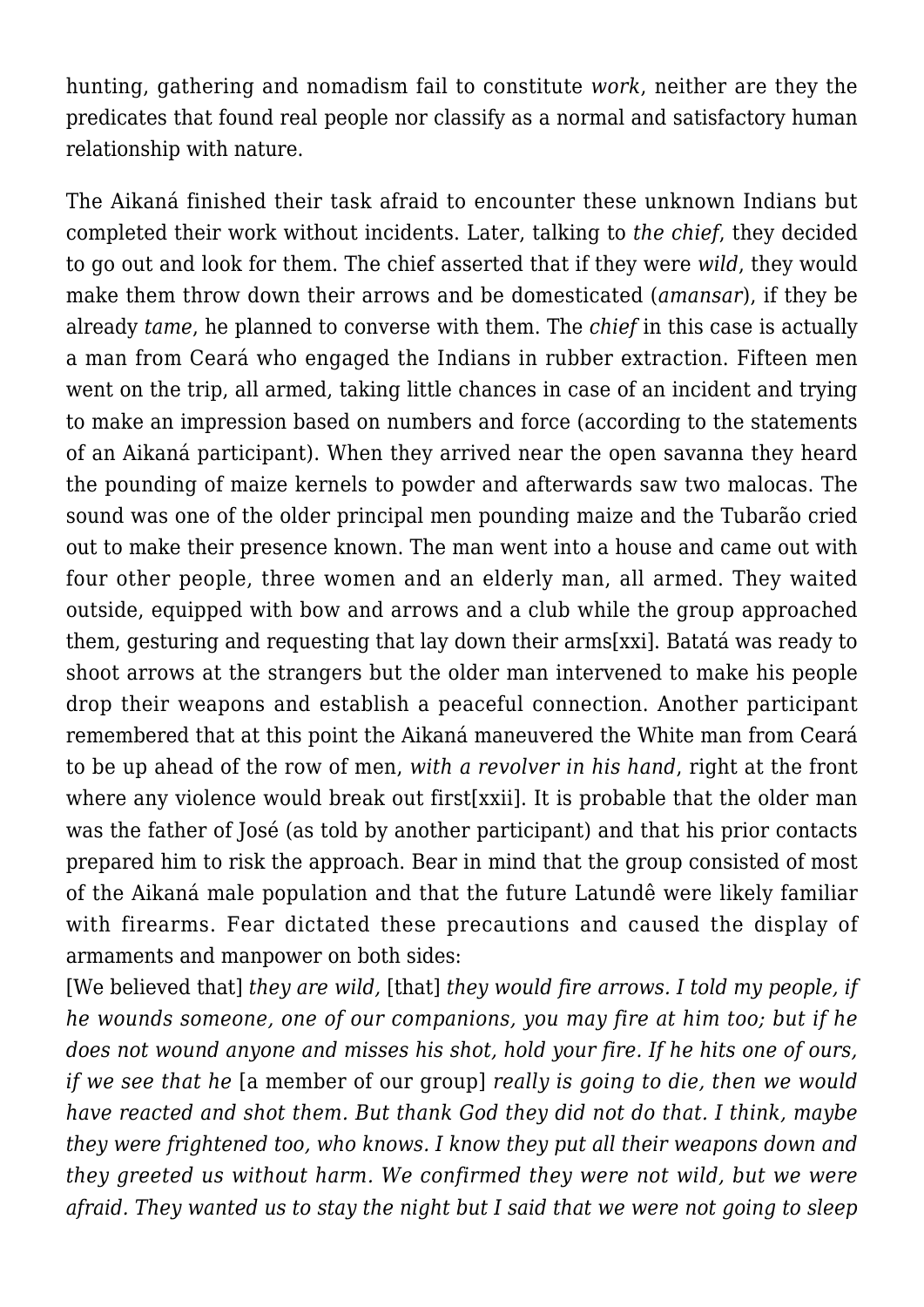hunting, gathering and nomadism fail to constitute *work*, neither are they the predicates that found real people nor classify as a normal and satisfactory human relationship with nature.

The Aikaná finished their task afraid to encounter these unknown Indians but completed their work without incidents. Later, talking to *the chief*, they decided to go out and look for them. The chief asserted that if they were *wild*, they would make them throw down their arrows and be domesticated (*amansar*), if they be already *tame*, he planned to converse with them. The *chief* in this case is actually a man from Ceará who engaged the Indians in rubber extraction. Fifteen men went on the trip, all armed, taking little chances in case of an incident and trying to make an impression based on numbers and force (according to the statements of an Aikaná participant). When they arrived near the open savanna they heard the pounding of maize kernels to powder and afterwards saw two malocas. The sound was one of the older principal men pounding maize and the Tubarão cried out to make their presence known. The man went into a house and came out with four other people, three women and an elderly man, all armed. They waited outside, equipped with bow and arrows and a club while the group approached them, gesturing and requesting that lay down their arms[xxi]. Batatá was ready to shoot arrows at the strangers but the older man intervened to make his people drop their weapons and establish a peaceful connection. Another participant remembered that at this point the Aikaná maneuvered the White man from Ceará to be up ahead of the row of men, *with a revolver in his hand*, right at the front where any violence would break out first[xxii]. It is probable that the older man was the father of José (as told by another participant) and that his prior contacts prepared him to risk the approach. Bear in mind that the group consisted of most of the Aikaná male population and that the future Latundê were likely familiar with firearms. Fear dictated these precautions and caused the display of armaments and manpower on both sides:

[We believed that] *they are wild,* [that] *they would fire arrows. I told my people, if he wounds someone, one of our companions, you may fire at him too; but if he does not wound anyone and misses his shot, hold your fire. If he hits one of ours, if we see that he* [a member of our group] *really is going to die, then we would have reacted and shot them. But thank God they did not do that. I think, maybe they were frightened too, who knows. I know they put all their weapons down and they greeted us without harm. We confirmed they were not wild, but we were afraid. They wanted us to stay the night but I said that we were not going to sleep*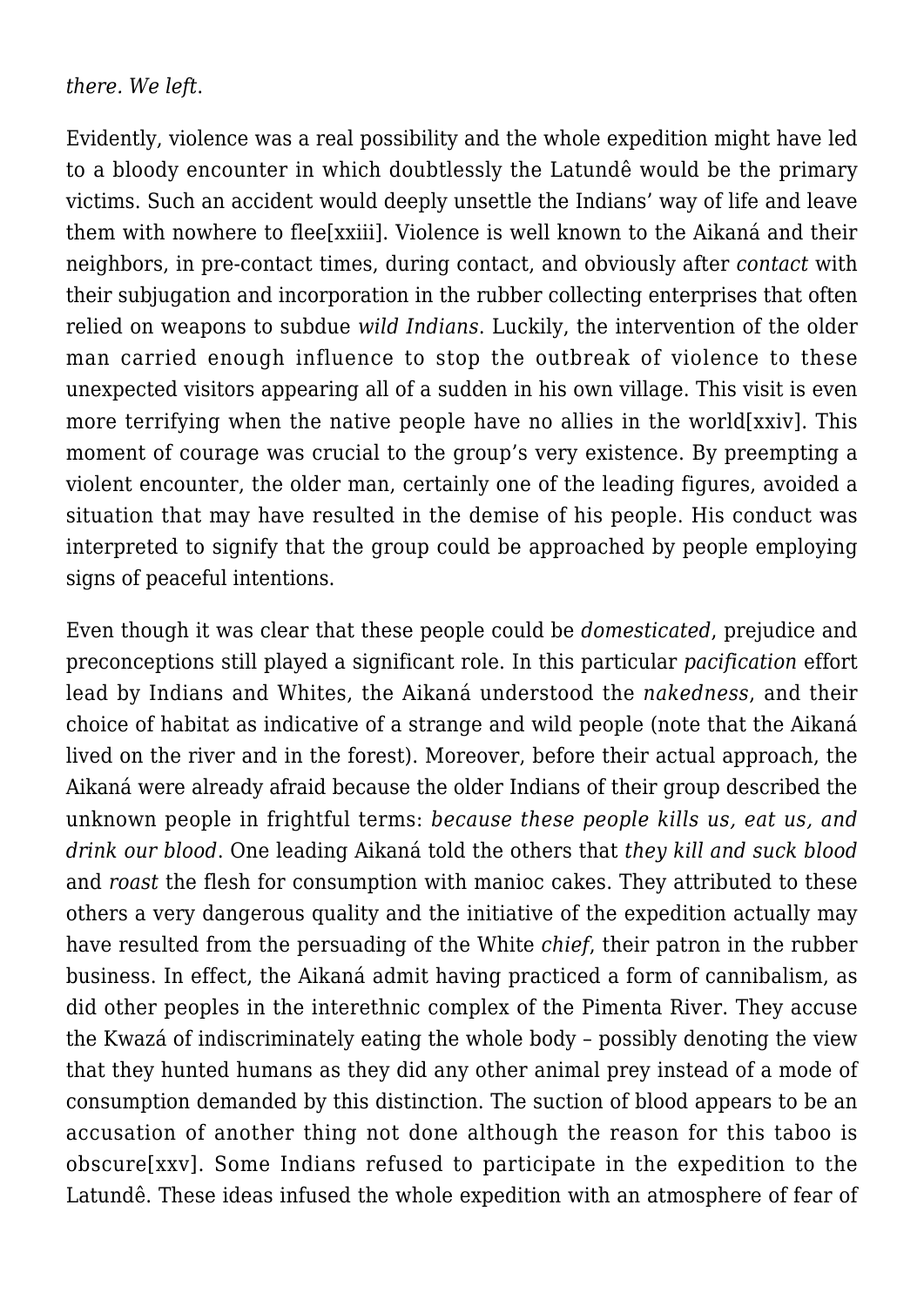*there. We left*.

Evidently, violence was a real possibility and the whole expedition might have led to a bloody encounter in which doubtlessly the Latundê would be the primary victims. Such an accident would deeply unsettle the Indians' way of life and leave them with nowhere to flee[xxiii]. Violence is well known to the Aikaná and their neighbors, in pre-contact times, during contact, and obviously after *contact* with their subjugation and incorporation in the rubber collecting enterprises that often relied on weapons to subdue *wild Indians*. Luckily, the intervention of the older man carried enough influence to stop the outbreak of violence to these unexpected visitors appearing all of a sudden in his own village. This visit is even more terrifying when the native people have no allies in the world[xxiv]. This moment of courage was crucial to the group's very existence. By preempting a violent encounter, the older man, certainly one of the leading figures, avoided a situation that may have resulted in the demise of his people. His conduct was interpreted to signify that the group could be approached by people employing signs of peaceful intentions.

Even though it was clear that these people could be *domesticated*, prejudice and preconceptions still played a significant role. In this particular *pacification* effort lead by Indians and Whites, the Aikaná understood the *nakedness*, and their choice of habitat as indicative of a strange and wild people (note that the Aikaná lived on the river and in the forest). Moreover, before their actual approach, the Aikaná were already afraid because the older Indians of their group described the unknown people in frightful terms: *because these people kills us, eat us, and drink our blood*. One leading Aikaná told the others that *they kill and suck blood* and *roast* the flesh for consumption with manioc cakes. They attributed to these others a very dangerous quality and the initiative of the expedition actually may have resulted from the persuading of the White *chief*, their patron in the rubber business. In effect, the Aikaná admit having practiced a form of cannibalism, as did other peoples in the interethnic complex of the Pimenta River. They accuse the Kwazá of indiscriminately eating the whole body – possibly denoting the view that they hunted humans as they did any other animal prey instead of a mode of consumption demanded by this distinction. The suction of blood appears to be an accusation of another thing not done although the reason for this taboo is obscure[xxv]. Some Indians refused to participate in the expedition to the Latundê. These ideas infused the whole expedition with an atmosphere of fear of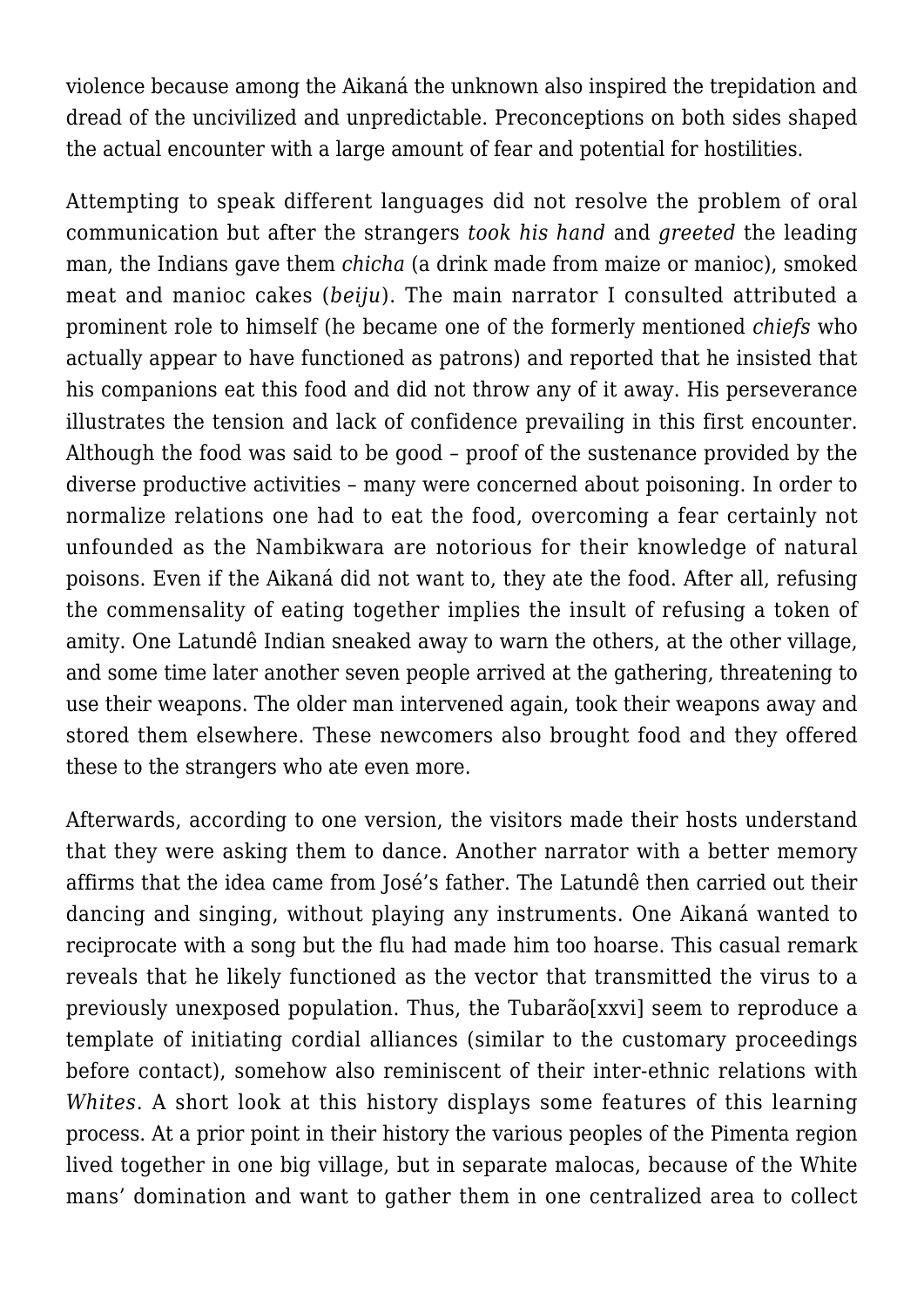violence because among the Aikaná the unknown also inspired the trepidation and dread of the uncivilized and unpredictable. Preconceptions on both sides shaped the actual encounter with a large amount of fear and potential for hostilities.

Attempting to speak different languages did not resolve the problem of oral communication but after the strangers *took his hand* and *greeted* the leading man, the Indians gave them *chicha* (a drink made from maize or manioc), smoked meat and manioc cakes (*beiju*). The main narrator I consulted attributed a prominent role to himself (he became one of the formerly mentioned *chiefs* who actually appear to have functioned as patrons) and reported that he insisted that his companions eat this food and did not throw any of it away. His perseverance illustrates the tension and lack of confidence prevailing in this first encounter. Although the food was said to be good – proof of the sustenance provided by the diverse productive activities – many were concerned about poisoning. In order to normalize relations one had to eat the food, overcoming a fear certainly not unfounded as the Nambikwara are notorious for their knowledge of natural poisons. Even if the Aikaná did not want to, they ate the food. After all, refusing the commensality of eating together implies the insult of refusing a token of amity. One Latundê Indian sneaked away to warn the others, at the other village, and some time later another seven people arrived at the gathering, threatening to use their weapons. The older man intervened again, took their weapons away and stored them elsewhere. These newcomers also brought food and they offered these to the strangers who ate even more.

Afterwards, according to one version, the visitors made their hosts understand that they were asking them to dance. Another narrator with a better memory affirms that the idea came from José's father. The Latundê then carried out their dancing and singing, without playing any instruments. One Aikaná wanted to reciprocate with a song but the flu had made him too hoarse. This casual remark reveals that he likely functioned as the vector that transmitted the virus to a previously unexposed population. Thus, the Tubarão[xxvi] seem to reproduce a template of initiating cordial alliances (similar to the customary proceedings before contact), somehow also reminiscent of their inter-ethnic relations with *Whites*. A short look at this history displays some features of this learning process. At a prior point in their history the various peoples of the Pimenta region lived together in one big village, but in separate malocas, because of the White mans' domination and want to gather them in one centralized area to collect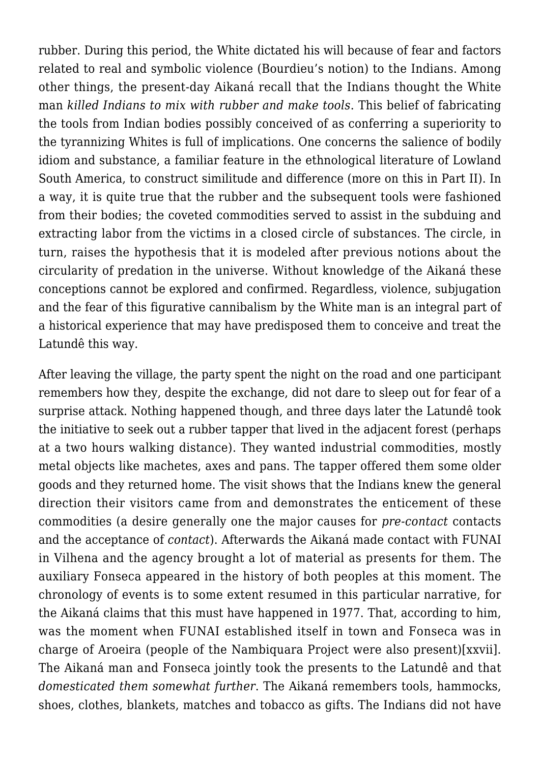rubber. During this period, the White dictated his will because of fear and factors related to real and symbolic violence (Bourdieu's notion) to the Indians. Among other things, the present-day Aikaná recall that the Indians thought the White man *killed Indians to mix with rubber and make tools*. This belief of fabricating the tools from Indian bodies possibly conceived of as conferring a superiority to the tyrannizing Whites is full of implications. One concerns the salience of bodily idiom and substance, a familiar feature in the ethnological literature of Lowland South America, to construct similitude and difference (more on this in Part II). In a way, it is quite true that the rubber and the subsequent tools were fashioned from their bodies; the coveted commodities served to assist in the subduing and extracting labor from the victims in a closed circle of substances. The circle, in turn, raises the hypothesis that it is modeled after previous notions about the circularity of predation in the universe. Without knowledge of the Aikaná these conceptions cannot be explored and confirmed. Regardless, violence, subjugation and the fear of this figurative cannibalism by the White man is an integral part of a historical experience that may have predisposed them to conceive and treat the Latundê this way.

After leaving the village, the party spent the night on the road and one participant remembers how they, despite the exchange, did not dare to sleep out for fear of a surprise attack. Nothing happened though, and three days later the Latundê took the initiative to seek out a rubber tapper that lived in the adjacent forest (perhaps at a two hours walking distance). They wanted industrial commodities, mostly metal objects like machetes, axes and pans. The tapper offered them some older goods and they returned home. The visit shows that the Indians knew the general direction their visitors came from and demonstrates the enticement of these commodities (a desire generally one the major causes for *pre-contact* contacts and the acceptance of *contact*). Afterwards the Aikaná made contact with FUNAI in Vilhena and the agency brought a lot of material as presents for them. The auxiliary Fonseca appeared in the history of both peoples at this moment. The chronology of events is to some extent resumed in this particular narrative, for the Aikaná claims that this must have happened in 1977. That, according to him, was the moment when FUNAI established itself in town and Fonseca was in charge of Aroeira (people of the Nambiquara Project were also present)[xxvii]. The Aikaná man and Fonseca jointly took the presents to the Latundê and that *domesticated them somewhat further*. The Aikaná remembers tools, hammocks, shoes, clothes, blankets, matches and tobacco as gifts. The Indians did not have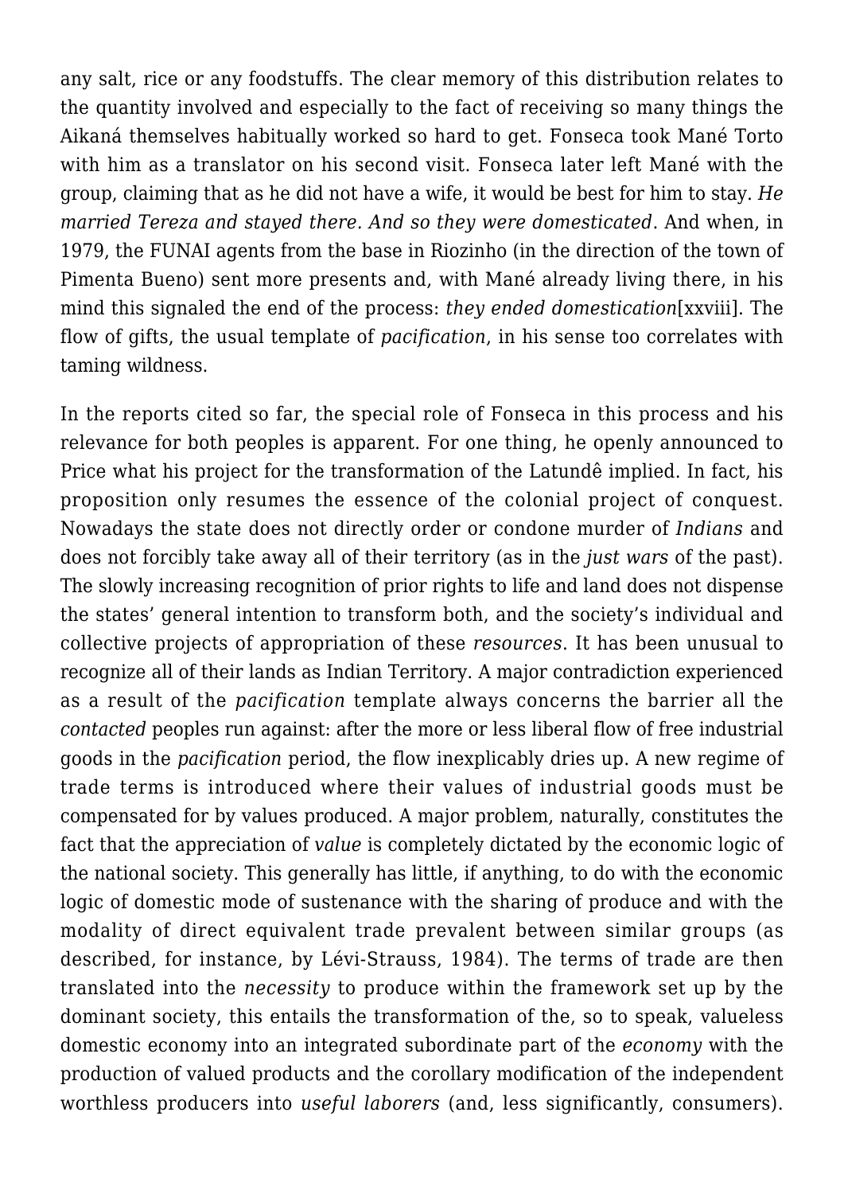any salt, rice or any foodstuffs. The clear memory of this distribution relates to the quantity involved and especially to the fact of receiving so many things the Aikaná themselves habitually worked so hard to get. Fonseca took Mané Torto with him as a translator on his second visit. Fonseca later left Mané with the group, claiming that as he did not have a wife, it would be best for him to stay. *He married Tereza and stayed there. And so they were domesticated*. And when, in 1979, the FUNAI agents from the base in Riozinho (in the direction of the town of Pimenta Bueno) sent more presents and, with Mané already living there, in his mind this signaled the end of the process: *they ended domestication*[xxviii]. The flow of gifts, the usual template of *pacification*, in his sense too correlates with taming wildness.

In the reports cited so far, the special role of Fonseca in this process and his relevance for both peoples is apparent. For one thing, he openly announced to Price what his project for the transformation of the Latundê implied. In fact, his proposition only resumes the essence of the colonial project of conquest. Nowadays the state does not directly order or condone murder of *Indians* and does not forcibly take away all of their territory (as in the *just wars* of the past). The slowly increasing recognition of prior rights to life and land does not dispense the states' general intention to transform both, and the society's individual and collective projects of appropriation of these *resources*. It has been unusual to recognize all of their lands as Indian Territory. A major contradiction experienced as a result of the *pacification* template always concerns the barrier all the *contacted* peoples run against: after the more or less liberal flow of free industrial goods in the *pacification* period, the flow inexplicably dries up. A new regime of trade terms is introduced where their values of industrial goods must be compensated for by values produced. A major problem, naturally, constitutes the fact that the appreciation of *value* is completely dictated by the economic logic of the national society. This generally has little, if anything, to do with the economic logic of domestic mode of sustenance with the sharing of produce and with the modality of direct equivalent trade prevalent between similar groups (as described, for instance, by Lévi-Strauss, 1984). The terms of trade are then translated into the *necessity* to produce within the framework set up by the dominant society, this entails the transformation of the, so to speak, valueless domestic economy into an integrated subordinate part of the *economy* with the production of valued products and the corollary modification of the independent worthless producers into *useful laborers* (and, less significantly, consumers).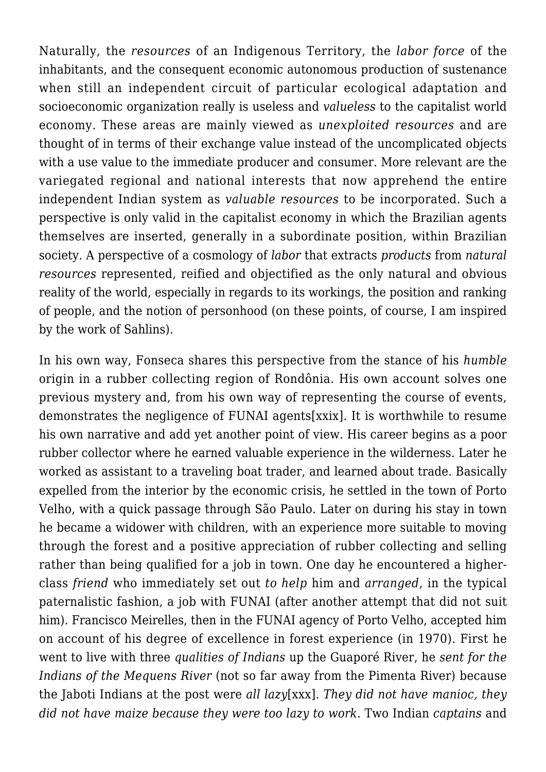Naturally, the *resources* of an Indigenous Territory, the *labor force* of the inhabitants, and the consequent economic autonomous production of sustenance when still an independent circuit of particular ecological adaptation and socioeconomic organization really is useless and *valueless* to the capitalist world economy. These areas are mainly viewed as *unexploited resources* and are thought of in terms of their exchange value instead of the uncomplicated objects with a use value to the immediate producer and consumer. More relevant are the variegated regional and national interests that now apprehend the entire independent Indian system as *valuable resources* to be incorporated. Such a perspective is only valid in the capitalist economy in which the Brazilian agents themselves are inserted, generally in a subordinate position, within Brazilian society. A perspective of a cosmology of *labor* that extracts *products* from *natural resources* represented, reified and objectified as the only natural and obvious reality of the world, especially in regards to its workings, the position and ranking of people, and the notion of personhood (on these points, of course, I am inspired by the work of Sahlins).

In his own way, Fonseca shares this perspective from the stance of his *humble* origin in a rubber collecting region of Rondônia. His own account solves one previous mystery and, from his own way of representing the course of events, demonstrates the negligence of FUNAI agents[xxix]. It is worthwhile to resume his own narrative and add yet another point of view. His career begins as a poor rubber collector where he earned valuable experience in the wilderness. Later he worked as assistant to a traveling boat trader, and learned about trade. Basically expelled from the interior by the economic crisis, he settled in the town of Porto Velho, with a quick passage through São Paulo. Later on during his stay in town he became a widower with children, with an experience more suitable to moving through the forest and a positive appreciation of rubber collecting and selling rather than being qualified for a job in town. One day he encountered a higher-class *friend* who immediately set out *to help* him and *arranged*, in the typical paternalistic fashion, a job with FUNAI (after another attempt that did not suit him). Francisco Meirelles, then in the FUNAI agency of Porto Velho, accepted him on account of his degree of excellence in forest experience (in 1970). First he went to live with three *qualities of Indians* up the Guaporé River, he *sent for the Indians of the Mequens River* (not so far away from the Pimenta River) because the Jaboti Indians at the post were *all lazy*[xxx]. *They did not have manioc, they did not have maize because they were too lazy to work*. Two Indian *captains* and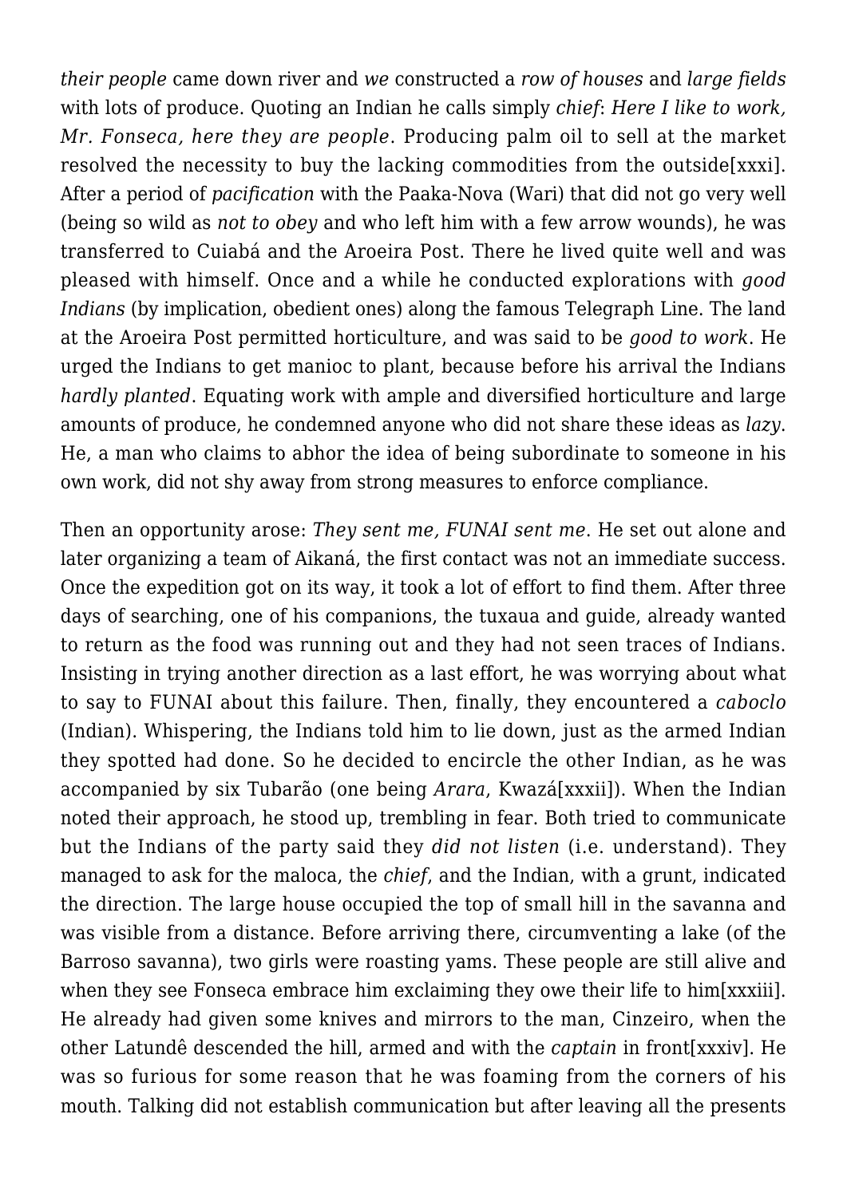*their people* came down river and *we* constructed a *row of houses* and *large fields* with lots of produce. Quoting an Indian he calls simply *chief*: *Here I like to work, Mr. Fonseca, here they are people*. Producing palm oil to sell at the market resolved the necessity to buy the lacking commodities from the outside[xxxi]. After a period of *pacification* with the Paaka-Nova (Wari) that did not go very well (being so wild as *not to obey* and who left him with a few arrow wounds), he was transferred to Cuiabá and the Aroeira Post. There he lived quite well and was pleased with himself. Once and a while he conducted explorations with *good Indians* (by implication, obedient ones) along the famous Telegraph Line. The land at the Aroeira Post permitted horticulture, and was said to be *good to work*. He urged the Indians to get manioc to plant, because before his arrival the Indians *hardly planted*. Equating work with ample and diversified horticulture and large amounts of produce, he condemned anyone who did not share these ideas as *lazy*. He, a man who claims to abhor the idea of being subordinate to someone in his own work, did not shy away from strong measures to enforce compliance.

Then an opportunity arose: *They sent me, FUNAI sent me*. He set out alone and later organizing a team of Aikaná, the first contact was not an immediate success. Once the expedition got on its way, it took a lot of effort to find them. After three days of searching, one of his companions, the tuxaua and guide, already wanted to return as the food was running out and they had not seen traces of Indians. Insisting in trying another direction as a last effort, he was worrying about what to say to FUNAI about this failure. Then, finally, they encountered a *caboclo* (Indian). Whispering, the Indians told him to lie down, just as the armed Indian they spotted had done. So he decided to encircle the other Indian, as he was accompanied by six Tubarão (one being *Arara*, Kwazá[xxxii]). When the Indian noted their approach, he stood up, trembling in fear. Both tried to communicate but the Indians of the party said they *did not listen* (i.e. understand). They managed to ask for the maloca, the *chief*, and the Indian, with a grunt, indicated the direction. The large house occupied the top of small hill in the savanna and was visible from a distance. Before arriving there, circumventing a lake (of the Barroso savanna), two girls were roasting yams. These people are still alive and when they see Fonseca embrace him exclaiming they owe their life to him[xxxiii]. He already had given some knives and mirrors to the man, Cinzeiro, when the other Latundê descended the hill, armed and with the *captain* in front[xxxiv]. He was so furious for some reason that he was foaming from the corners of his mouth. Talking did not establish communication but after leaving all the presents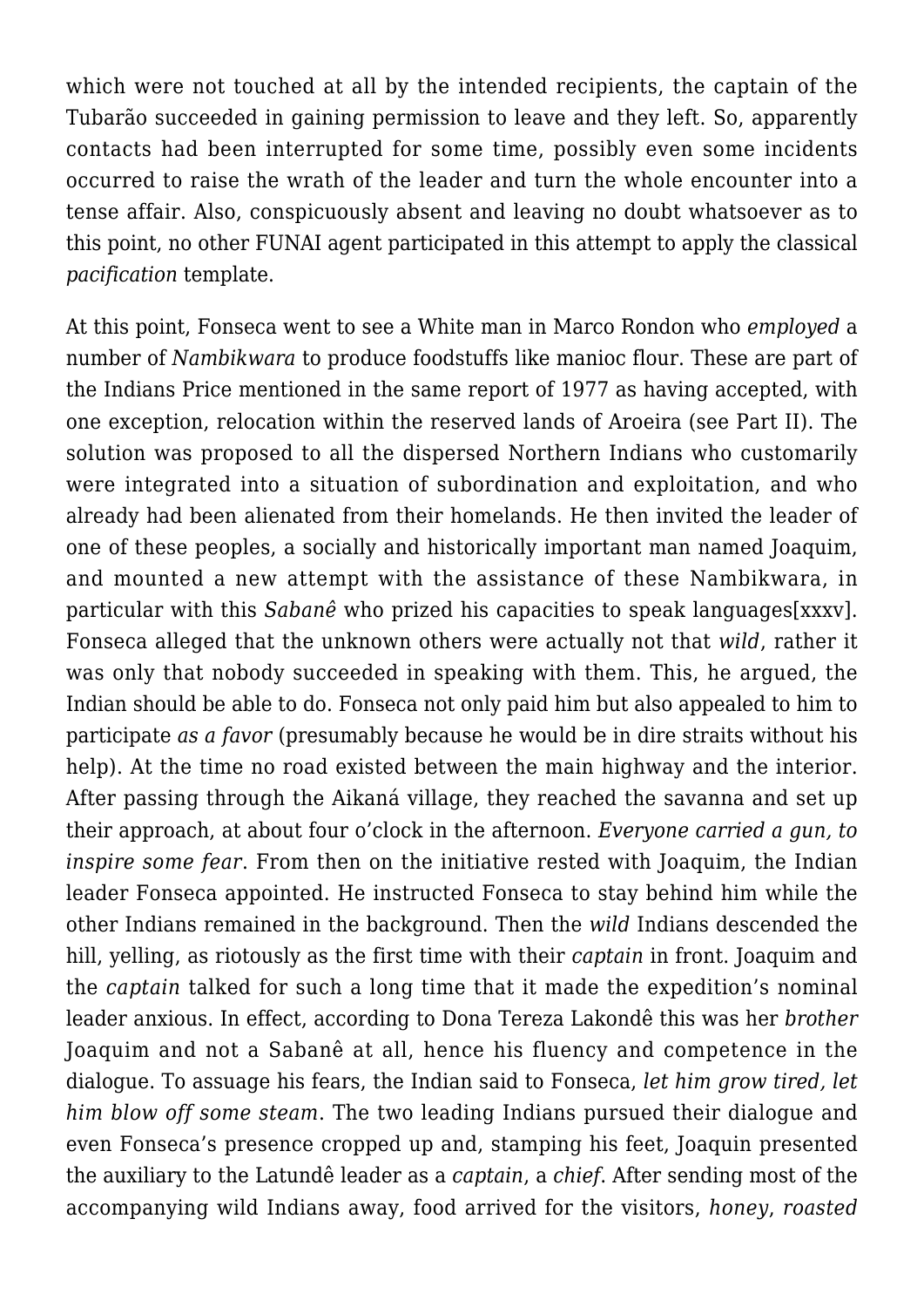which were not touched at all by the intended recipients, the captain of the Tubarão succeeded in gaining permission to leave and they left. So, apparently contacts had been interrupted for some time, possibly even some incidents occurred to raise the wrath of the leader and turn the whole encounter into a tense affair. Also, conspicuously absent and leaving no doubt whatsoever as to this point, no other FUNAI agent participated in this attempt to apply the classical *pacification* template.

At this point, Fonseca went to see a White man in Marco Rondon who *employed* a number of *Nambikwara* to produce foodstuffs like manioc flour. These are part of the Indians Price mentioned in the same report of 1977 as having accepted, with one exception, relocation within the reserved lands of Aroeira (see Part II). The solution was proposed to all the dispersed Northern Indians who customarily were integrated into a situation of subordination and exploitation, and who already had been alienated from their homelands. He then invited the leader of one of these peoples, a socially and historically important man named Joaquim, and mounted a new attempt with the assistance of these Nambikwara, in particular with this *Sabanê* who prized his capacities to speak languages[xxxv]. Fonseca alleged that the unknown others were actually not that *wild*, rather it was only that nobody succeeded in speaking with them. This, he argued, the Indian should be able to do. Fonseca not only paid him but also appealed to him to participate *as a favor* (presumably because he would be in dire straits without his help). At the time no road existed between the main highway and the interior. After passing through the Aikaná village, they reached the savanna and set up their approach, at about four o'clock in the afternoon. *Everyone carried a gun, to inspire some fear*. From then on the initiative rested with Joaquim, the Indian leader Fonseca appointed. He instructed Fonseca to stay behind him while the other Indians remained in the background. Then the *wild* Indians descended the hill, yelling, as riotously as the first time with their *captain* in front. Joaquim and the *captain* talked for such a long time that it made the expedition's nominal leader anxious. In effect, according to Dona Tereza Lakondê this was her *brother* Joaquim and not a Sabanê at all, hence his fluency and competence in the dialogue. To assuage his fears, the Indian said to Fonseca, *let him grow tired, let him blow off some steam*. The two leading Indians pursued their dialogue and even Fonseca's presence cropped up and, stamping his feet, Joaquin presented the auxiliary to the Latundê leader as a *captain*, a *chief*. After sending most of the accompanying wild Indians away, food arrived for the visitors, *honey*, *roasted*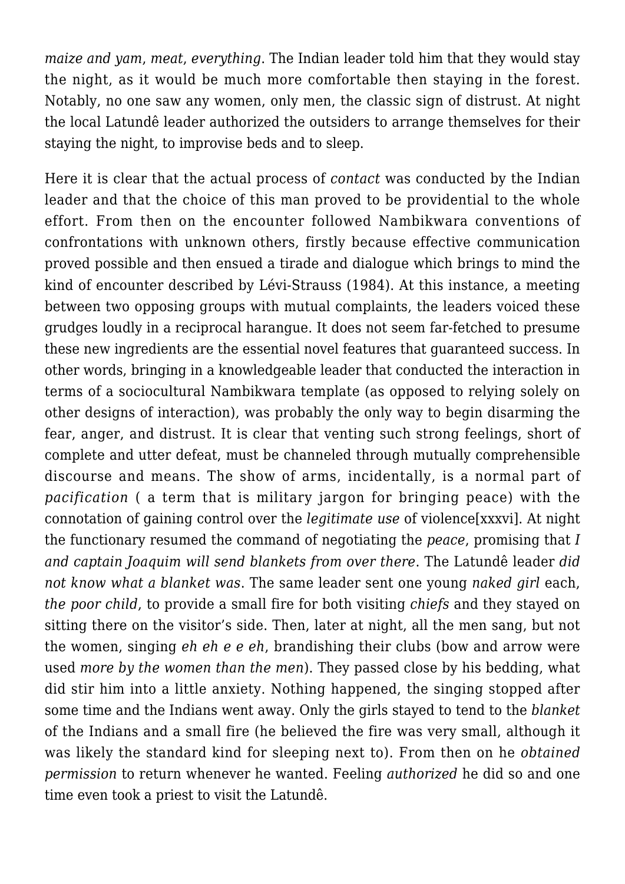*maize and yam*, *meat*, *everything*. The Indian leader told him that they would stay the night, as it would be much more comfortable then staying in the forest. Notably, no one saw any women, only men, the classic sign of distrust. At night the local Latundê leader authorized the outsiders to arrange themselves for their staying the night, to improvise beds and to sleep.

Here it is clear that the actual process of *contact* was conducted by the Indian leader and that the choice of this man proved to be providential to the whole effort. From then on the encounter followed Nambikwara conventions of confrontations with unknown others, firstly because effective communication proved possible and then ensued a tirade and dialogue which brings to mind the kind of encounter described by Lévi-Strauss (1984). At this instance, a meeting between two opposing groups with mutual complaints, the leaders voiced these grudges loudly in a reciprocal harangue. It does not seem far-fetched to presume these new ingredients are the essential novel features that guaranteed success. In other words, bringing in a knowledgeable leader that conducted the interaction in terms of a sociocultural Nambikwara template (as opposed to relying solely on other designs of interaction), was probably the only way to begin disarming the fear, anger, and distrust. It is clear that venting such strong feelings, short of complete and utter defeat, must be channeled through mutually comprehensible discourse and means. The show of arms, incidentally, is a normal part of *pacification* ( a term that is military jargon for bringing peace) with the connotation of gaining control over the *legitimate use* of violence[xxxvi]. At night the functionary resumed the command of negotiating the *peace*, promising that *I and captain Joaquim will send blankets from over there*. The Latundê leader *did not know what a blanket was*. The same leader sent one young *naked girl* each, *the poor child*, to provide a small fire for both visiting *chiefs* and they stayed on sitting there on the visitor's side. Then, later at night, all the men sang, but not the women, singing *eh eh e e eh*, brandishing their clubs (bow and arrow were used *more by the women than the men*). They passed close by his bedding, what did stir him into a little anxiety. Nothing happened, the singing stopped after some time and the Indians went away. Only the girls stayed to tend to the *blanket* of the Indians and a small fire (he believed the fire was very small, although it was likely the standard kind for sleeping next to). From then on he *obtained permission* to return whenever he wanted. Feeling *authorized* he did so and one time even took a priest to visit the Latundê.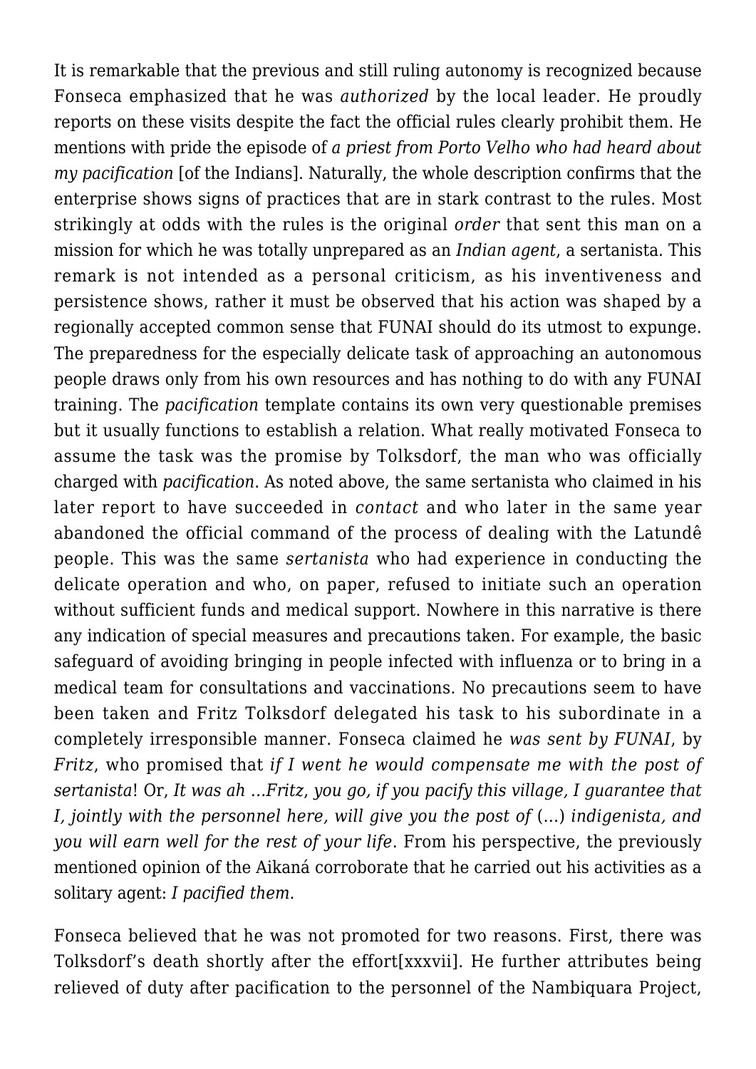It is remarkable that the previous and still ruling autonomy is recognized because Fonseca emphasized that he was *authorized* by the local leader. He proudly reports on these visits despite the fact the official rules clearly prohibit them. He mentions with pride the episode of *a priest from Porto Velho who had heard about my pacification* [of the Indians]. Naturally, the whole description confirms that the enterprise shows signs of practices that are in stark contrast to the rules. Most strikingly at odds with the rules is the original *order* that sent this man on a mission for which he was totally unprepared as an *Indian agent*, a sertanista. This remark is not intended as a personal criticism, as his inventiveness and persistence shows, rather it must be observed that his action was shaped by a regionally accepted common sense that FUNAI should do its utmost to expunge. The preparedness for the especially delicate task of approaching an autonomous people draws only from his own resources and has nothing to do with any FUNAI training. The *pacification* template contains its own very questionable premises but it usually functions to establish a relation. What really motivated Fonseca to assume the task was the promise by Tolksdorf, the man who was officially charged with *pacification*. As noted above, the same sertanista who claimed in his later report to have succeeded in *contact* and who later in the same year abandoned the official command of the process of dealing with the Latundê people. This was the same *sertanista* who had experience in conducting the delicate operation and who, on paper, refused to initiate such an operation without sufficient funds and medical support. Nowhere in this narrative is there any indication of special measures and precautions taken. For example, the basic safeguard of avoiding bringing in people infected with influenza or to bring in a medical team for consultations and vaccinations. No precautions seem to have been taken and Fritz Tolksdorf delegated his task to his subordinate in a completely irresponsible manner. Fonseca claimed he *was sent by FUNAI*, by *Fritz*, who promised that *if I went he would compensate me with the post of sertanista*! Or, *It was ah …Fritz, you go, if you pacify this village, I guarantee that I, jointly with the personnel here, will give you the post of* (…) *indigenista, and you will earn well for the rest of your life*. From his perspective, the previously mentioned opinion of the Aikaná corroborate that he carried out his activities as a solitary agent: *I pacified them*.

Fonseca believed that he was not promoted for two reasons. First, there was Tolksdorf's death shortly after the effort[xxxvii]. He further attributes being relieved of duty after pacification to the personnel of the Nambiquara Project,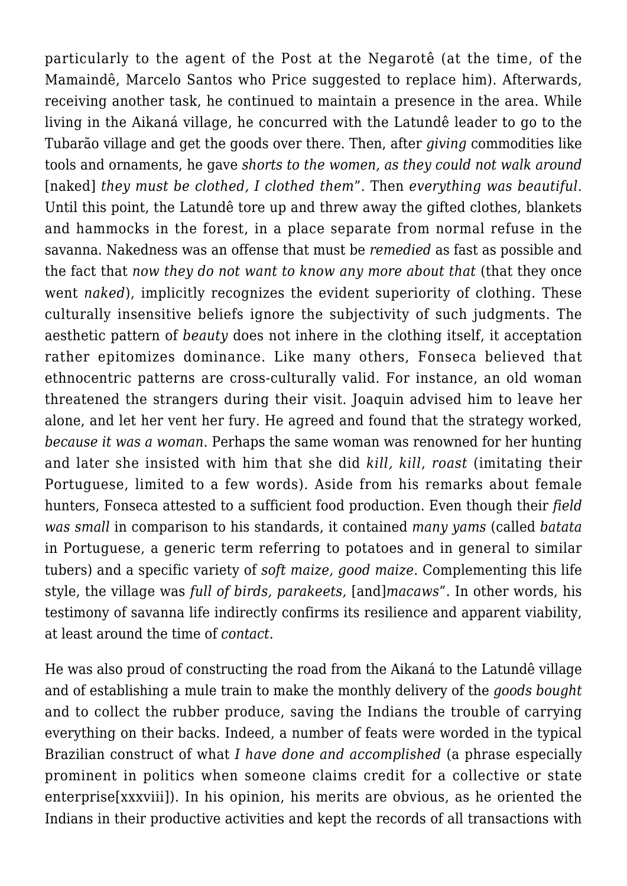particularly to the agent of the Post at the Negarotê (at the time, of the Mamaindê, Marcelo Santos who Price suggested to replace him). Afterwards, receiving another task, he continued to maintain a presence in the area. While living in the Aikaná village, he concurred with the Latundê leader to go to the Tubarão village and get the goods over there. Then, after *giving* commodities like tools and ornaments, he gave *shorts to the women, as they could not walk around* [naked] *they must be clothed, I clothed them*". Then *everything was beautiful*. Until this point, the Latundê tore up and threw away the gifted clothes, blankets and hammocks in the forest, in a place separate from normal refuse in the savanna. Nakedness was an offense that must be *remedied* as fast as possible and the fact that *now they do not want to know any more about that* (that they once went *naked*), implicitly recognizes the evident superiority of clothing. These culturally insensitive beliefs ignore the subjectivity of such judgments. The aesthetic pattern of *beauty* does not inhere in the clothing itself, it acceptation rather epitomizes dominance. Like many others, Fonseca believed that ethnocentric patterns are cross-culturally valid. For instance, an old woman threatened the strangers during their visit. Joaquin advised him to leave her alone, and let her vent her fury. He agreed and found that the strategy worked, *because it was a woman*. Perhaps the same woman was renowned for her hunting and later she insisted with him that she did *kill, kill*, *roast* (imitating their Portuguese, limited to a few words). Aside from his remarks about female hunters, Fonseca attested to a sufficient food production. Even though their *field was small* in comparison to his standards, it contained *many yams* (called *batata* in Portuguese, a generic term referring to potatoes and in general to similar tubers) and a specific variety of *soft maize, good maize*. Complementing this life style, the village was *full of birds, parakeets,* [and]*macaws*". In other words, his testimony of savanna life indirectly confirms its resilience and apparent viability, at least around the time of *contact*.

He was also proud of constructing the road from the Aikaná to the Latundê village and of establishing a mule train to make the monthly delivery of the *goods bought* and to collect the rubber produce, saving the Indians the trouble of carrying everything on their backs. Indeed, a number of feats were worded in the typical Brazilian construct of what *I have done and accomplished* (a phrase especially prominent in politics when someone claims credit for a collective or state enterprise[xxxviii]). In his opinion, his merits are obvious, as he oriented the Indians in their productive activities and kept the records of all transactions with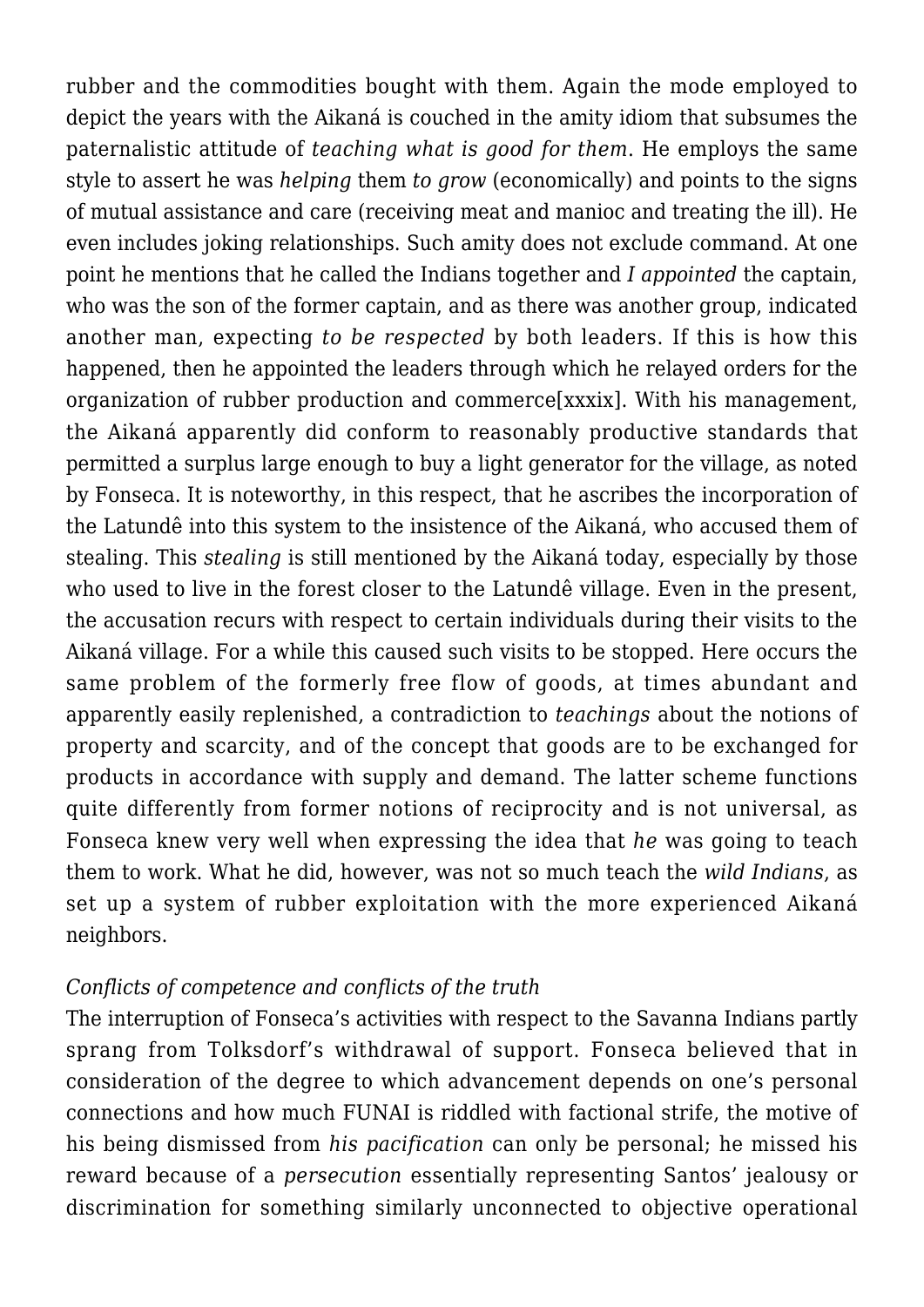rubber and the commodities bought with them. Again the mode employed to depict the years with the Aikaná is couched in the amity idiom that subsumes the paternalistic attitude of *teaching what is good for them*. He employs the same style to assert he was *helping* them *to grow* (economically) and points to the signs of mutual assistance and care (receiving meat and manioc and treating the ill). He even includes joking relationships. Such amity does not exclude command. At one point he mentions that he called the Indians together and *I appointed* the captain, who was the son of the former captain, and as there was another group, indicated another man, expecting *to be respected* by both leaders. If this is how this happened, then he appointed the leaders through which he relayed orders for the organization of rubber production and commerce[xxxix]. With his management, the Aikaná apparently did conform to reasonably productive standards that permitted a surplus large enough to buy a light generator for the village, as noted by Fonseca. It is noteworthy, in this respect, that he ascribes the incorporation of the Latundê into this system to the insistence of the Aikaná, who accused them of stealing. This *stealing* is still mentioned by the Aikaná today, especially by those who used to live in the forest closer to the Latundê village. Even in the present, the accusation recurs with respect to certain individuals during their visits to the Aikaná village. For a while this caused such visits to be stopped. Here occurs the same problem of the formerly free flow of goods, at times abundant and apparently easily replenished, a contradiction to *teachings* about the notions of property and scarcity, and of the concept that goods are to be exchanged for products in accordance with supply and demand. The latter scheme functions quite differently from former notions of reciprocity and is not universal, as Fonseca knew very well when expressing the idea that *he* was going to teach them to work. What he did, however, was not so much teach the *wild Indians*, as set up a system of rubber exploitation with the more experienced Aikaná neighbors.

*Conflicts of competence and conflicts of the truth*

The interruption of Fonseca's activities with respect to the Savanna Indians partly sprang from Tolksdorf's withdrawal of support. Fonseca believed that in consideration of the degree to which advancement depends on one's personal connections and how much FUNAI is riddled with factional strife, the motive of his being dismissed from *his pacification* can only be personal; he missed his reward because of a *persecution* essentially representing Santos' jealousy or discrimination for something similarly unconnected to objective operational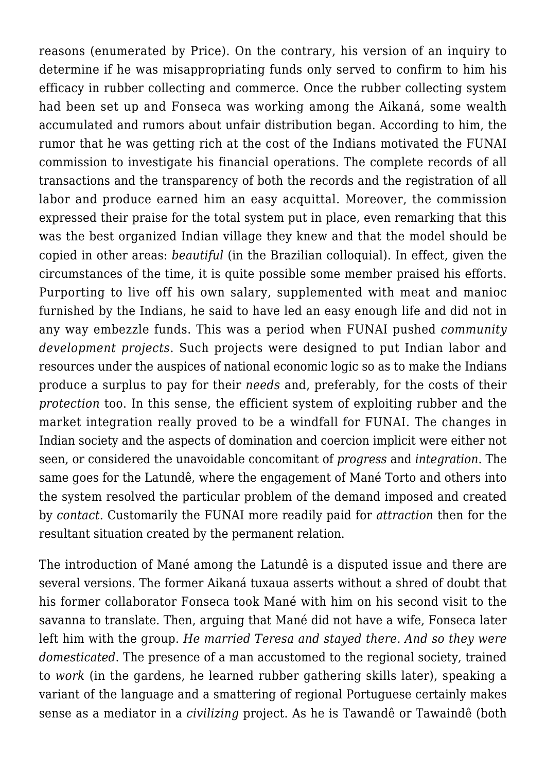reasons (enumerated by Price). On the contrary, his version of an inquiry to determine if he was misappropriating funds only served to confirm to him his efficacy in rubber collecting and commerce. Once the rubber collecting system had been set up and Fonseca was working among the Aikaná, some wealth accumulated and rumors about unfair distribution began. According to him, the rumor that he was getting rich at the cost of the Indians motivated the FUNAI commission to investigate his financial operations. The complete records of all transactions and the transparency of both the records and the registration of all labor and produce earned him an easy acquittal. Moreover, the commission expressed their praise for the total system put in place, even remarking that this was the best organized Indian village they knew and that the model should be copied in other areas: *beautiful* (in the Brazilian colloquial). In effect, given the circumstances of the time, it is quite possible some member praised his efforts. Purporting to live off his own salary, supplemented with meat and manioc furnished by the Indians, he said to have led an easy enough life and did not in any way embezzle funds. This was a period when FUNAI pushed *community development projects*. Such projects were designed to put Indian labor and resources under the auspices of national economic logic so as to make the Indians produce a surplus to pay for their *needs* and, preferably, for the costs of their *protection* too. In this sense, the efficient system of exploiting rubber and the market integration really proved to be a windfall for FUNAI. The changes in Indian society and the aspects of domination and coercion implicit were either not seen, or considered the unavoidable concomitant of *progress* and *integration*. The same goes for the Latundê, where the engagement of Mané Torto and others into the system resolved the particular problem of the demand imposed and created by *contact*. Customarily the FUNAI more readily paid for *attraction* then for the resultant situation created by the permanent relation.

The introduction of Mané among the Latundê is a disputed issue and there are several versions. The former Aikaná tuxaua asserts without a shred of doubt that his former collaborator Fonseca took Mané with him on his second visit to the savanna to translate. Then, arguing that Mané did not have a wife, Fonseca later left him with the group. *He married Teresa and stayed there. And so they were domesticated*. The presence of a man accustomed to the regional society, trained to *work* (in the gardens, he learned rubber gathering skills later), speaking a variant of the language and a smattering of regional Portuguese certainly makes sense as a mediator in a *civilizing* project. As he is Tawandê or Tawaindê (both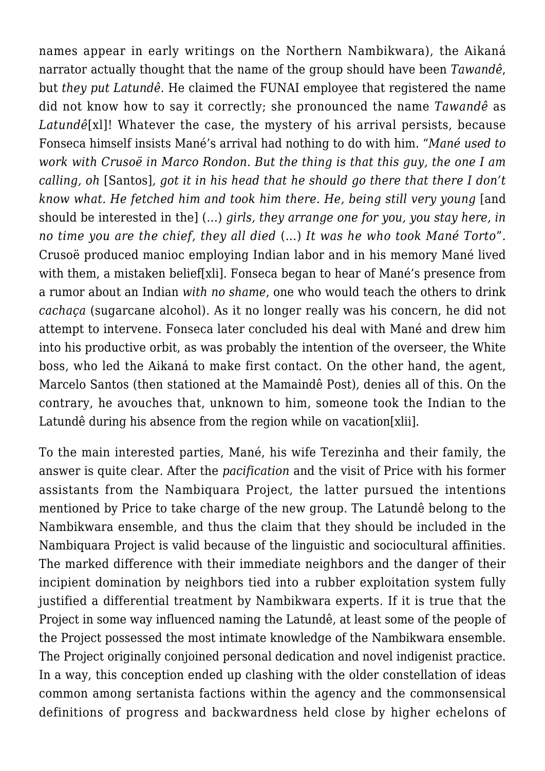names appear in early writings on the Northern Nambikwara), the Aikaná narrator actually thought that the name of the group should have been *Tawandê*, but *they put Latundê*. He claimed the FUNAI employee that registered the name did not know how to say it correctly; she pronounced the name *Tawandê* as *Latundê*[xl]! Whatever the case, the mystery of his arrival persists, because Fonseca himself insists Mané's arrival had nothing to do with him. "*Mané used to work with Crusoë in Marco Rondon. But the thing is that this guy, the one I am calling, oh* [Santos]*, got it in his head that he should go there that there I don't know what. He fetched him and took him there. He, being still very young* [and should be interested in the] (…) *girls, they arrange one for you, you stay here, in no time you are the chief, they all died* (…) *It was he who took Mané Torto*". Crusoë produced manioc employing Indian labor and in his memory Mané lived with them, a mistaken belief[xli]. Fonseca began to hear of Mané's presence from a rumor about an Indian *with no shame*, one who would teach the others to drink *cachaça* (sugarcane alcohol). As it no longer really was his concern, he did not attempt to intervene. Fonseca later concluded his deal with Mané and drew him into his productive orbit, as was probably the intention of the overseer, the White boss, who led the Aikaná to make first contact. On the other hand, the agent, Marcelo Santos (then stationed at the Mamaindê Post), denies all of this. On the contrary, he avouches that, unknown to him, someone took the Indian to the Latundê during his absence from the region while on vacation[xlii].

To the main interested parties, Mané, his wife Terezinha and their family, the answer is quite clear. After the *pacification* and the visit of Price with his former assistants from the Nambiquara Project, the latter pursued the intentions mentioned by Price to take charge of the new group. The Latundê belong to the Nambikwara ensemble, and thus the claim that they should be included in the Nambiquara Project is valid because of the linguistic and sociocultural affinities. The marked difference with their immediate neighbors and the danger of their incipient domination by neighbors tied into a rubber exploitation system fully justified a differential treatment by Nambikwara experts. If it is true that the Project in some way influenced naming the Latundê, at least some of the people of the Project possessed the most intimate knowledge of the Nambikwara ensemble. The Project originally conjoined personal dedication and novel indigenist practice. In a way, this conception ended up clashing with the older constellation of ideas common among sertanista factions within the agency and the commonsensical definitions of progress and backwardness held close by higher echelons of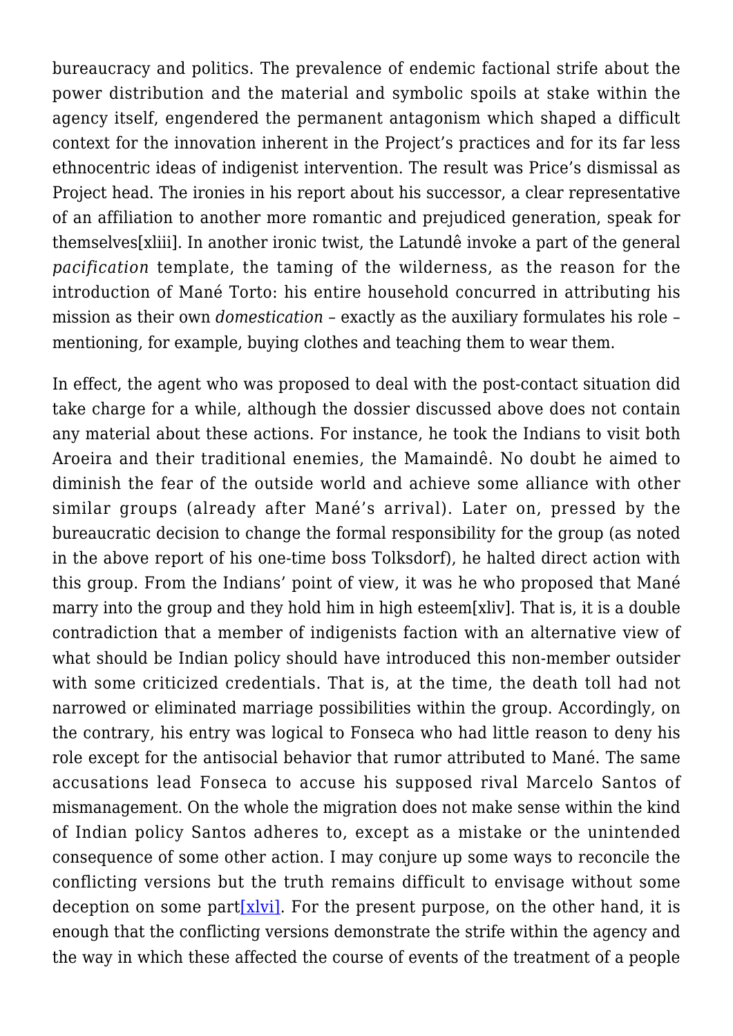bureaucracy and politics. The prevalence of endemic factional strife about the power distribution and the material and symbolic spoils at stake within the agency itself, engendered the permanent antagonism which shaped a difficult context for the innovation inherent in the Project's practices and for its far less ethnocentric ideas of indigenist intervention. The result was Price's dismissal as Project head. The ironies in his report about his successor, a clear representative of an affiliation to another more romantic and prejudiced generation, speak for themselves[xliii]. In another ironic twist, the Latundê invoke a part of the general *pacification* template, the taming of the wilderness, as the reason for the introduction of Mané Torto: his entire household concurred in attributing his mission as their own *domestication* – exactly as the auxiliary formulates his role – mentioning, for example, buying clothes and teaching them to wear them.

In effect, the agent who was proposed to deal with the post-contact situation did take charge for a while, although the dossier discussed above does not contain any material about these actions. For instance, he took the Indians to visit both Aroeira and their traditional enemies, the Mamaindê. No doubt he aimed to diminish the fear of the outside world and achieve some alliance with other similar groups (already after Mané's arrival). Later on, pressed by the bureaucratic decision to change the formal responsibility for the group (as noted in the above report of his one-time boss Tolksdorf), he halted direct action with this group. From the Indians' point of view, it was he who proposed that Mané marry into the group and they hold him in high esteem[xliv]. That is, it is a double contradiction that a member of indigenists faction with an alternative view of what should be Indian policy should have introduced this non-member outsider with some criticized credentials. That is, at the time, the death toll had not narrowed or eliminated marriage possibilities within the group. Accordingly, on the contrary, his entry was logical to Fonseca who had little reason to deny his role except for the antisocial behavior that rumor attributed to Mané. The same accusations lead Fonseca to accuse his supposed rival Marcelo Santos of mismanagement. On the whole the migration does not make sense within the kind of Indian policy Santos adheres to, except as a mistake or the unintended consequence of some other action. I may conjure up some ways to reconcile the conflicting versions but the truth remains difficult to envisage without some deception on some part[xlvi]. For the present purpose, on the other hand, it is enough that the conflicting versions demonstrate the strife within the agency and the way in which these affected the course of events of the treatment of a people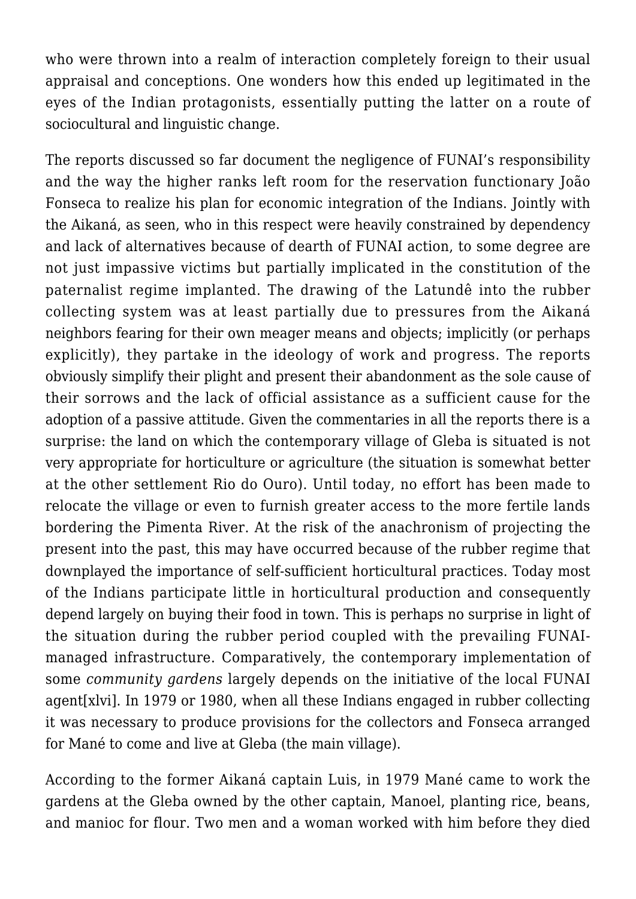who were thrown into a realm of interaction completely foreign to their usual appraisal and conceptions. One wonders how this ended up legitimated in the eyes of the Indian protagonists, essentially putting the latter on a route of sociocultural and linguistic change.

The reports discussed so far document the negligence of FUNAI's responsibility and the way the higher ranks left room for the reservation functionary João Fonseca to realize his plan for economic integration of the Indians. Jointly with the Aikaná, as seen, who in this respect were heavily constrained by dependency and lack of alternatives because of dearth of FUNAI action, to some degree are not just impassive victims but partially implicated in the constitution of the paternalist regime implanted. The drawing of the Latundê into the rubber collecting system was at least partially due to pressures from the Aikaná neighbors fearing for their own meager means and objects; implicitly (or perhaps explicitly), they partake in the ideology of work and progress. The reports obviously simplify their plight and present their abandonment as the sole cause of their sorrows and the lack of official assistance as a sufficient cause for the adoption of a passive attitude. Given the commentaries in all the reports there is a surprise: the land on which the contemporary village of Gleba is situated is not very appropriate for horticulture or agriculture (the situation is somewhat better at the other settlement Rio do Ouro). Until today, no effort has been made to relocate the village or even to furnish greater access to the more fertile lands bordering the Pimenta River. At the risk of the anachronism of projecting the present into the past, this may have occurred because of the rubber regime that downplayed the importance of self-sufficient horticultural practices. Today most of the Indians participate little in horticultural production and consequently depend largely on buying their food in town. This is perhaps no surprise in light of the situation during the rubber period coupled with the prevailing FUNAI-managed infrastructure. Comparatively, the contemporary implementation of some *community gardens* largely depends on the initiative of the local FUNAI agent[xlvi]. In 1979 or 1980, when all these Indians engaged in rubber collecting it was necessary to produce provisions for the collectors and Fonseca arranged for Mané to come and live at Gleba (the main village).

According to the former Aikaná captain Luis, in 1979 Mané came to work the gardens at the Gleba owned by the other captain, Manoel, planting rice, beans, and manioc for flour. Two men and a woman worked with him before they died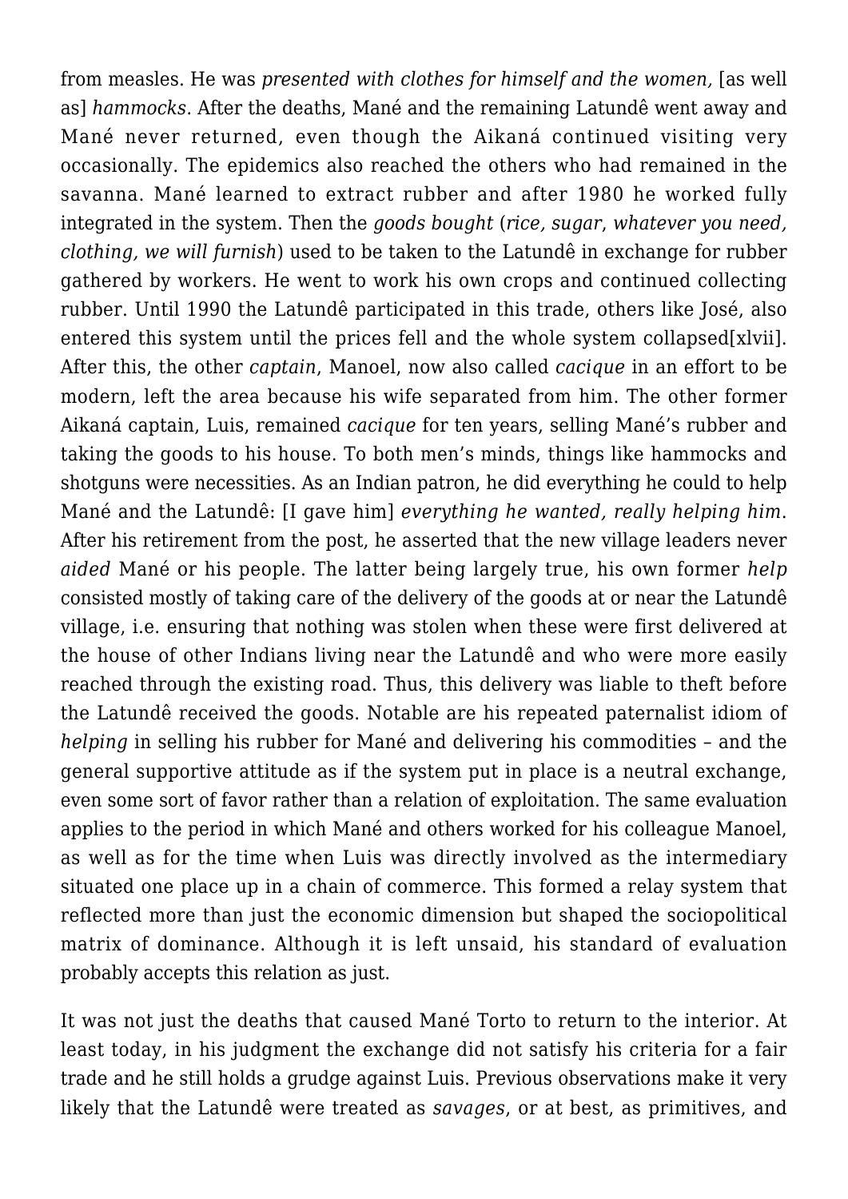from measles. He was *presented with clothes for himself and the women,* [as well as] *hammocks*. After the deaths, Mané and the remaining Latundê went away and Mané never returned, even though the Aikaná continued visiting very occasionally. The epidemics also reached the others who had remained in the savanna. Mané learned to extract rubber and after 1980 he worked fully integrated in the system. Then the *goods bought* (*rice, sugar*, *whatever you need, clothing, we will furnish*) used to be taken to the Latundê in exchange for rubber gathered by workers. He went to work his own crops and continued collecting rubber. Until 1990 the Latundê participated in this trade, others like José, also entered this system until the prices fell and the whole system collapsed[xlvii]. After this, the other *captain*, Manoel, now also called *cacique* in an effort to be modern, left the area because his wife separated from him. The other former Aikaná captain, Luis, remained *cacique* for ten years, selling Mané's rubber and taking the goods to his house. To both men's minds, things like hammocks and shotguns were necessities. As an Indian patron, he did everything he could to help Mané and the Latundê: [I gave him] *everything he wanted, really helping him*. After his retirement from the post, he asserted that the new village leaders never *aided* Mané or his people. The latter being largely true, his own former *help* consisted mostly of taking care of the delivery of the goods at or near the Latundê village, i.e. ensuring that nothing was stolen when these were first delivered at the house of other Indians living near the Latundê and who were more easily reached through the existing road. Thus, this delivery was liable to theft before the Latundê received the goods. Notable are his repeated paternalist idiom of *helping* in selling his rubber for Mané and delivering his commodities – and the general supportive attitude as if the system put in place is a neutral exchange, even some sort of favor rather than a relation of exploitation. The same evaluation applies to the period in which Mané and others worked for his colleague Manoel, as well as for the time when Luis was directly involved as the intermediary situated one place up in a chain of commerce. This formed a relay system that reflected more than just the economic dimension but shaped the sociopolitical matrix of dominance. Although it is left unsaid, his standard of evaluation probably accepts this relation as just.

It was not just the deaths that caused Mané Torto to return to the interior. At least today, in his judgment the exchange did not satisfy his criteria for a fair trade and he still holds a grudge against Luis. Previous observations make it very likely that the Latundê were treated as *savages*, or at best, as primitives, and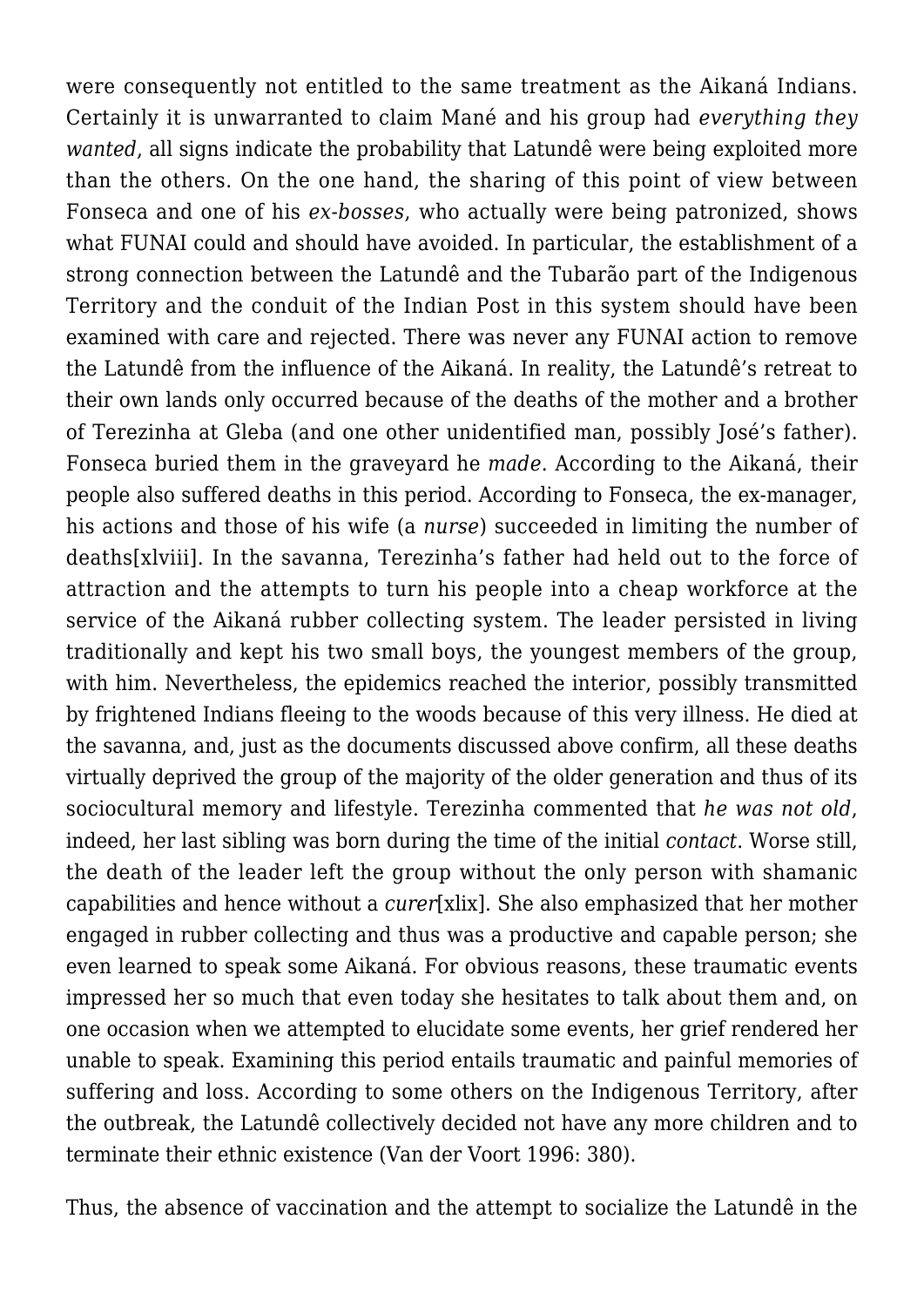were consequently not entitled to the same treatment as the Aikaná Indians. Certainly it is unwarranted to claim Mané and his group had *everything they wanted*, all signs indicate the probability that Latundê were being exploited more than the others. On the one hand, the sharing of this point of view between Fonseca and one of his *ex-bosses*, who actually were being patronized, shows what FUNAI could and should have avoided. In particular, the establishment of a strong connection between the Latundê and the Tubarão part of the Indigenous Territory and the conduit of the Indian Post in this system should have been examined with care and rejected. There was never any FUNAI action to remove the Latundê from the influence of the Aikaná. In reality, the Latundê's retreat to their own lands only occurred because of the deaths of the mother and a brother of Terezinha at Gleba (and one other unidentified man, possibly José's father). Fonseca buried them in the graveyard he *made*. According to the Aikaná, their people also suffered deaths in this period. According to Fonseca, the ex-manager, his actions and those of his wife (a *nurse*) succeeded in limiting the number of deaths[xlviii]. In the savanna, Terezinha's father had held out to the force of attraction and the attempts to turn his people into a cheap workforce at the service of the Aikaná rubber collecting system. The leader persisted in living traditionally and kept his two small boys, the youngest members of the group, with him. Nevertheless, the epidemics reached the interior, possibly transmitted by frightened Indians fleeing to the woods because of this very illness. He died at the savanna, and, just as the documents discussed above confirm, all these deaths virtually deprived the group of the majority of the older generation and thus of its sociocultural memory and lifestyle. Terezinha commented that *he was not old*, indeed, her last sibling was born during the time of the initial *contact*. Worse still, the death of the leader left the group without the only person with shamanic capabilities and hence without a *curer*[xlix]. She also emphasized that her mother engaged in rubber collecting and thus was a productive and capable person; she even learned to speak some Aikaná. For obvious reasons, these traumatic events impressed her so much that even today she hesitates to talk about them and, on one occasion when we attempted to elucidate some events, her grief rendered her unable to speak. Examining this period entails traumatic and painful memories of suffering and loss. According to some others on the Indigenous Territory, after the outbreak, the Latundê collectively decided not have any more children and to terminate their ethnic existence (Van der Voort 1996: 380).

Thus, the absence of vaccination and the attempt to socialize the Latundê in the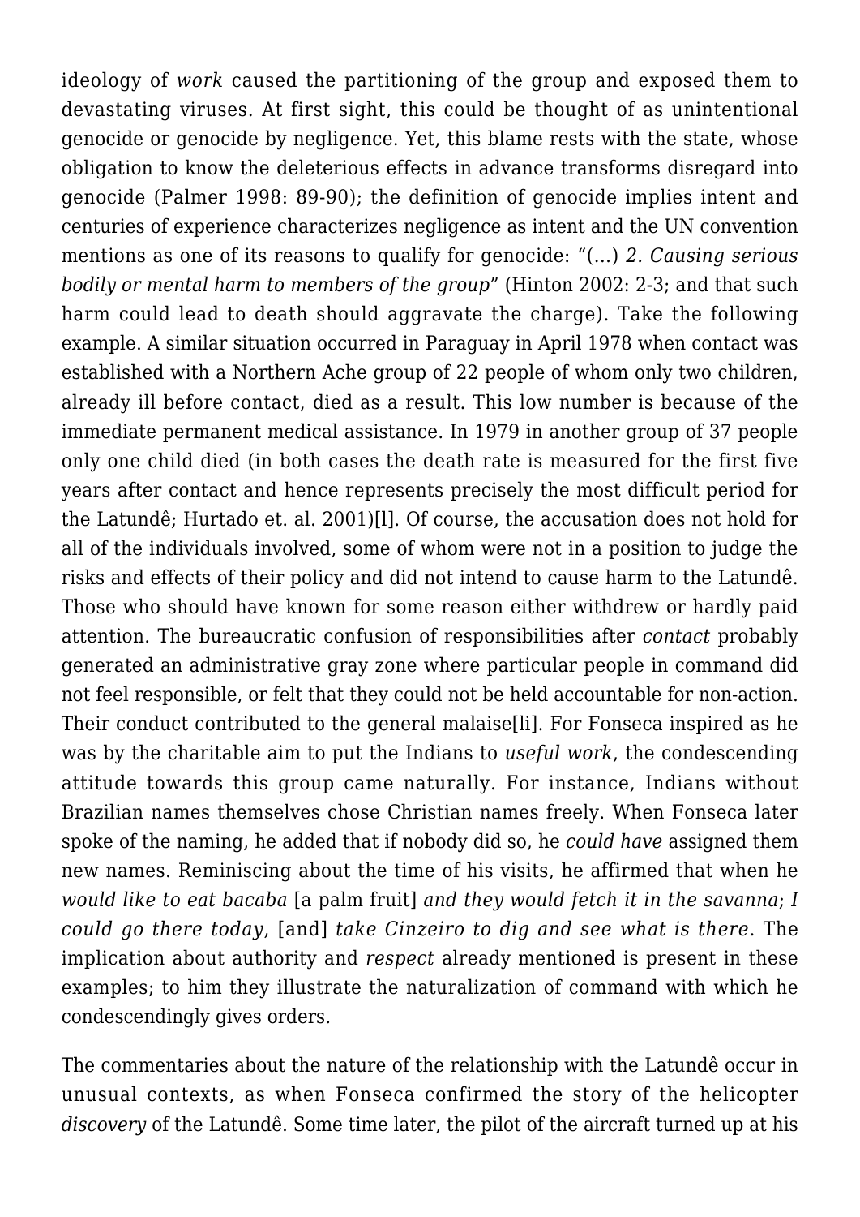ideology of *work* caused the partitioning of the group and exposed them to devastating viruses. At first sight, this could be thought of as unintentional genocide or genocide by negligence. Yet, this blame rests with the state, whose obligation to know the deleterious effects in advance transforms disregard into genocide (Palmer 1998: 89-90); the definition of genocide implies intent and centuries of experience characterizes negligence as intent and the UN convention mentions as one of its reasons to qualify for genocide: "(…) *2. Causing serious bodily or mental harm to members of the group*" (Hinton 2002: 2-3; and that such harm could lead to death should aggravate the charge). Take the following example. A similar situation occurred in Paraguay in April 1978 when contact was established with a Northern Ache group of 22 people of whom only two children, already ill before contact, died as a result. This low number is because of the immediate permanent medical assistance. In 1979 in another group of 37 people only one child died (in both cases the death rate is measured for the first five years after contact and hence represents precisely the most difficult period for the Latundê; Hurtado et. al. 2001)[l]. Of course, the accusation does not hold for all of the individuals involved, some of whom were not in a position to judge the risks and effects of their policy and did not intend to cause harm to the Latundê. Those who should have known for some reason either withdrew or hardly paid attention. The bureaucratic confusion of responsibilities after *contact* probably generated an administrative gray zone where particular people in command did not feel responsible, or felt that they could not be held accountable for non-action. Their conduct contributed to the general malaise[li]. For Fonseca inspired as he was by the charitable aim to put the Indians to *useful work*, the condescending attitude towards this group came naturally. For instance, Indians without Brazilian names themselves chose Christian names freely. When Fonseca later spoke of the naming, he added that if nobody did so, he *could have* assigned them new names. Reminiscing about the time of his visits, he affirmed that when he *would like to eat bacaba* [a palm fruit] *and they would fetch it in the savanna*; *I could go there today*, [and] *take Cinzeiro to dig and see what is there*. The implication about authority and *respect* already mentioned is present in these examples; to him they illustrate the naturalization of command with which he condescendingly gives orders.

The commentaries about the nature of the relationship with the Latundê occur in unusual contexts, as when Fonseca confirmed the story of the helicopter *discovery* of the Latundê. Some time later, the pilot of the aircraft turned up at his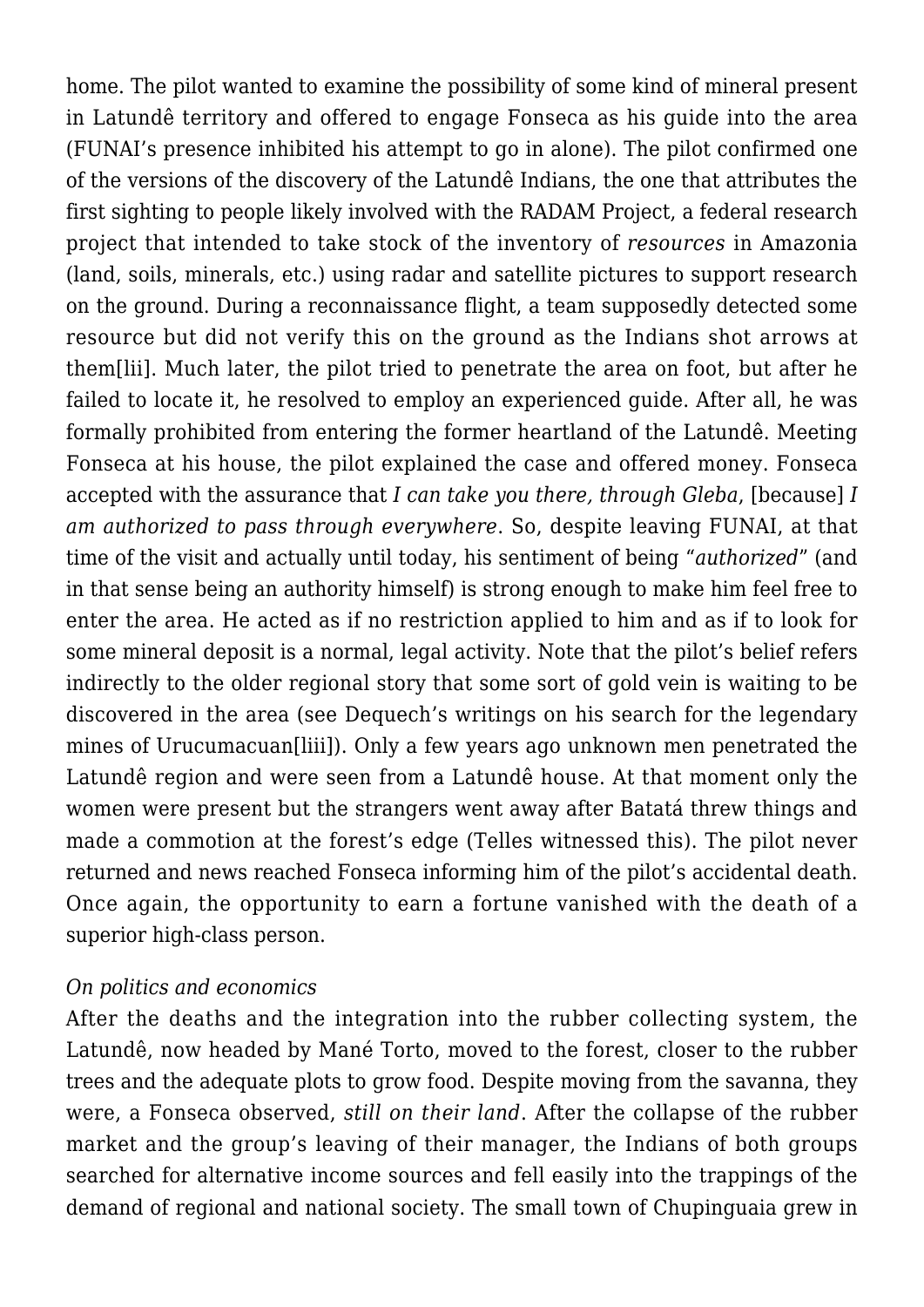home. The pilot wanted to examine the possibility of some kind of mineral present in Latundê territory and offered to engage Fonseca as his guide into the area (FUNAI's presence inhibited his attempt to go in alone). The pilot confirmed one of the versions of the discovery of the Latundê Indians, the one that attributes the first sighting to people likely involved with the RADAM Project, a federal research project that intended to take stock of the inventory of *resources* in Amazonia (land, soils, minerals, etc.) using radar and satellite pictures to support research on the ground. During a reconnaissance flight, a team supposedly detected some resource but did not verify this on the ground as the Indians shot arrows at them[lii]. Much later, the pilot tried to penetrate the area on foot, but after he failed to locate it, he resolved to employ an experienced guide. After all, he was formally prohibited from entering the former heartland of the Latundê. Meeting Fonseca at his house, the pilot explained the case and offered money. Fonseca accepted with the assurance that *I can take you there, through Gleba*, [because] *I am authorized to pass through everywhere*. So, despite leaving FUNAI, at that time of the visit and actually until today, his sentiment of being "*authorized*" (and in that sense being an authority himself) is strong enough to make him feel free to enter the area. He acted as if no restriction applied to him and as if to look for some mineral deposit is a normal, legal activity. Note that the pilot's belief refers indirectly to the older regional story that some sort of gold vein is waiting to be discovered in the area (see Dequech's writings on his search for the legendary mines of Urucumacuan[liii]). Only a few years ago unknown men penetrated the Latundê region and were seen from a Latundê house. At that moment only the women were present but the strangers went away after Batatá threw things and made a commotion at the forest's edge (Telles witnessed this). The pilot never returned and news reached Fonseca informing him of the pilot's accidental death. Once again, the opportunity to earn a fortune vanished with the death of a superior high-class person.

*On politics and economics*

After the deaths and the integration into the rubber collecting system, the Latundê, now headed by Mané Torto, moved to the forest, closer to the rubber trees and the adequate plots to grow food. Despite moving from the savanna, they were, a Fonseca observed, *still on their land*. After the collapse of the rubber market and the group's leaving of their manager, the Indians of both groups searched for alternative income sources and fell easily into the trappings of the demand of regional and national society. The small town of Chupinguaia grew in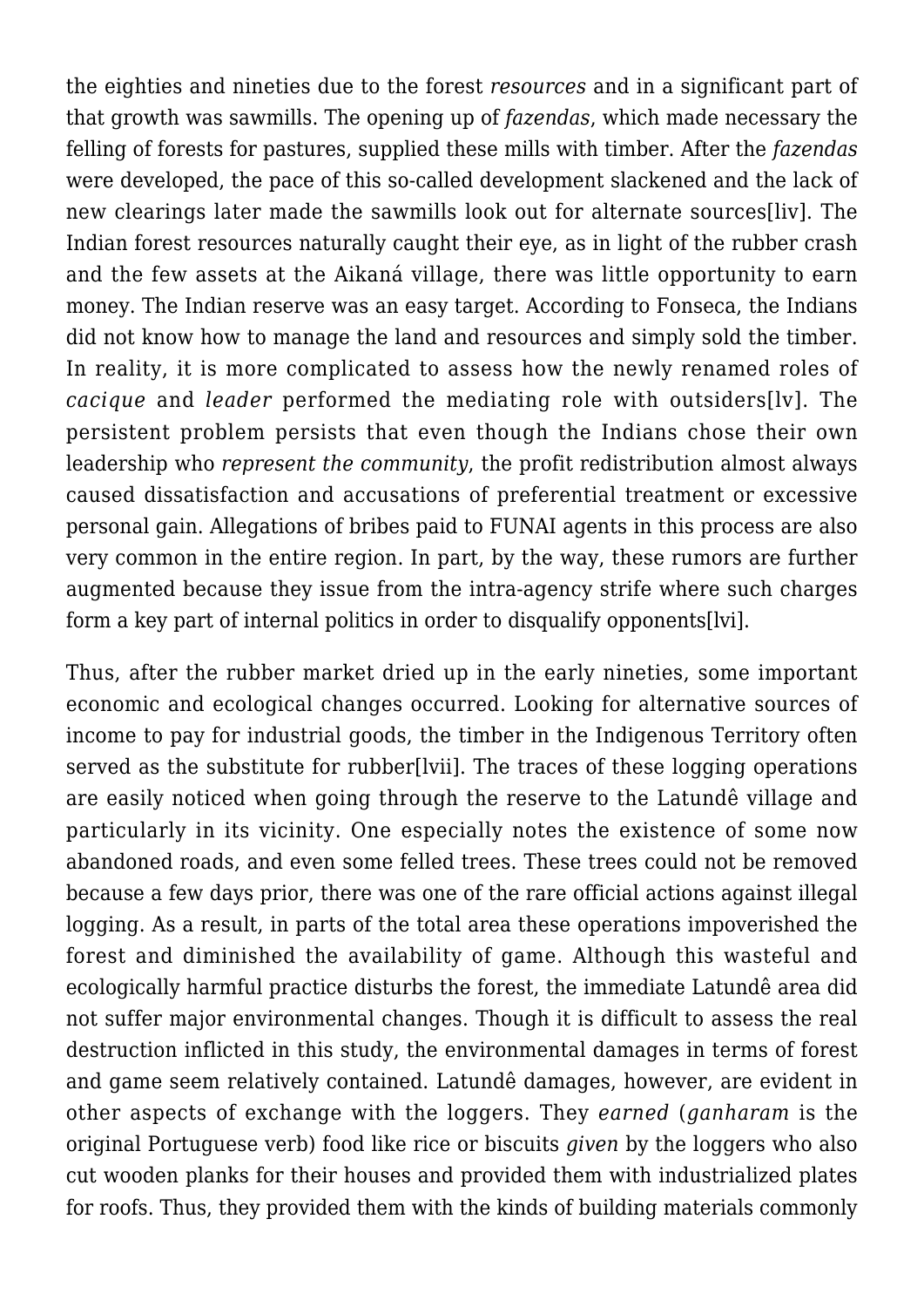the eighties and nineties due to the forest *resources* and in a significant part of that growth was sawmills. The opening up of *fazendas*, which made necessary the felling of forests for pastures, supplied these mills with timber. After the *fazendas* were developed, the pace of this so-called development slackened and the lack of new clearings later made the sawmills look out for alternate sources[liv]. The Indian forest resources naturally caught their eye, as in light of the rubber crash and the few assets at the Aikaná village, there was little opportunity to earn money. The Indian reserve was an easy target. According to Fonseca, the Indians did not know how to manage the land and resources and simply sold the timber. In reality, it is more complicated to assess how the newly renamed roles of *cacique* and *leader* performed the mediating role with outsiders[lv]. The persistent problem persists that even though the Indians chose their own leadership who *represent the community*, the profit redistribution almost always caused dissatisfaction and accusations of preferential treatment or excessive personal gain. Allegations of bribes paid to FUNAI agents in this process are also very common in the entire region. In part, by the way, these rumors are further augmented because they issue from the intra-agency strife where such charges form a key part of internal politics in order to disqualify opponents[lvi].

Thus, after the rubber market dried up in the early nineties, some important economic and ecological changes occurred. Looking for alternative sources of income to pay for industrial goods, the timber in the Indigenous Territory often served as the substitute for rubber[lvii]. The traces of these logging operations are easily noticed when going through the reserve to the Latundê village and particularly in its vicinity. One especially notes the existence of some now abandoned roads, and even some felled trees. These trees could not be removed because a few days prior, there was one of the rare official actions against illegal logging. As a result, in parts of the total area these operations impoverished the forest and diminished the availability of game. Although this wasteful and ecologically harmful practice disturbs the forest, the immediate Latundê area did not suffer major environmental changes. Though it is difficult to assess the real destruction inflicted in this study, the environmental damages in terms of forest and game seem relatively contained. Latundê damages, however, are evident in other aspects of exchange with the loggers. They *earned* (*ganharam* is the original Portuguese verb) food like rice or biscuits *given* by the loggers who also cut wooden planks for their houses and provided them with industrialized plates for roofs. Thus, they provided them with the kinds of building materials commonly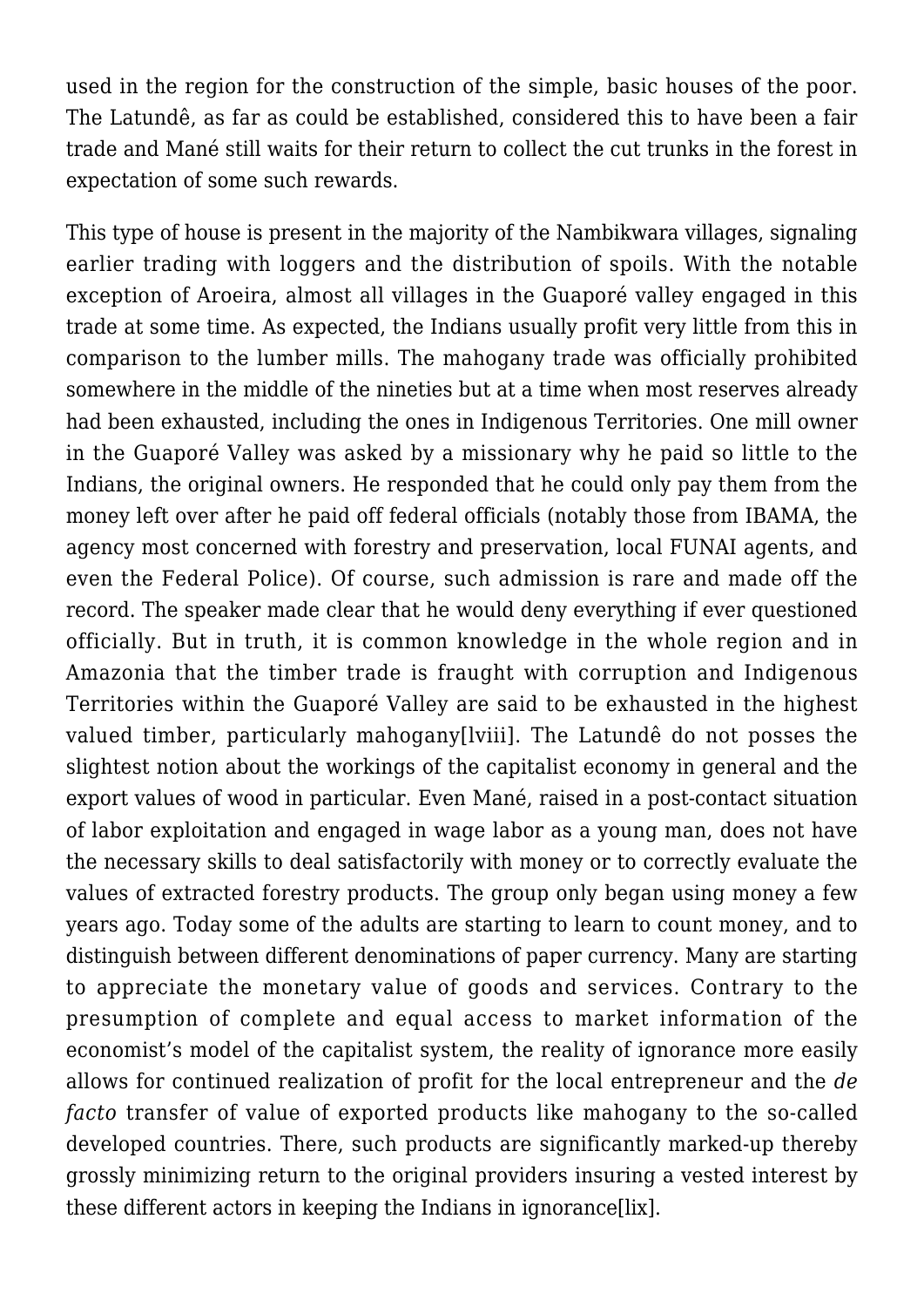used in the region for the construction of the simple, basic houses of the poor. The Latundê, as far as could be established, considered this to have been a fair trade and Mané still waits for their return to collect the cut trunks in the forest in expectation of some such rewards.

This type of house is present in the majority of the Nambikwara villages, signaling earlier trading with loggers and the distribution of spoils. With the notable exception of Aroeira, almost all villages in the Guaporé valley engaged in this trade at some time. As expected, the Indians usually profit very little from this in comparison to the lumber mills. The mahogany trade was officially prohibited somewhere in the middle of the nineties but at a time when most reserves already had been exhausted, including the ones in Indigenous Territories. One mill owner in the Guaporé Valley was asked by a missionary why he paid so little to the Indians, the original owners. He responded that he could only pay them from the money left over after he paid off federal officials (notably those from IBAMA, the agency most concerned with forestry and preservation, local FUNAI agents, and even the Federal Police). Of course, such admission is rare and made off the record. The speaker made clear that he would deny everything if ever questioned officially. But in truth, it is common knowledge in the whole region and in Amazonia that the timber trade is fraught with corruption and Indigenous Territories within the Guaporé Valley are said to be exhausted in the highest valued timber, particularly mahogany[lviii]. The Latundê do not posses the slightest notion about the workings of the capitalist economy in general and the export values of wood in particular. Even Mané, raised in a post-contact situation of labor exploitation and engaged in wage labor as a young man, does not have the necessary skills to deal satisfactorily with money or to correctly evaluate the values of extracted forestry products. The group only began using money a few years ago. Today some of the adults are starting to learn to count money, and to distinguish between different denominations of paper currency. Many are starting to appreciate the monetary value of goods and services. Contrary to the presumption of complete and equal access to market information of the economist's model of the capitalist system, the reality of ignorance more easily allows for continued realization of profit for the local entrepreneur and the *de facto* transfer of value of exported products like mahogany to the so-called developed countries. There, such products are significantly marked-up thereby grossly minimizing return to the original providers insuring a vested interest by these different actors in keeping the Indians in ignorance[lix].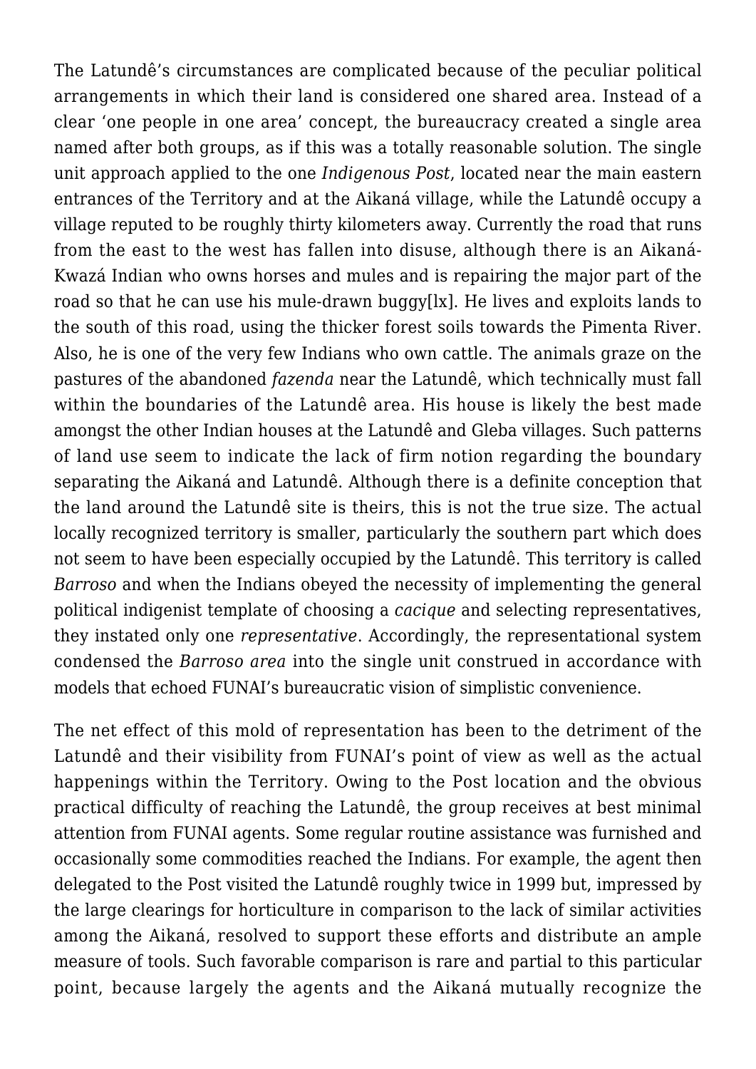The Latundê's circumstances are complicated because of the peculiar political arrangements in which their land is considered one shared area. Instead of a clear 'one people in one area' concept, the bureaucracy created a single area named after both groups, as if this was a totally reasonable solution. The single unit approach applied to the one *Indigenous Post*, located near the main eastern entrances of the Territory and at the Aikaná village, while the Latundê occupy a village reputed to be roughly thirty kilometers away. Currently the road that runs from the east to the west has fallen into disuse, although there is an Aikaná-Kwazá Indian who owns horses and mules and is repairing the major part of the road so that he can use his mule-drawn buggy[lx]. He lives and exploits lands to the south of this road, using the thicker forest soils towards the Pimenta River. Also, he is one of the very few Indians who own cattle. The animals graze on the pastures of the abandoned *fazenda* near the Latundê, which technically must fall within the boundaries of the Latundê area. His house is likely the best made amongst the other Indian houses at the Latundê and Gleba villages. Such patterns of land use seem to indicate the lack of firm notion regarding the boundary separating the Aikaná and Latundê. Although there is a definite conception that the land around the Latundê site is theirs, this is not the true size. The actual locally recognized territory is smaller, particularly the southern part which does not seem to have been especially occupied by the Latundê. This territory is called *Barroso* and when the Indians obeyed the necessity of implementing the general political indigenist template of choosing a *cacique* and selecting representatives, they instated only one *representative*. Accordingly, the representational system condensed the *Barroso area* into the single unit construed in accordance with models that echoed FUNAI's bureaucratic vision of simplistic convenience.

The net effect of this mold of representation has been to the detriment of the Latundê and their visibility from FUNAI's point of view as well as the actual happenings within the Territory. Owing to the Post location and the obvious practical difficulty of reaching the Latundê, the group receives at best minimal attention from FUNAI agents. Some regular routine assistance was furnished and occasionally some commodities reached the Indians. For example, the agent then delegated to the Post visited the Latundê roughly twice in 1999 but, impressed by the large clearings for horticulture in comparison to the lack of similar activities among the Aikaná, resolved to support these efforts and distribute an ample measure of tools. Such favorable comparison is rare and partial to this particular point, because largely the agents and the Aikaná mutually recognize the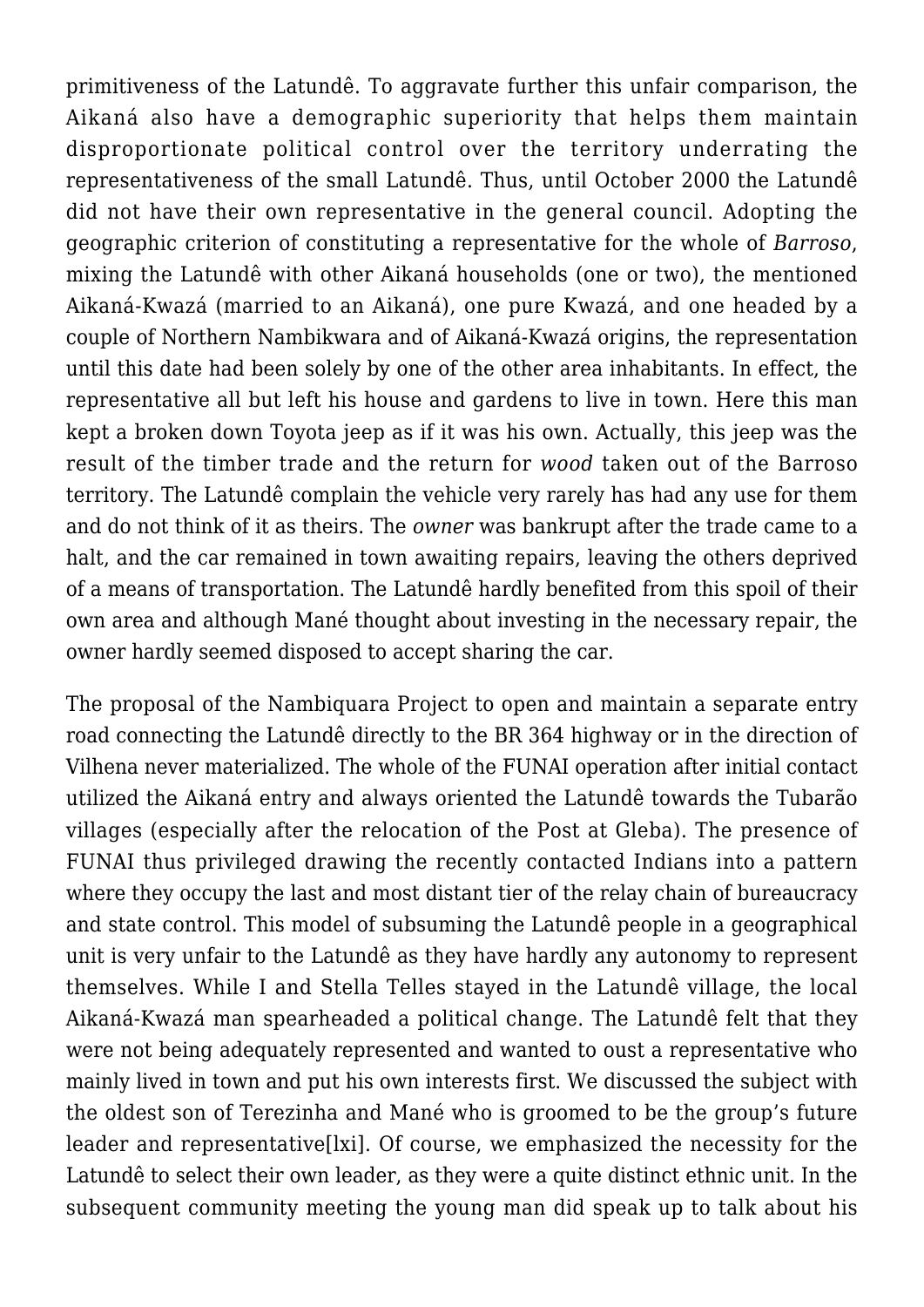primitiveness of the Latundê. To aggravate further this unfair comparison, the Aikaná also have a demographic superiority that helps them maintain disproportionate political control over the territory underrating the representativeness of the small Latundê. Thus, until October 2000 the Latundê did not have their own representative in the general council. Adopting the geographic criterion of constituting a representative for the whole of *Barroso*, mixing the Latundê with other Aikaná households (one or two), the mentioned Aikaná-Kwazá (married to an Aikaná), one pure Kwazá, and one headed by a couple of Northern Nambikwara and of Aikaná-Kwazá origins, the representation until this date had been solely by one of the other area inhabitants. In effect, the representative all but left his house and gardens to live in town. Here this man kept a broken down Toyota jeep as if it was his own. Actually, this jeep was the result of the timber trade and the return for *wood* taken out of the Barroso territory. The Latundê complain the vehicle very rarely has had any use for them and do not think of it as theirs. The *owner* was bankrupt after the trade came to a halt, and the car remained in town awaiting repairs, leaving the others deprived of a means of transportation. The Latundê hardly benefited from this spoil of their own area and although Mané thought about investing in the necessary repair, the owner hardly seemed disposed to accept sharing the car.

The proposal of the Nambiquara Project to open and maintain a separate entry road connecting the Latundê directly to the BR 364 highway or in the direction of Vilhena never materialized. The whole of the FUNAI operation after initial contact utilized the Aikaná entry and always oriented the Latundê towards the Tubarão villages (especially after the relocation of the Post at Gleba). The presence of FUNAI thus privileged drawing the recently contacted Indians into a pattern where they occupy the last and most distant tier of the relay chain of bureaucracy and state control. This model of subsuming the Latundê people in a geographical unit is very unfair to the Latundê as they have hardly any autonomy to represent themselves. While I and Stella Telles stayed in the Latundê village, the local Aikaná-Kwazá man spearheaded a political change. The Latundê felt that they were not being adequately represented and wanted to oust a representative who mainly lived in town and put his own interests first. We discussed the subject with the oldest son of Terezinha and Mané who is groomed to be the group's future leader and representative[lxi]. Of course, we emphasized the necessity for the Latundê to select their own leader, as they were a quite distinct ethnic unit. In the subsequent community meeting the young man did speak up to talk about his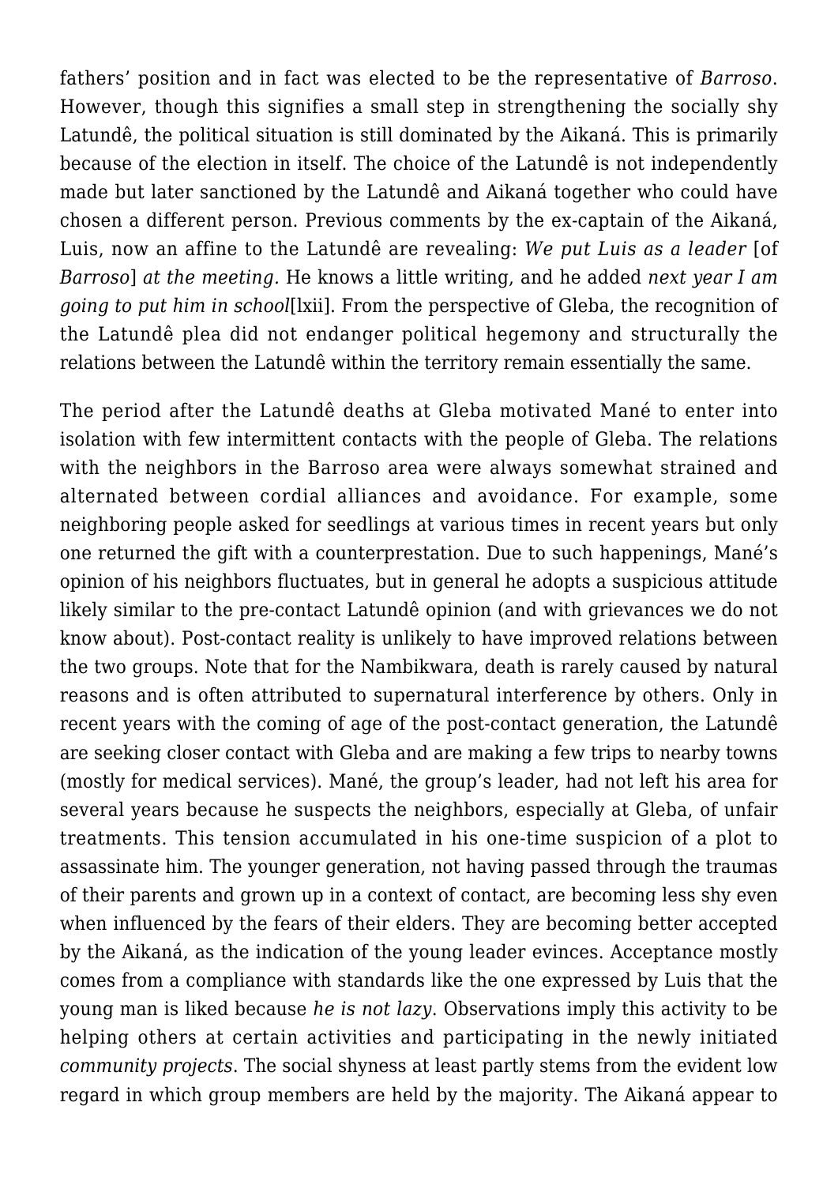fathers' position and in fact was elected to be the representative of *Barroso*. However, though this signifies a small step in strengthening the socially shy Latundê, the political situation is still dominated by the Aikaná. This is primarily because of the election in itself. The choice of the Latundê is not independently made but later sanctioned by the Latundê and Aikaná together who could have chosen a different person. Previous comments by the ex-captain of the Aikaná, Luis, now an affine to the Latundê are revealing: *We put Luis as a leader* [of *Barroso*] *at the meeting.* He knows a little writing, and he added *next year I am going to put him in school*[lxii]. From the perspective of Gleba, the recognition of the Latundê plea did not endanger political hegemony and structurally the relations between the Latundê within the territory remain essentially the same.

The period after the Latundê deaths at Gleba motivated Mané to enter into isolation with few intermittent contacts with the people of Gleba. The relations with the neighbors in the Barroso area were always somewhat strained and alternated between cordial alliances and avoidance. For example, some neighboring people asked for seedlings at various times in recent years but only one returned the gift with a counterprestation. Due to such happenings, Mané's opinion of his neighbors fluctuates, but in general he adopts a suspicious attitude likely similar to the pre-contact Latundê opinion (and with grievances we do not know about). Post-contact reality is unlikely to have improved relations between the two groups. Note that for the Nambikwara, death is rarely caused by natural reasons and is often attributed to supernatural interference by others. Only in recent years with the coming of age of the post-contact generation, the Latundê are seeking closer contact with Gleba and are making a few trips to nearby towns (mostly for medical services). Mané, the group's leader, had not left his area for several years because he suspects the neighbors, especially at Gleba, of unfair treatments. This tension accumulated in his one-time suspicion of a plot to assassinate him. The younger generation, not having passed through the traumas of their parents and grown up in a context of contact, are becoming less shy even when influenced by the fears of their elders. They are becoming better accepted by the Aikaná, as the indication of the young leader evinces. Acceptance mostly comes from a compliance with standards like the one expressed by Luis that the young man is liked because *he is not lazy*. Observations imply this activity to be helping others at certain activities and participating in the newly initiated *community projects*. The social shyness at least partly stems from the evident low regard in which group members are held by the majority. The Aikaná appear to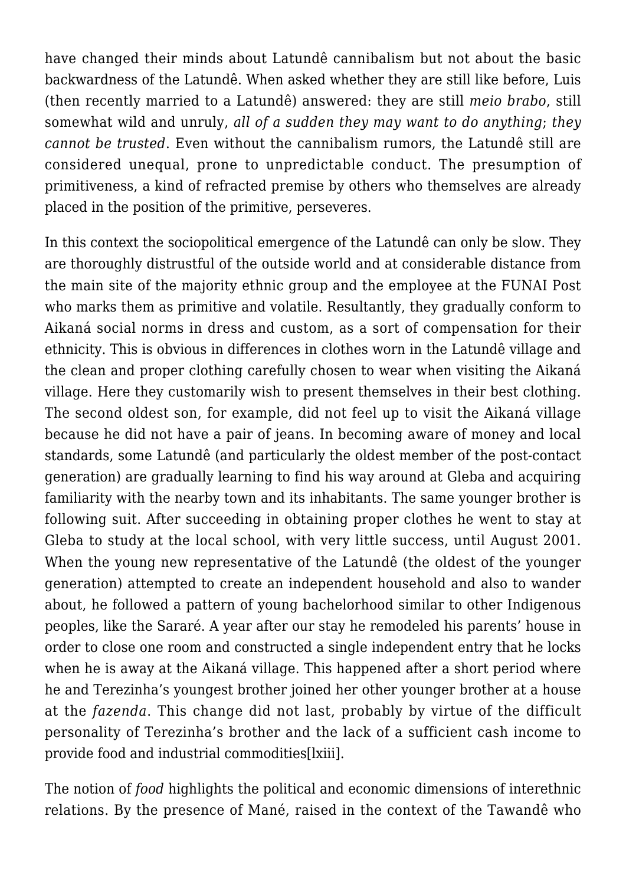have changed their minds about Latundê cannibalism but not about the basic backwardness of the Latundê. When asked whether they are still like before, Luis (then recently married to a Latundê) answered: they are still *meio brabo*, still somewhat wild and unruly, *all of a sudden they may want to do anything*; *they cannot be trusted*. Even without the cannibalism rumors, the Latundê still are considered unequal, prone to unpredictable conduct. The presumption of primitiveness, a kind of refracted premise by others who themselves are already placed in the position of the primitive, perseveres.

In this context the sociopolitical emergence of the Latundê can only be slow. They are thoroughly distrustful of the outside world and at considerable distance from the main site of the majority ethnic group and the employee at the FUNAI Post who marks them as primitive and volatile. Resultantly, they gradually conform to Aikaná social norms in dress and custom, as a sort of compensation for their ethnicity. This is obvious in differences in clothes worn in the Latundê village and the clean and proper clothing carefully chosen to wear when visiting the Aikaná village. Here they customarily wish to present themselves in their best clothing. The second oldest son, for example, did not feel up to visit the Aikaná village because he did not have a pair of jeans. In becoming aware of money and local standards, some Latundê (and particularly the oldest member of the post-contact generation) are gradually learning to find his way around at Gleba and acquiring familiarity with the nearby town and its inhabitants. The same younger brother is following suit. After succeeding in obtaining proper clothes he went to stay at Gleba to study at the local school, with very little success, until August 2001. When the young new representative of the Latundê (the oldest of the younger generation) attempted to create an independent household and also to wander about, he followed a pattern of young bachelorhood similar to other Indigenous peoples, like the Sararé. A year after our stay he remodeled his parents' house in order to close one room and constructed a single independent entry that he locks when he is away at the Aikaná village. This happened after a short period where he and Terezinha's youngest brother joined her other younger brother at a house at the *fazenda*. This change did not last, probably by virtue of the difficult personality of Terezinha's brother and the lack of a sufficient cash income to provide food and industrial commodities[lxiii].

The notion of *food* highlights the political and economic dimensions of interethnic relations. By the presence of Mané, raised in the context of the Tawandê who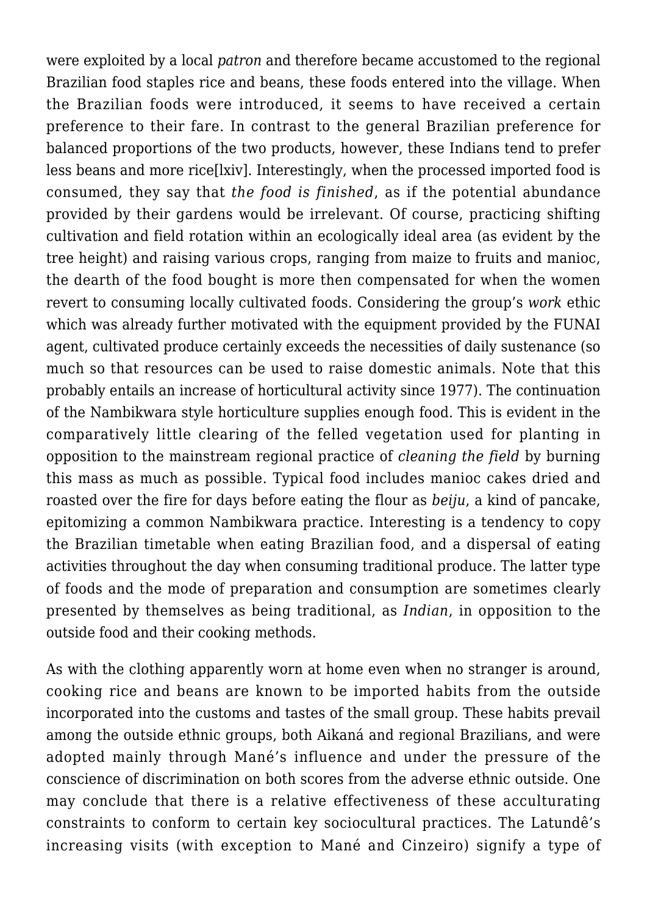were exploited by a local *patron* and therefore became accustomed to the regional Brazilian food staples rice and beans, these foods entered into the village. When the Brazilian foods were introduced, it seems to have received a certain preference to their fare. In contrast to the general Brazilian preference for balanced proportions of the two products, however, these Indians tend to prefer less beans and more rice[lxiv]. Interestingly, when the processed imported food is consumed, they say that *the food is finished*, as if the potential abundance provided by their gardens would be irrelevant. Of course, practicing shifting cultivation and field rotation within an ecologically ideal area (as evident by the tree height) and raising various crops, ranging from maize to fruits and manioc, the dearth of the food bought is more then compensated for when the women revert to consuming locally cultivated foods. Considering the group's *work* ethic which was already further motivated with the equipment provided by the FUNAI agent, cultivated produce certainly exceeds the necessities of daily sustenance (so much so that resources can be used to raise domestic animals. Note that this probably entails an increase of horticultural activity since 1977). The continuation of the Nambikwara style horticulture supplies enough food. This is evident in the comparatively little clearing of the felled vegetation used for planting in opposition to the mainstream regional practice of *cleaning the field* by burning this mass as much as possible. Typical food includes manioc cakes dried and roasted over the fire for days before eating the flour as *beiju*, a kind of pancake, epitomizing a common Nambikwara practice. Interesting is a tendency to copy the Brazilian timetable when eating Brazilian food, and a dispersal of eating activities throughout the day when consuming traditional produce. The latter type of foods and the mode of preparation and consumption are sometimes clearly presented by themselves as being traditional, as *Indian*, in opposition to the outside food and their cooking methods.

As with the clothing apparently worn at home even when no stranger is around, cooking rice and beans are known to be imported habits from the outside incorporated into the customs and tastes of the small group. These habits prevail among the outside ethnic groups, both Aikaná and regional Brazilians, and were adopted mainly through Mané's influence and under the pressure of the conscience of discrimination on both scores from the adverse ethnic outside. One may conclude that there is a relative effectiveness of these acculturating constraints to conform to certain key sociocultural practices. The Latundê's increasing visits (with exception to Mané and Cinzeiro) signify a type of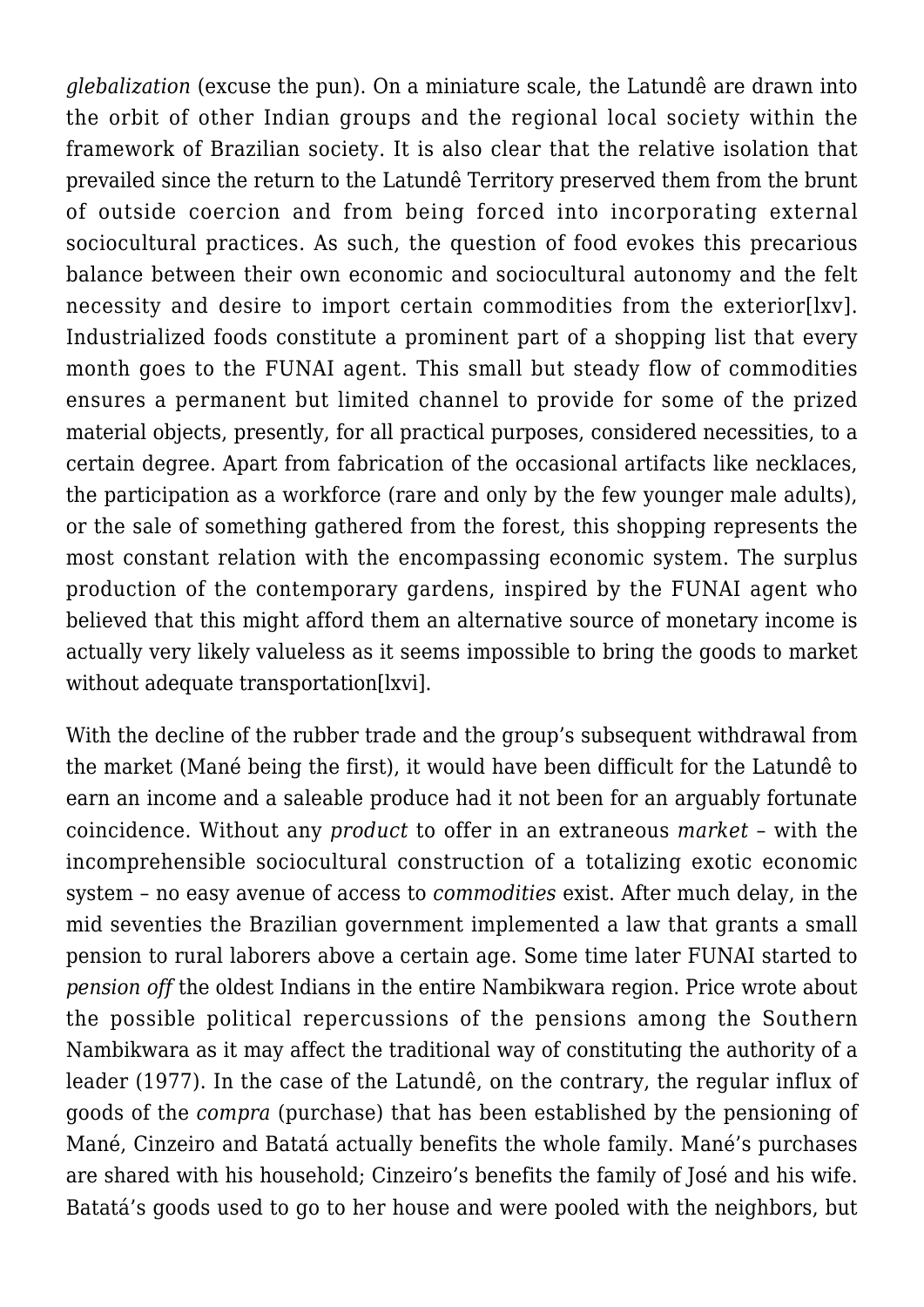*glebalization* (excuse the pun). On a miniature scale, the Latundê are drawn into the orbit of other Indian groups and the regional local society within the framework of Brazilian society. It is also clear that the relative isolation that prevailed since the return to the Latundê Territory preserved them from the brunt of outside coercion and from being forced into incorporating external sociocultural practices. As such, the question of food evokes this precarious balance between their own economic and sociocultural autonomy and the felt necessity and desire to import certain commodities from the exterior[lxv]. Industrialized foods constitute a prominent part of a shopping list that every month goes to the FUNAI agent. This small but steady flow of commodities ensures a permanent but limited channel to provide for some of the prized material objects, presently, for all practical purposes, considered necessities, to a certain degree. Apart from fabrication of the occasional artifacts like necklaces, the participation as a workforce (rare and only by the few younger male adults), or the sale of something gathered from the forest, this shopping represents the most constant relation with the encompassing economic system. The surplus production of the contemporary gardens, inspired by the FUNAI agent who believed that this might afford them an alternative source of monetary income is actually very likely valueless as it seems impossible to bring the goods to market without adequate transportation[lxvi].

With the decline of the rubber trade and the group's subsequent withdrawal from the market (Mané being the first), it would have been difficult for the Latundê to earn an income and a saleable produce had it not been for an arguably fortunate coincidence. Without any *product* to offer in an extraneous *market* – with the incomprehensible sociocultural construction of a totalizing exotic economic system – no easy avenue of access to *commodities* exist. After much delay, in the mid seventies the Brazilian government implemented a law that grants a small pension to rural laborers above a certain age. Some time later FUNAI started to *pension off* the oldest Indians in the entire Nambikwara region. Price wrote about the possible political repercussions of the pensions among the Southern Nambikwara as it may affect the traditional way of constituting the authority of a leader (1977). In the case of the Latundê, on the contrary, the regular influx of goods of the *compra* (purchase) that has been established by the pensioning of Mané, Cinzeiro and Batatá actually benefits the whole family. Mané's purchases are shared with his household; Cinzeiro's benefits the family of José and his wife. Batatá's goods used to go to her house and were pooled with the neighbors, but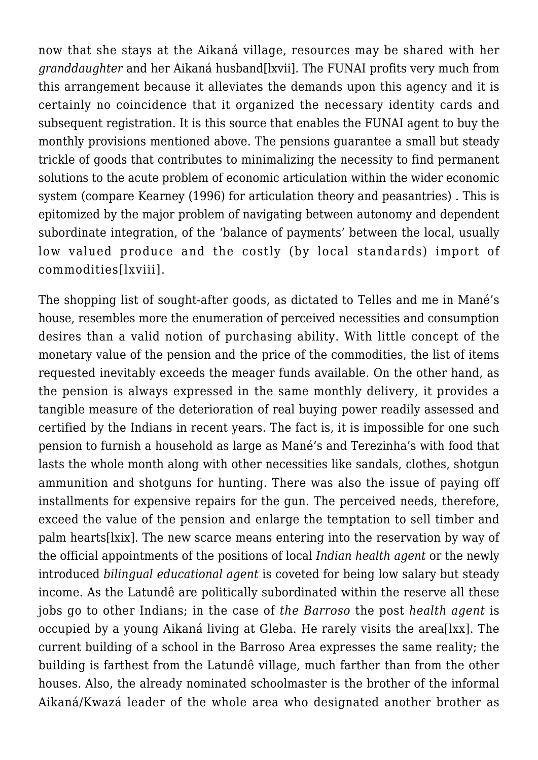now that she stays at the Aikaná village, resources may be shared with her *granddaughter* and her Aikaná husband[lxvii]. The FUNAI profits very much from this arrangement because it alleviates the demands upon this agency and it is certainly no coincidence that it organized the necessary identity cards and subsequent registration. It is this source that enables the FUNAI agent to buy the monthly provisions mentioned above. The pensions guarantee a small but steady trickle of goods that contributes to minimalizing the necessity to find permanent solutions to the acute problem of economic articulation within the wider economic system (compare Kearney (1996) for articulation theory and peasantries) . This is epitomized by the major problem of navigating between autonomy and dependent subordinate integration, of the 'balance of payments' between the local, usually low valued produce and the costly (by local standards) import of commodities[lxviii].

The shopping list of sought-after goods, as dictated to Telles and me in Mané's house, resembles more the enumeration of perceived necessities and consumption desires than a valid notion of purchasing ability. With little concept of the monetary value of the pension and the price of the commodities, the list of items requested inevitably exceeds the meager funds available. On the other hand, as the pension is always expressed in the same monthly delivery, it provides a tangible measure of the deterioration of real buying power readily assessed and certified by the Indians in recent years. The fact is, it is impossible for one such pension to furnish a household as large as Mané's and Terezinha's with food that lasts the whole month along with other necessities like sandals, clothes, shotgun ammunition and shotguns for hunting. There was also the issue of paying off installments for expensive repairs for the gun. The perceived needs, therefore, exceed the value of the pension and enlarge the temptation to sell timber and palm hearts[lxix]. The new scarce means entering into the reservation by way of the official appointments of the positions of local *Indian health agent* or the newly introduced *bilingual educational agent* is coveted for being low salary but steady income. As the Latundê are politically subordinated within the reserve all these jobs go to other Indians; in the case of *the Barroso* the post *health agent* is occupied by a young Aikaná living at Gleba. He rarely visits the area[lxx]. The current building of a school in the Barroso Area expresses the same reality; the building is farthest from the Latundê village, much farther than from the other houses. Also, the already nominated schoolmaster is the brother of the informal Aikaná/Kwazá leader of the whole area who designated another brother as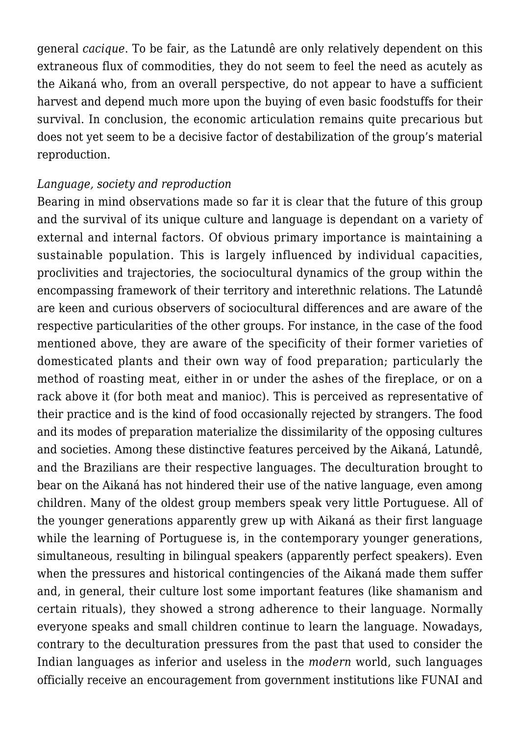general *cacique*. To be fair, as the Latundê are only relatively dependent on this extraneous flux of commodities, they do not seem to feel the need as acutely as the Aikaná who, from an overall perspective, do not appear to have a sufficient harvest and depend much more upon the buying of even basic foodstuffs for their survival. In conclusion, the economic articulation remains quite precarious but does not yet seem to be a decisive factor of destabilization of the group's material reproduction.

*Language, society and reproduction*

Bearing in mind observations made so far it is clear that the future of this group and the survival of its unique culture and language is dependant on a variety of external and internal factors. Of obvious primary importance is maintaining a sustainable population. This is largely influenced by individual capacities, proclivities and trajectories, the sociocultural dynamics of the group within the encompassing framework of their territory and interethnic relations. The Latundê are keen and curious observers of sociocultural differences and are aware of the respective particularities of the other groups. For instance, in the case of the food mentioned above, they are aware of the specificity of their former varieties of domesticated plants and their own way of food preparation; particularly the method of roasting meat, either in or under the ashes of the fireplace, or on a rack above it (for both meat and manioc). This is perceived as representative of their practice and is the kind of food occasionally rejected by strangers. The food and its modes of preparation materialize the dissimilarity of the opposing cultures and societies. Among these distinctive features perceived by the Aikaná, Latundê, and the Brazilians are their respective languages. The deculturation brought to bear on the Aikaná has not hindered their use of the native language, even among children. Many of the oldest group members speak very little Portuguese. All of the younger generations apparently grew up with Aikaná as their first language while the learning of Portuguese is, in the contemporary younger generations, simultaneous, resulting in bilingual speakers (apparently perfect speakers). Even when the pressures and historical contingencies of the Aikaná made them suffer and, in general, their culture lost some important features (like shamanism and certain rituals), they showed a strong adherence to their language. Normally everyone speaks and small children continue to learn the language. Nowadays, contrary to the deculturation pressures from the past that used to consider the Indian languages as inferior and useless in the *modern* world, such languages officially receive an encouragement from government institutions like FUNAI and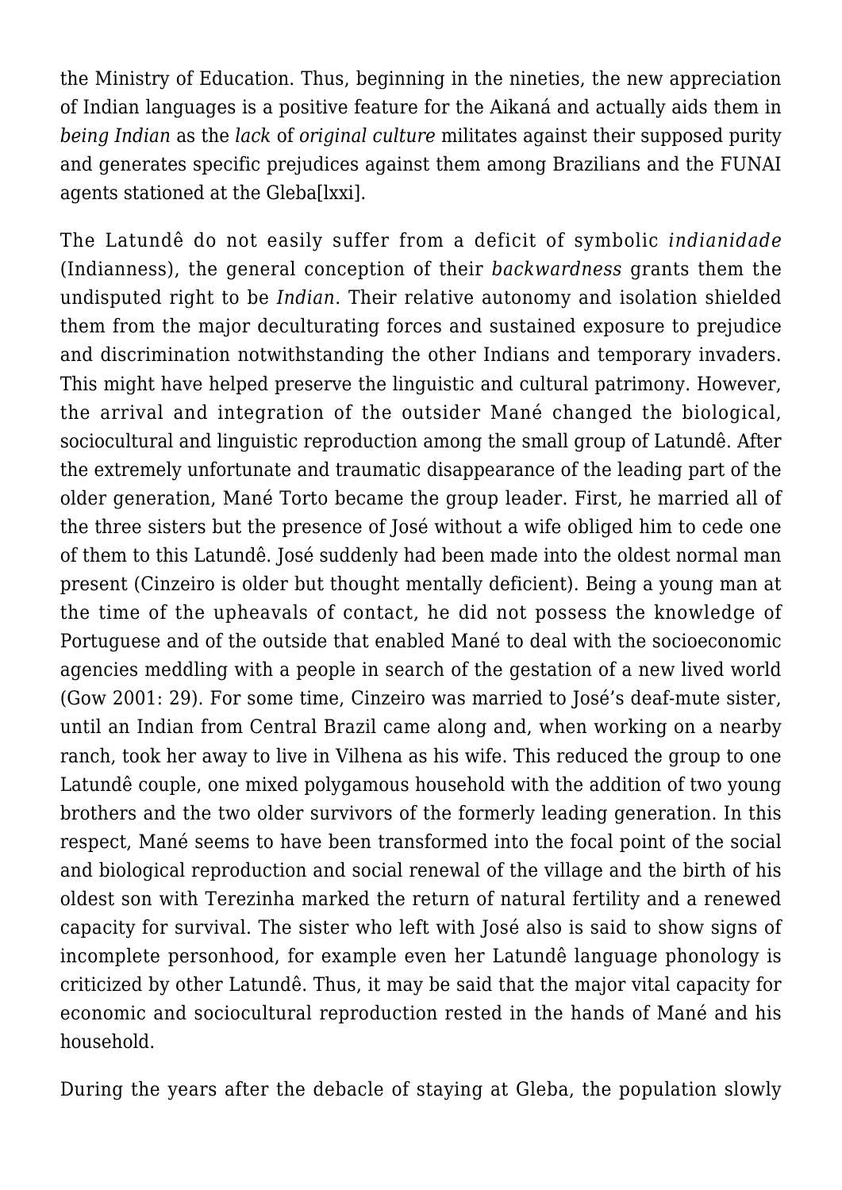the Ministry of Education. Thus, beginning in the nineties, the new appreciation of Indian languages is a positive feature for the Aikaná and actually aids them in *being Indian* as the *lack* of *original culture* militates against their supposed purity and generates specific prejudices against them among Brazilians and the FUNAI agents stationed at the Gleba[lxxi].

The Latundê do not easily suffer from a deficit of symbolic *indianidade* (Indianness), the general conception of their *backwardness* grants them the undisputed right to be *Indian*. Their relative autonomy and isolation shielded them from the major deculturating forces and sustained exposure to prejudice and discrimination notwithstanding the other Indians and temporary invaders. This might have helped preserve the linguistic and cultural patrimony. However, the arrival and integration of the outsider Mané changed the biological, sociocultural and linguistic reproduction among the small group of Latundê. After the extremely unfortunate and traumatic disappearance of the leading part of the older generation, Mané Torto became the group leader. First, he married all of the three sisters but the presence of José without a wife obliged him to cede one of them to this Latundê. José suddenly had been made into the oldest normal man present (Cinzeiro is older but thought mentally deficient). Being a young man at the time of the upheavals of contact, he did not possess the knowledge of Portuguese and of the outside that enabled Mané to deal with the socioeconomic agencies meddling with a people in search of the gestation of a new lived world (Gow 2001: 29). For some time, Cinzeiro was married to José's deaf-mute sister, until an Indian from Central Brazil came along and, when working on a nearby ranch, took her away to live in Vilhena as his wife. This reduced the group to one Latundê couple, one mixed polygamous household with the addition of two young brothers and the two older survivors of the formerly leading generation. In this respect, Mané seems to have been transformed into the focal point of the social and biological reproduction and social renewal of the village and the birth of his oldest son with Terezinha marked the return of natural fertility and a renewed capacity for survival. The sister who left with José also is said to show signs of incomplete personhood, for example even her Latundê language phonology is criticized by other Latundê. Thus, it may be said that the major vital capacity for economic and sociocultural reproduction rested in the hands of Mané and his household.

During the years after the debacle of staying at Gleba, the population slowly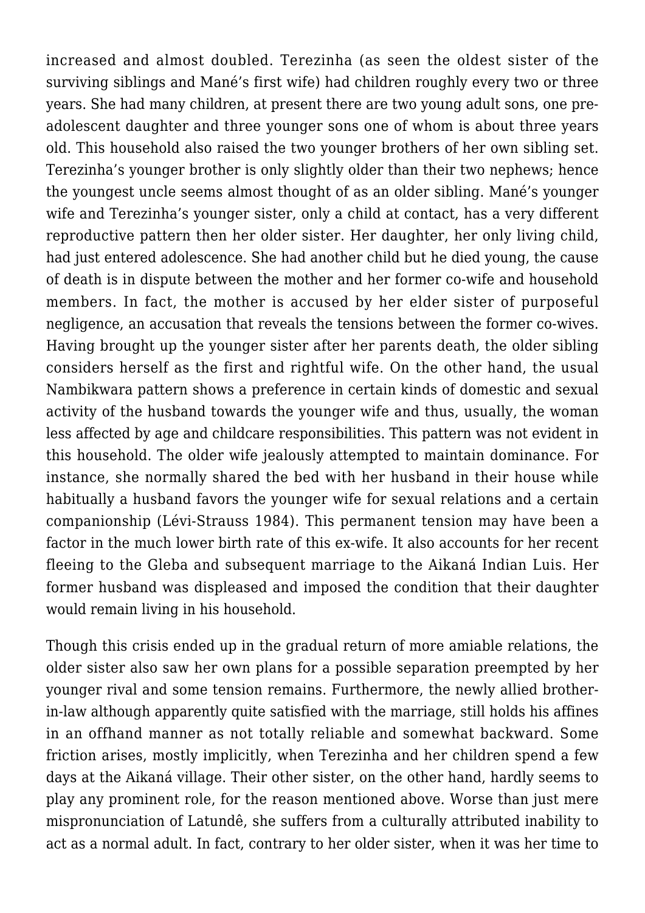increased and almost doubled. Terezinha (as seen the oldest sister of the surviving siblings and Mané's first wife) had children roughly every two or three years. She had many children, at present there are two young adult sons, one pre-adolescent daughter and three younger sons one of whom is about three years old. This household also raised the two younger brothers of her own sibling set. Terezinha's younger brother is only slightly older than their two nephews; hence the youngest uncle seems almost thought of as an older sibling. Mané's younger wife and Terezinha's younger sister, only a child at contact, has a very different reproductive pattern then her older sister. Her daughter, her only living child, had just entered adolescence. She had another child but he died young, the cause of death is in dispute between the mother and her former co-wife and household members. In fact, the mother is accused by her elder sister of purposeful negligence, an accusation that reveals the tensions between the former co-wives. Having brought up the younger sister after her parents death, the older sibling considers herself as the first and rightful wife. On the other hand, the usual Nambikwara pattern shows a preference in certain kinds of domestic and sexual activity of the husband towards the younger wife and thus, usually, the woman less affected by age and childcare responsibilities. This pattern was not evident in this household. The older wife jealously attempted to maintain dominance. For instance, she normally shared the bed with her husband in their house while habitually a husband favors the younger wife for sexual relations and a certain companionship (Lévi-Strauss 1984). This permanent tension may have been a factor in the much lower birth rate of this ex-wife. It also accounts for her recent fleeing to the Gleba and subsequent marriage to the Aikaná Indian Luis. Her former husband was displeased and imposed the condition that their daughter would remain living in his household.

Though this crisis ended up in the gradual return of more amiable relations, the older sister also saw her own plans for a possible separation preempted by her younger rival and some tension remains. Furthermore, the newly allied brother-in-law although apparently quite satisfied with the marriage, still holds his affines in an offhand manner as not totally reliable and somewhat backward. Some friction arises, mostly implicitly, when Terezinha and her children spend a few days at the Aikaná village. Their other sister, on the other hand, hardly seems to play any prominent role, for the reason mentioned above. Worse than just mere mispronunciation of Latundê, she suffers from a culturally attributed inability to act as a normal adult. In fact, contrary to her older sister, when it was her time to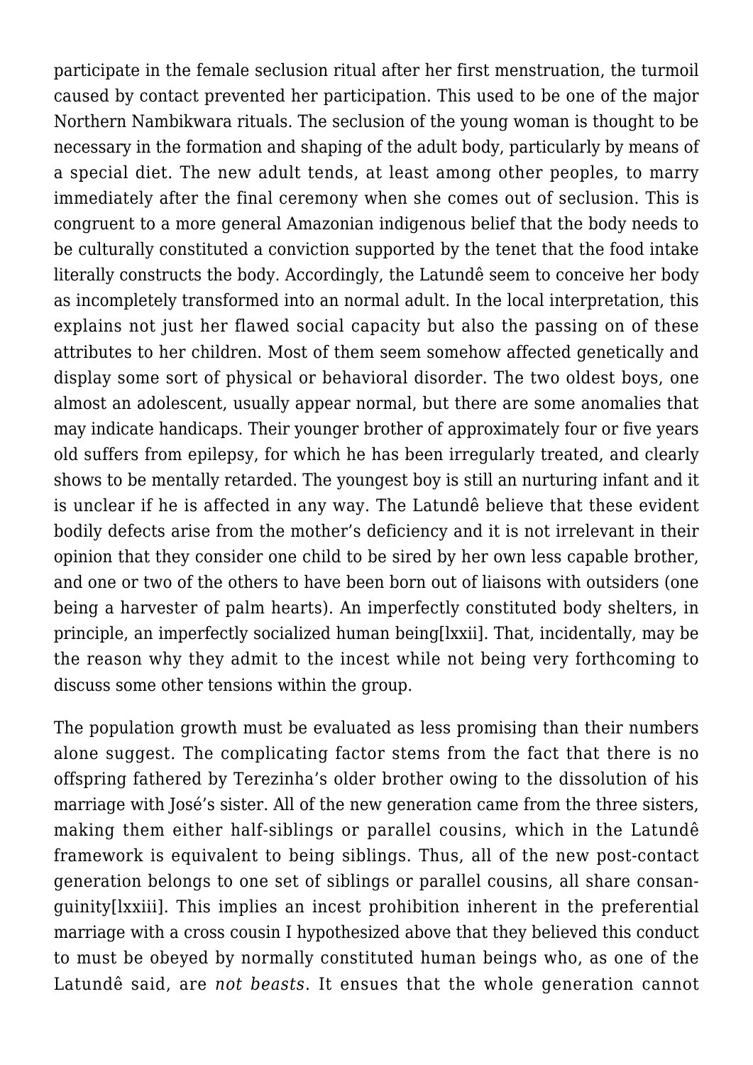participate in the female seclusion ritual after her first menstruation, the turmoil caused by contact prevented her participation. This used to be one of the major Northern Nambikwara rituals. The seclusion of the young woman is thought to be necessary in the formation and shaping of the adult body, particularly by means of a special diet. The new adult tends, at least among other peoples, to marry immediately after the final ceremony when she comes out of seclusion. This is congruent to a more general Amazonian indigenous belief that the body needs to be culturally constituted a conviction supported by the tenet that the food intake literally constructs the body. Accordingly, the Latundê seem to conceive her body as incompletely transformed into an normal adult. In the local interpretation, this explains not just her flawed social capacity but also the passing on of these attributes to her children. Most of them seem somehow affected genetically and display some sort of physical or behavioral disorder. The two oldest boys, one almost an adolescent, usually appear normal, but there are some anomalies that may indicate handicaps. Their younger brother of approximately four or five years old suffers from epilepsy, for which he has been irregularly treated, and clearly shows to be mentally retarded. The youngest boy is still an nurturing infant and it is unclear if he is affected in any way. The Latundê believe that these evident bodily defects arise from the mother's deficiency and it is not irrelevant in their opinion that they consider one child to be sired by her own less capable brother, and one or two of the others to have been born out of liaisons with outsiders (one being a harvester of palm hearts). An imperfectly constituted body shelters, in principle, an imperfectly socialized human being[lxxii]. That, incidentally, may be the reason why they admit to the incest while not being very forthcoming to discuss some other tensions within the group.

The population growth must be evaluated as less promising than their numbers alone suggest. The complicating factor stems from the fact that there is no offspring fathered by Terezinha's older brother owing to the dissolution of his marriage with José's sister. All of the new generation came from the three sisters, making them either half-siblings or parallel cousins, which in the Latundê framework is equivalent to being siblings. Thus, all of the new post-contact generation belongs to one set of siblings or parallel cousins, all share consanguinity[lxxiii]. This implies an incest prohibition inherent in the preferential marriage with a cross cousin I hypothesized above that they believed this conduct to must be obeyed by normally constituted human beings who, as one of the Latundê said, are *not beasts*. It ensues that the whole generation cannot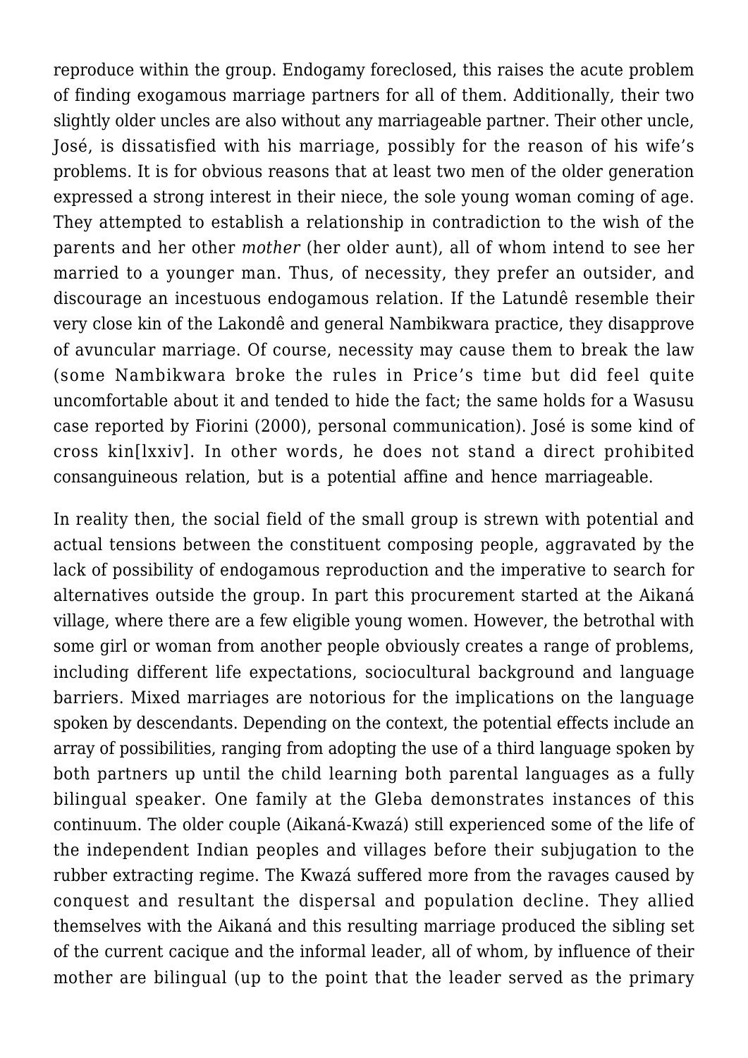reproduce within the group. Endogamy foreclosed, this raises the acute problem of finding exogamous marriage partners for all of them. Additionally, their two slightly older uncles are also without any marriageable partner. Their other uncle, José, is dissatisfied with his marriage, possibly for the reason of his wife's problems. It is for obvious reasons that at least two men of the older generation expressed a strong interest in their niece, the sole young woman coming of age. They attempted to establish a relationship in contradiction to the wish of the parents and her other *mother* (her older aunt), all of whom intend to see her married to a younger man. Thus, of necessity, they prefer an outsider, and discourage an incestuous endogamous relation. If the Latundê resemble their very close kin of the Lakondê and general Nambikwara practice, they disapprove of avuncular marriage. Of course, necessity may cause them to break the law (some Nambikwara broke the rules in Price's time but did feel quite uncomfortable about it and tended to hide the fact; the same holds for a Wasusu case reported by Fiorini (2000), personal communication). José is some kind of cross kin[lxxiv]. In other words, he does not stand a direct prohibited consanguineous relation, but is a potential affine and hence marriageable.

In reality then, the social field of the small group is strewn with potential and actual tensions between the constituent composing people, aggravated by the lack of possibility of endogamous reproduction and the imperative to search for alternatives outside the group. In part this procurement started at the Aikaná village, where there are a few eligible young women. However, the betrothal with some girl or woman from another people obviously creates a range of problems, including different life expectations, sociocultural background and language barriers. Mixed marriages are notorious for the implications on the language spoken by descendants. Depending on the context, the potential effects include an array of possibilities, ranging from adopting the use of a third language spoken by both partners up until the child learning both parental languages as a fully bilingual speaker. One family at the Gleba demonstrates instances of this continuum. The older couple (Aikaná-Kwazá) still experienced some of the life of the independent Indian peoples and villages before their subjugation to the rubber extracting regime. The Kwazá suffered more from the ravages caused by conquest and resultant the dispersal and population decline. They allied themselves with the Aikaná and this resulting marriage produced the sibling set of the current cacique and the informal leader, all of whom, by influence of their mother are bilingual (up to the point that the leader served as the primary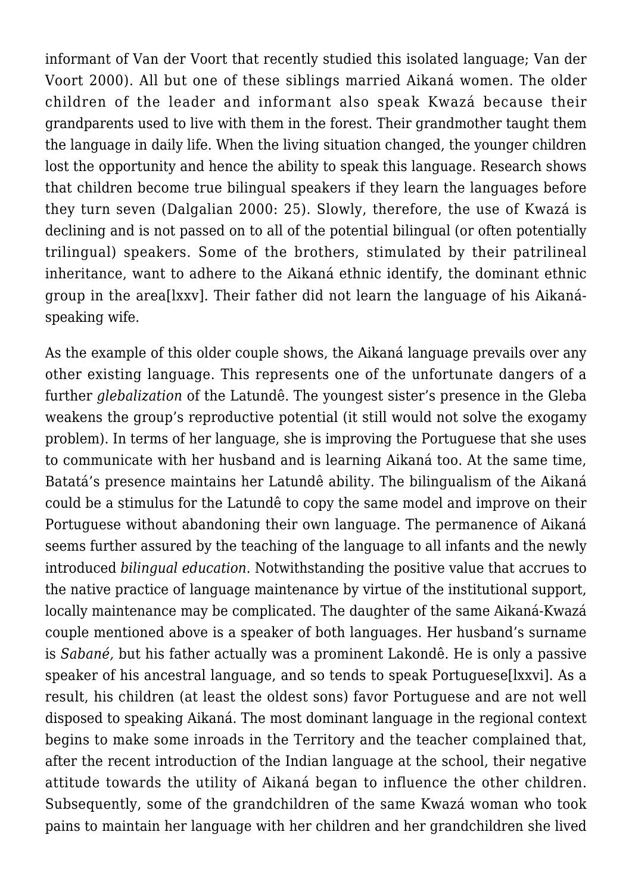informant of Van der Voort that recently studied this isolated language; Van der Voort 2000). All but one of these siblings married Aikaná women. The older children of the leader and informant also speak Kwazá because their grandparents used to live with them in the forest. Their grandmother taught them the language in daily life. When the living situation changed, the younger children lost the opportunity and hence the ability to speak this language. Research shows that children become true bilingual speakers if they learn the languages before they turn seven (Dalgalian 2000: 25). Slowly, therefore, the use of Kwazá is declining and is not passed on to all of the potential bilingual (or often potentially trilingual) speakers. Some of the brothers, stimulated by their patrilineal inheritance, want to adhere to the Aikaná ethnic identify, the dominant ethnic group in the area[lxxv]. Their father did not learn the language of his Aikaná-speaking wife.

As the example of this older couple shows, the Aikaná language prevails over any other existing language. This represents one of the unfortunate dangers of a further *glebalization* of the Latundê. The youngest sister's presence in the Gleba weakens the group's reproductive potential (it still would not solve the exogamy problem). In terms of her language, she is improving the Portuguese that she uses to communicate with her husband and is learning Aikaná too. At the same time, Batatá's presence maintains her Latundê ability. The bilingualism of the Aikaná could be a stimulus for the Latundê to copy the same model and improve on their Portuguese without abandoning their own language. The permanence of Aikaná seems further assured by the teaching of the language to all infants and the newly introduced *bilingual education*. Notwithstanding the positive value that accrues to the native practice of language maintenance by virtue of the institutional support, locally maintenance may be complicated. The daughter of the same Aikaná-Kwazá couple mentioned above is a speaker of both languages. Her husband's surname is *Sabané,* but his father actually was a prominent Lakondê. He is only a passive speaker of his ancestral language, and so tends to speak Portuguese[lxxvi]. As a result, his children (at least the oldest sons) favor Portuguese and are not well disposed to speaking Aikaná. The most dominant language in the regional context begins to make some inroads in the Territory and the teacher complained that, after the recent introduction of the Indian language at the school, their negative attitude towards the utility of Aikaná began to influence the other children. Subsequently, some of the grandchildren of the same Kwazá woman who took pains to maintain her language with her children and her grandchildren she lived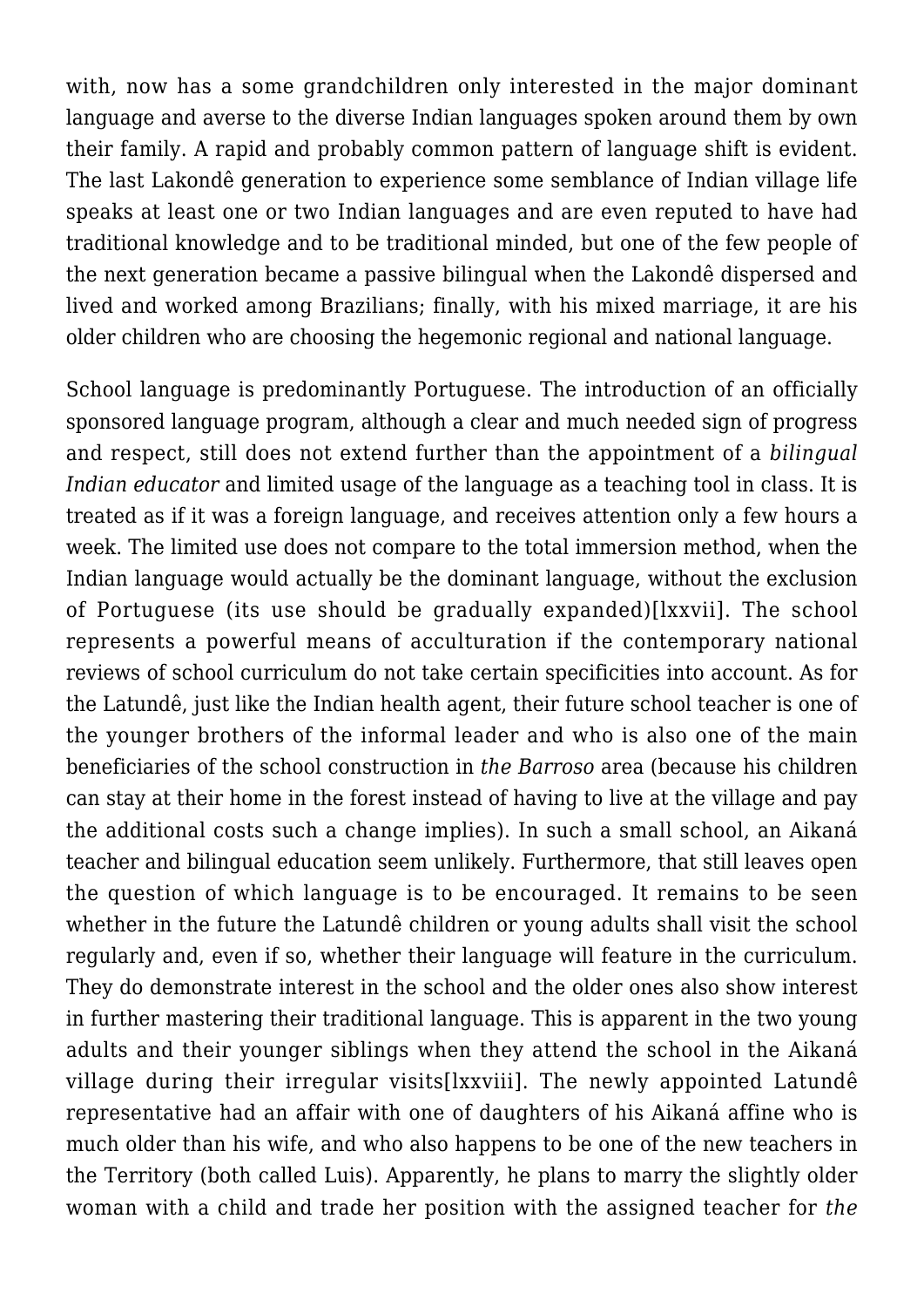with, now has a some grandchildren only interested in the major dominant language and averse to the diverse Indian languages spoken around them by own their family. A rapid and probably common pattern of language shift is evident. The last Lakondê generation to experience some semblance of Indian village life speaks at least one or two Indian languages and are even reputed to have had traditional knowledge and to be traditional minded, but one of the few people of the next generation became a passive bilingual when the Lakondê dispersed and lived and worked among Brazilians; finally, with his mixed marriage, it are his older children who are choosing the hegemonic regional and national language.

School language is predominantly Portuguese. The introduction of an officially sponsored language program, although a clear and much needed sign of progress and respect, still does not extend further than the appointment of a *bilingual Indian educator* and limited usage of the language as a teaching tool in class. It is treated as if it was a foreign language, and receives attention only a few hours a week. The limited use does not compare to the total immersion method, when the Indian language would actually be the dominant language, without the exclusion of Portuguese (its use should be gradually expanded)[lxxvii]. The school represents a powerful means of acculturation if the contemporary national reviews of school curriculum do not take certain specificities into account. As for the Latundê, just like the Indian health agent, their future school teacher is one of the younger brothers of the informal leader and who is also one of the main beneficiaries of the school construction in *the Barroso* area (because his children can stay at their home in the forest instead of having to live at the village and pay the additional costs such a change implies). In such a small school, an Aikaná teacher and bilingual education seem unlikely. Furthermore, that still leaves open the question of which language is to be encouraged. It remains to be seen whether in the future the Latundê children or young adults shall visit the school regularly and, even if so, whether their language will feature in the curriculum. They do demonstrate interest in the school and the older ones also show interest in further mastering their traditional language. This is apparent in the two young adults and their younger siblings when they attend the school in the Aikaná village during their irregular visits[lxxviii]. The newly appointed Latundê representative had an affair with one of daughters of his Aikaná affine who is much older than his wife, and who also happens to be one of the new teachers in the Territory (both called Luis). Apparently, he plans to marry the slightly older woman with a child and trade her position with the assigned teacher for *the*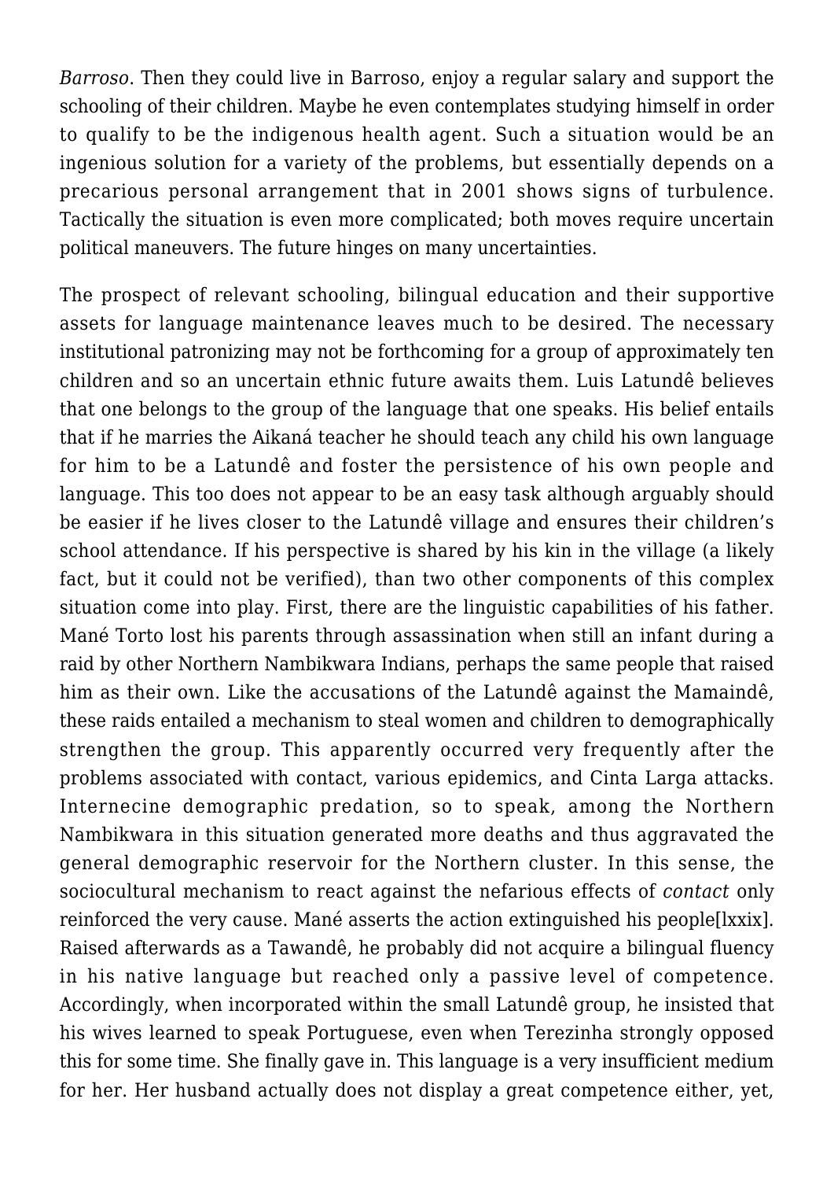*Barroso*. Then they could live in Barroso, enjoy a regular salary and support the schooling of their children. Maybe he even contemplates studying himself in order to qualify to be the indigenous health agent. Such a situation would be an ingenious solution for a variety of the problems, but essentially depends on a precarious personal arrangement that in 2001 shows signs of turbulence. Tactically the situation is even more complicated; both moves require uncertain political maneuvers. The future hinges on many uncertainties.

The prospect of relevant schooling, bilingual education and their supportive assets for language maintenance leaves much to be desired. The necessary institutional patronizing may not be forthcoming for a group of approximately ten children and so an uncertain ethnic future awaits them. Luis Latundê believes that one belongs to the group of the language that one speaks. His belief entails that if he marries the Aikaná teacher he should teach any child his own language for him to be a Latundê and foster the persistence of his own people and language. This too does not appear to be an easy task although arguably should be easier if he lives closer to the Latundê village and ensures their children's school attendance. If his perspective is shared by his kin in the village (a likely fact, but it could not be verified), than two other components of this complex situation come into play. First, there are the linguistic capabilities of his father. Mané Torto lost his parents through assassination when still an infant during a raid by other Northern Nambikwara Indians, perhaps the same people that raised him as their own. Like the accusations of the Latundê against the Mamaindê, these raids entailed a mechanism to steal women and children to demographically strengthen the group. This apparently occurred very frequently after the problems associated with contact, various epidemics, and Cinta Larga attacks. Internecine demographic predation, so to speak, among the Northern Nambikwara in this situation generated more deaths and thus aggravated the general demographic reservoir for the Northern cluster. In this sense, the sociocultural mechanism to react against the nefarious effects of *contact* only reinforced the very cause. Mané asserts the action extinguished his people[lxxix]. Raised afterwards as a Tawandê, he probably did not acquire a bilingual fluency in his native language but reached only a passive level of competence. Accordingly, when incorporated within the small Latundê group, he insisted that his wives learned to speak Portuguese, even when Terezinha strongly opposed this for some time. She finally gave in. This language is a very insufficient medium for her. Her husband actually does not display a great competence either, yet,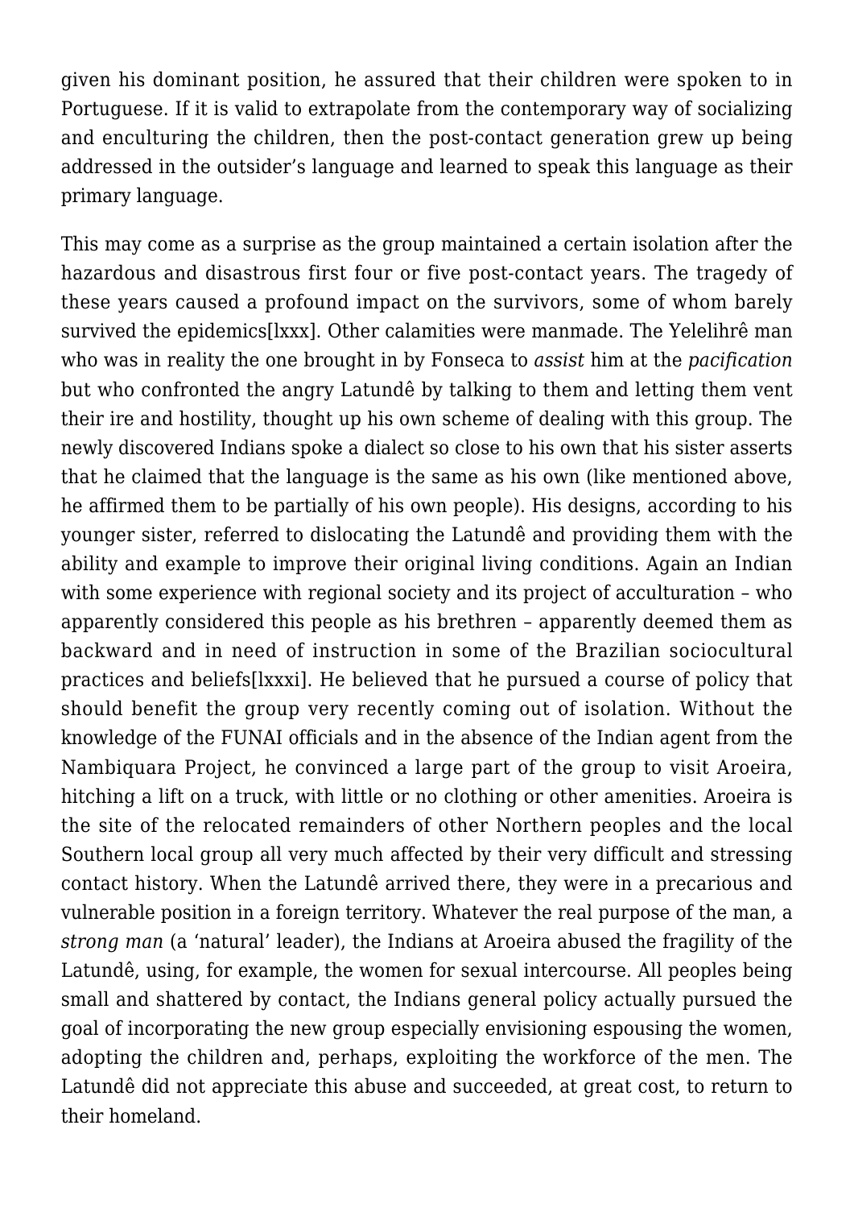given his dominant position, he assured that their children were spoken to in Portuguese. If it is valid to extrapolate from the contemporary way of socializing and enculturing the children, then the post-contact generation grew up being addressed in the outsider's language and learned to speak this language as their primary language.

This may come as a surprise as the group maintained a certain isolation after the hazardous and disastrous first four or five post-contact years. The tragedy of these years caused a profound impact on the survivors, some of whom barely survived the epidemics[lxxx]. Other calamities were manmade. The Yelelihrê man who was in reality the one brought in by Fonseca to *assist* him at the *pacification* but who confronted the angry Latundê by talking to them and letting them vent their ire and hostility, thought up his own scheme of dealing with this group. The newly discovered Indians spoke a dialect so close to his own that his sister asserts that he claimed that the language is the same as his own (like mentioned above, he affirmed them to be partially of his own people). His designs, according to his younger sister, referred to dislocating the Latundê and providing them with the ability and example to improve their original living conditions. Again an Indian with some experience with regional society and its project of acculturation – who apparently considered this people as his brethren – apparently deemed them as backward and in need of instruction in some of the Brazilian sociocultural practices and beliefs[lxxxi]. He believed that he pursued a course of policy that should benefit the group very recently coming out of isolation. Without the knowledge of the FUNAI officials and in the absence of the Indian agent from the Nambiquara Project, he convinced a large part of the group to visit Aroeira, hitching a lift on a truck, with little or no clothing or other amenities. Aroeira is the site of the relocated remainders of other Northern peoples and the local Southern local group all very much affected by their very difficult and stressing contact history. When the Latundê arrived there, they were in a precarious and vulnerable position in a foreign territory. Whatever the real purpose of the man, a *strong man* (a 'natural' leader), the Indians at Aroeira abused the fragility of the Latundê, using, for example, the women for sexual intercourse. All peoples being small and shattered by contact, the Indians general policy actually pursued the goal of incorporating the new group especially envisioning espousing the women, adopting the children and, perhaps, exploiting the workforce of the men. The Latundê did not appreciate this abuse and succeeded, at great cost, to return to their homeland.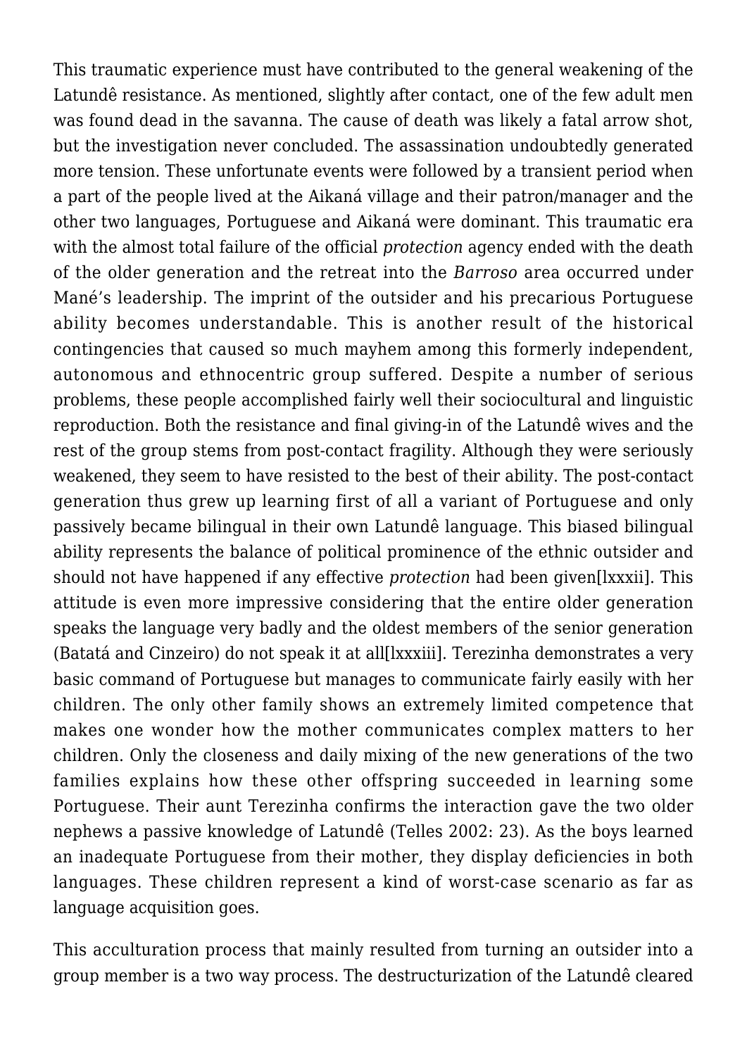This traumatic experience must have contributed to the general weakening of the Latundê resistance. As mentioned, slightly after contact, one of the few adult men was found dead in the savanna. The cause of death was likely a fatal arrow shot, but the investigation never concluded. The assassination undoubtedly generated more tension. These unfortunate events were followed by a transient period when a part of the people lived at the Aikaná village and their patron/manager and the other two languages, Portuguese and Aikaná were dominant. This traumatic era with the almost total failure of the official *protection* agency ended with the death of the older generation and the retreat into the *Barroso* area occurred under Mané's leadership. The imprint of the outsider and his precarious Portuguese ability becomes understandable. This is another result of the historical contingencies that caused so much mayhem among this formerly independent, autonomous and ethnocentric group suffered. Despite a number of serious problems, these people accomplished fairly well their sociocultural and linguistic reproduction. Both the resistance and final giving-in of the Latundê wives and the rest of the group stems from post-contact fragility. Although they were seriously weakened, they seem to have resisted to the best of their ability. The post-contact generation thus grew up learning first of all a variant of Portuguese and only passively became bilingual in their own Latundê language. This biased bilingual ability represents the balance of political prominence of the ethnic outsider and should not have happened if any effective *protection* had been given[lxxxii]. This attitude is even more impressive considering that the entire older generation speaks the language very badly and the oldest members of the senior generation (Batatá and Cinzeiro) do not speak it at all[lxxxiii]. Terezinha demonstrates a very basic command of Portuguese but manages to communicate fairly easily with her children. The only other family shows an extremely limited competence that makes one wonder how the mother communicates complex matters to her children. Only the closeness and daily mixing of the new generations of the two families explains how these other offspring succeeded in learning some Portuguese. Their aunt Terezinha confirms the interaction gave the two older nephews a passive knowledge of Latundê (Telles 2002: 23). As the boys learned an inadequate Portuguese from their mother, they display deficiencies in both languages. These children represent a kind of worst-case scenario as far as language acquisition goes.

This acculturation process that mainly resulted from turning an outsider into a group member is a two way process. The destructurization of the Latundê cleared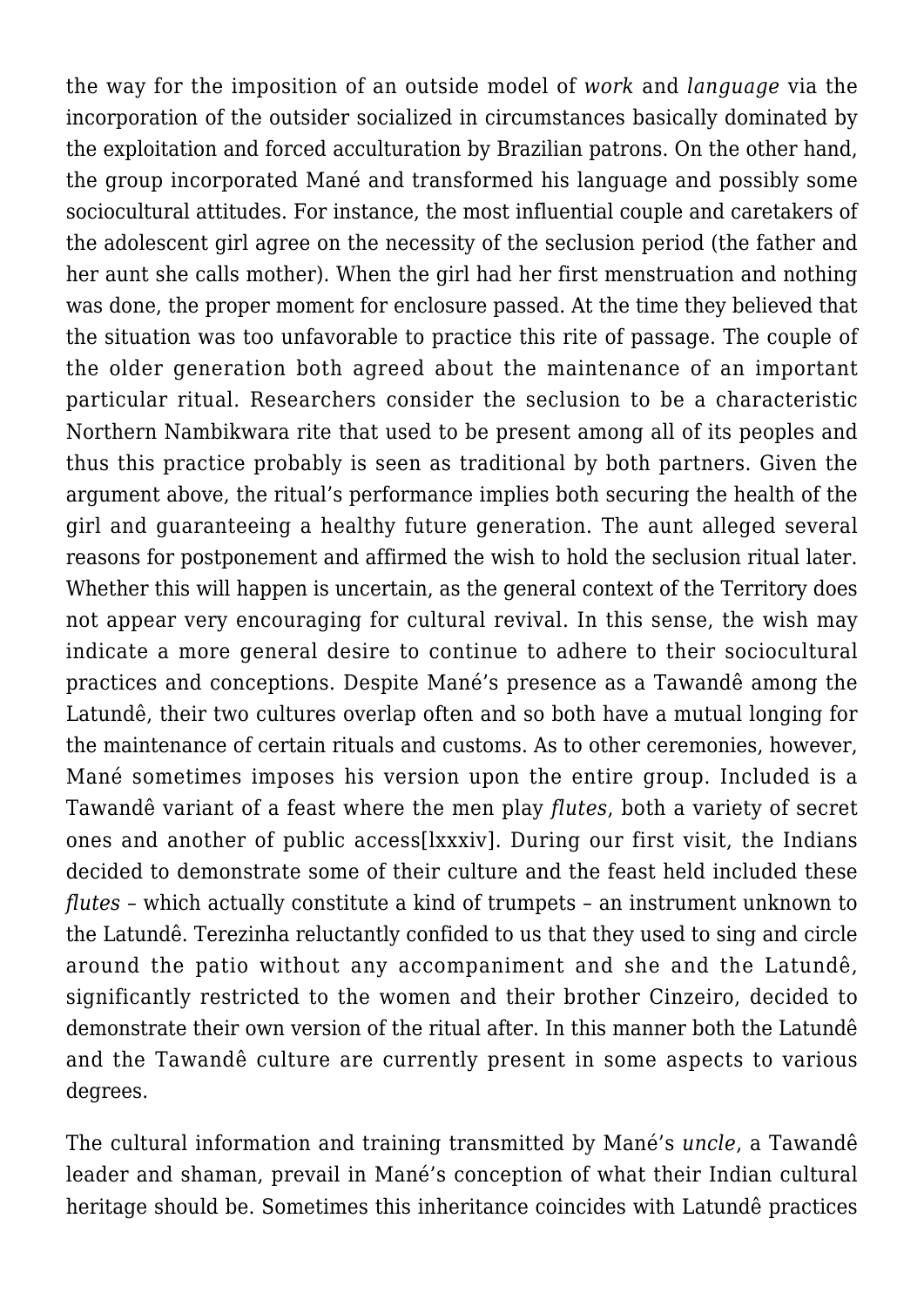the way for the imposition of an outside model of *work* and *language* via the incorporation of the outsider socialized in circumstances basically dominated by the exploitation and forced acculturation by Brazilian patrons. On the other hand, the group incorporated Mané and transformed his language and possibly some sociocultural attitudes. For instance, the most influential couple and caretakers of the adolescent girl agree on the necessity of the seclusion period (the father and her aunt she calls mother). When the girl had her first menstruation and nothing was done, the proper moment for enclosure passed. At the time they believed that the situation was too unfavorable to practice this rite of passage. The couple of the older generation both agreed about the maintenance of an important particular ritual. Researchers consider the seclusion to be a characteristic Northern Nambikwara rite that used to be present among all of its peoples and thus this practice probably is seen as traditional by both partners. Given the argument above, the ritual's performance implies both securing the health of the girl and guaranteeing a healthy future generation. The aunt alleged several reasons for postponement and affirmed the wish to hold the seclusion ritual later. Whether this will happen is uncertain, as the general context of the Territory does not appear very encouraging for cultural revival. In this sense, the wish may indicate a more general desire to continue to adhere to their sociocultural practices and conceptions. Despite Mané's presence as a Tawandê among the Latundê, their two cultures overlap often and so both have a mutual longing for the maintenance of certain rituals and customs. As to other ceremonies, however, Mané sometimes imposes his version upon the entire group. Included is a Tawandê variant of a feast where the men play *flutes*, both a variety of secret ones and another of public access[lxxxiv]. During our first visit, the Indians decided to demonstrate some of their culture and the feast held included these *flutes* – which actually constitute a kind of trumpets – an instrument unknown to the Latundê. Terezinha reluctantly confided to us that they used to sing and circle around the patio without any accompaniment and she and the Latundê, significantly restricted to the women and their brother Cinzeiro, decided to demonstrate their own version of the ritual after. In this manner both the Latundê and the Tawandê culture are currently present in some aspects to various degrees.

The cultural information and training transmitted by Mané's *uncle*, a Tawandê leader and shaman, prevail in Mané's conception of what their Indian cultural heritage should be. Sometimes this inheritance coincides with Latundê practices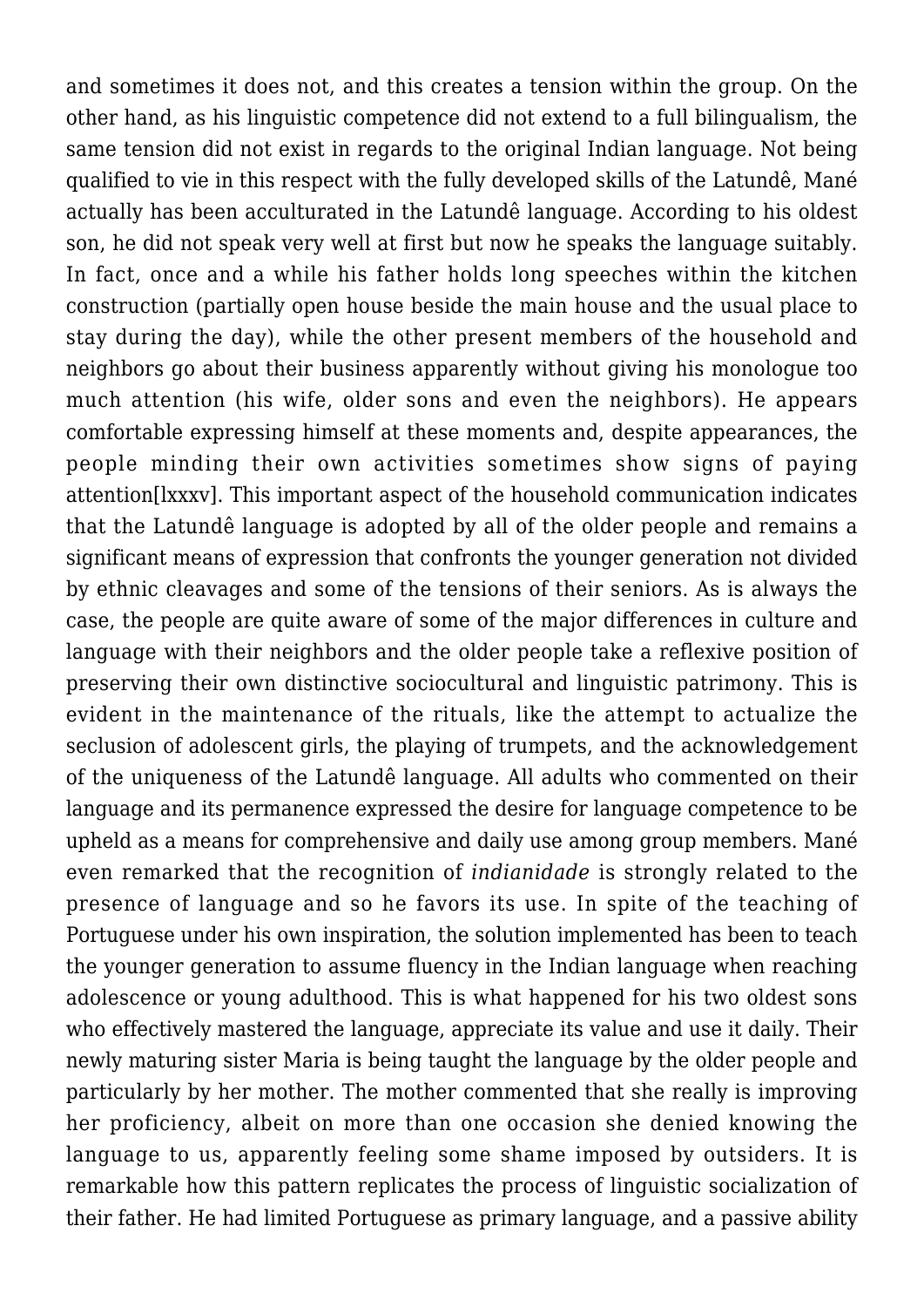and sometimes it does not, and this creates a tension within the group. On the other hand, as his linguistic competence did not extend to a full bilingualism, the same tension did not exist in regards to the original Indian language. Not being qualified to vie in this respect with the fully developed skills of the Latundê, Mané actually has been acculturated in the Latundê language. According to his oldest son, he did not speak very well at first but now he speaks the language suitably. In fact, once and a while his father holds long speeches within the kitchen construction (partially open house beside the main house and the usual place to stay during the day), while the other present members of the household and neighbors go about their business apparently without giving his monologue too much attention (his wife, older sons and even the neighbors). He appears comfortable expressing himself at these moments and, despite appearances, the people minding their own activities sometimes show signs of paying attention[lxxxv]. This important aspect of the household communication indicates that the Latundê language is adopted by all of the older people and remains a significant means of expression that confronts the younger generation not divided by ethnic cleavages and some of the tensions of their seniors. As is always the case, the people are quite aware of some of the major differences in culture and language with their neighbors and the older people take a reflexive position of preserving their own distinctive sociocultural and linguistic patrimony. This is evident in the maintenance of the rituals, like the attempt to actualize the seclusion of adolescent girls, the playing of trumpets, and the acknowledgement of the uniqueness of the Latundê language. All adults who commented on their language and its permanence expressed the desire for language competence to be upheld as a means for comprehensive and daily use among group members. Mané even remarked that the recognition of *indianidade* is strongly related to the presence of language and so he favors its use. In spite of the teaching of Portuguese under his own inspiration, the solution implemented has been to teach the younger generation to assume fluency in the Indian language when reaching adolescence or young adulthood. This is what happened for his two oldest sons who effectively mastered the language, appreciate its value and use it daily. Their newly maturing sister Maria is being taught the language by the older people and particularly by her mother. The mother commented that she really is improving her proficiency, albeit on more than one occasion she denied knowing the language to us, apparently feeling some shame imposed by outsiders. It is remarkable how this pattern replicates the process of linguistic socialization of their father. He had limited Portuguese as primary language, and a passive ability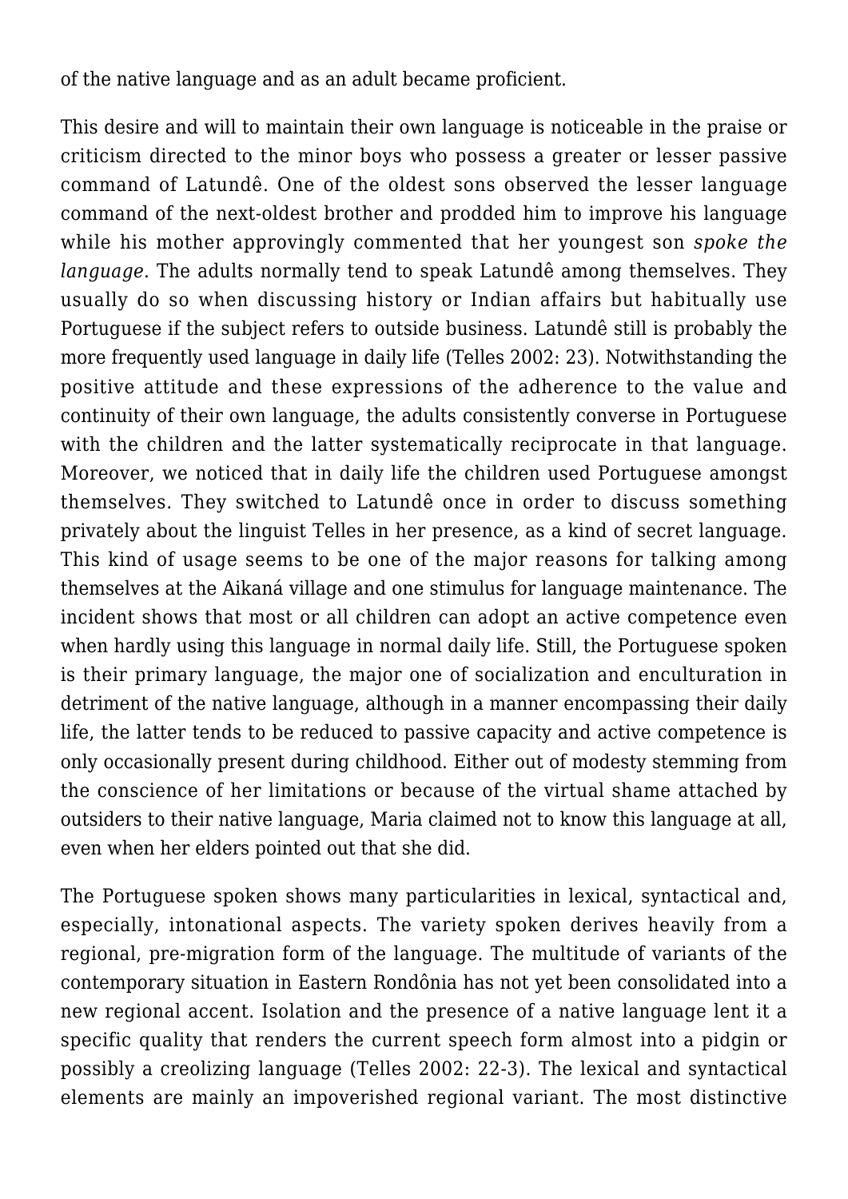of the native language and as an adult became proficient.

This desire and will to maintain their own language is noticeable in the praise or criticism directed to the minor boys who possess a greater or lesser passive command of Latundê. One of the oldest sons observed the lesser language command of the next-oldest brother and prodded him to improve his language while his mother approvingly commented that her youngest son *spoke the language*. The adults normally tend to speak Latundê among themselves. They usually do so when discussing history or Indian affairs but habitually use Portuguese if the subject refers to outside business. Latundê still is probably the more frequently used language in daily life (Telles 2002: 23). Notwithstanding the positive attitude and these expressions of the adherence to the value and continuity of their own language, the adults consistently converse in Portuguese with the children and the latter systematically reciprocate in that language. Moreover, we noticed that in daily life the children used Portuguese amongst themselves. They switched to Latundê once in order to discuss something privately about the linguist Telles in her presence, as a kind of secret language. This kind of usage seems to be one of the major reasons for talking among themselves at the Aikaná village and one stimulus for language maintenance. The incident shows that most or all children can adopt an active competence even when hardly using this language in normal daily life. Still, the Portuguese spoken is their primary language, the major one of socialization and enculturation in detriment of the native language, although in a manner encompassing their daily life, the latter tends to be reduced to passive capacity and active competence is only occasionally present during childhood. Either out of modesty stemming from the conscience of her limitations or because of the virtual shame attached by outsiders to their native language, Maria claimed not to know this language at all, even when her elders pointed out that she did.

The Portuguese spoken shows many particularities in lexical, syntactical and, especially, intonational aspects. The variety spoken derives heavily from a regional, pre-migration form of the language. The multitude of variants of the contemporary situation in Eastern Rondônia has not yet been consolidated into a new regional accent. Isolation and the presence of a native language lent it a specific quality that renders the current speech form almost into a pidgin or possibly a creolizing language (Telles 2002: 22-3). The lexical and syntactical elements are mainly an impoverished regional variant. The most distinctive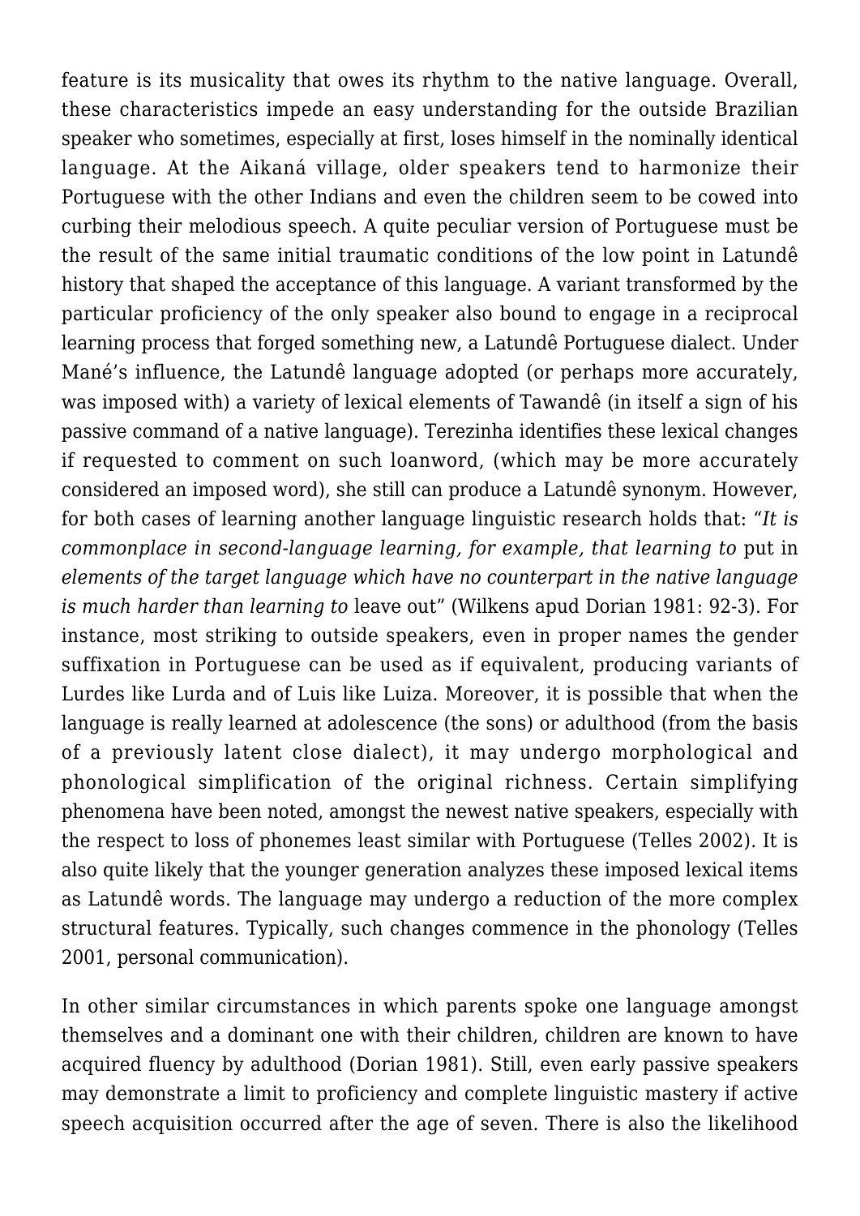feature is its musicality that owes its rhythm to the native language. Overall, these characteristics impede an easy understanding for the outside Brazilian speaker who sometimes, especially at first, loses himself in the nominally identical language. At the Aikaná village, older speakers tend to harmonize their Portuguese with the other Indians and even the children seem to be cowed into curbing their melodious speech. A quite peculiar version of Portuguese must be the result of the same initial traumatic conditions of the low point in Latundê history that shaped the acceptance of this language. A variant transformed by the particular proficiency of the only speaker also bound to engage in a reciprocal learning process that forged something new, a Latundê Portuguese dialect. Under Mané's influence, the Latundê language adopted (or perhaps more accurately, was imposed with) a variety of lexical elements of Tawandê (in itself a sign of his passive command of a native language). Terezinha identifies these lexical changes if requested to comment on such loanword, (which may be more accurately considered an imposed word), she still can produce a Latundê synonym. However, for both cases of learning another language linguistic research holds that: "*It is commonplace in second-language learning, for example, that learning to* put in *elements of the target language which have no counterpart in the native language is much harder than learning to* leave out" (Wilkens apud Dorian 1981: 92-3). For instance, most striking to outside speakers, even in proper names the gender suffixation in Portuguese can be used as if equivalent, producing variants of Lurdes like Lurda and of Luis like Luiza. Moreover, it is possible that when the language is really learned at adolescence (the sons) or adulthood (from the basis of a previously latent close dialect), it may undergo morphological and phonological simplification of the original richness. Certain simplifying phenomena have been noted, amongst the newest native speakers, especially with the respect to loss of phonemes least similar with Portuguese (Telles 2002). It is also quite likely that the younger generation analyzes these imposed lexical items as Latundê words. The language may undergo a reduction of the more complex structural features. Typically, such changes commence in the phonology (Telles 2001, personal communication).

In other similar circumstances in which parents spoke one language amongst themselves and a dominant one with their children, children are known to have acquired fluency by adulthood (Dorian 1981). Still, even early passive speakers may demonstrate a limit to proficiency and complete linguistic mastery if active speech acquisition occurred after the age of seven. There is also the likelihood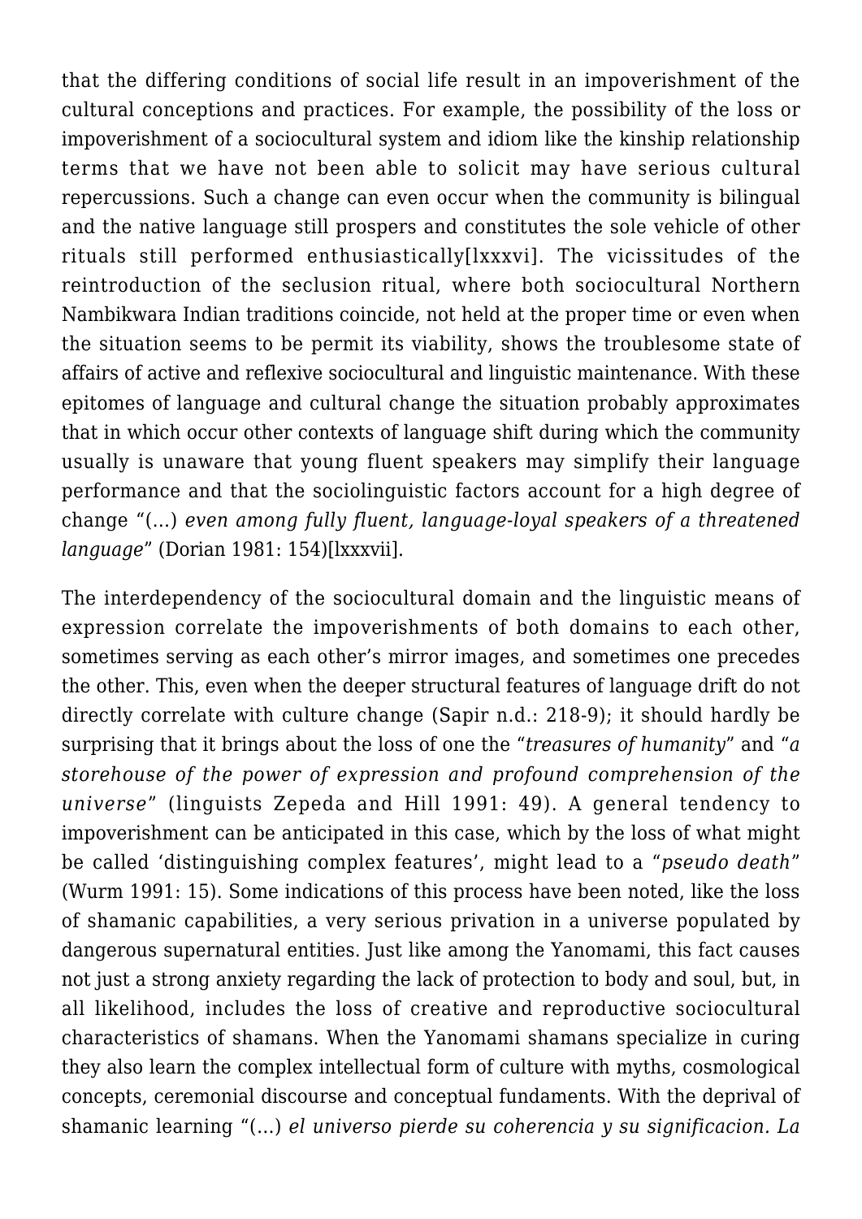that the differing conditions of social life result in an impoverishment of the cultural conceptions and practices. For example, the possibility of the loss or impoverishment of a sociocultural system and idiom like the kinship relationship terms that we have not been able to solicit may have serious cultural repercussions. Such a change can even occur when the community is bilingual and the native language still prospers and constitutes the sole vehicle of other rituals still performed enthusiastically[lxxxvi]. The vicissitudes of the reintroduction of the seclusion ritual, where both sociocultural Northern Nambikwara Indian traditions coincide, not held at the proper time or even when the situation seems to be permit its viability, shows the troublesome state of affairs of active and reflexive sociocultural and linguistic maintenance. With these epitomes of language and cultural change the situation probably approximates that in which occur other contexts of language shift during which the community usually is unaware that young fluent speakers may simplify their language performance and that the sociolinguistic factors account for a high degree of change "(…) *even among fully fluent, language-loyal speakers of a threatened language*" (Dorian 1981: 154)[lxxxvii].

The interdependency of the sociocultural domain and the linguistic means of expression correlate the impoverishments of both domains to each other, sometimes serving as each other's mirror images, and sometimes one precedes the other. This, even when the deeper structural features of language drift do not directly correlate with culture change (Sapir n.d.: 218-9); it should hardly be surprising that it brings about the loss of one the "*treasures of humanity*" and "*a storehouse of the power of expression and profound comprehension of the universe*" (linguists Zepeda and Hill 1991: 49). A general tendency to impoverishment can be anticipated in this case, which by the loss of what might be called 'distinguishing complex features', might lead to a "*pseudo death*" (Wurm 1991: 15). Some indications of this process have been noted, like the loss of shamanic capabilities, a very serious privation in a universe populated by dangerous supernatural entities. Just like among the Yanomami, this fact causes not just a strong anxiety regarding the lack of protection to body and soul, but, in all likelihood, includes the loss of creative and reproductive sociocultural characteristics of shamans. When the Yanomami shamans specialize in curing they also learn the complex intellectual form of culture with myths, cosmological concepts, ceremonial discourse and conceptual fundaments. With the deprival of shamanic learning "(…) *el universo pierde su coherencia y su significacion. La*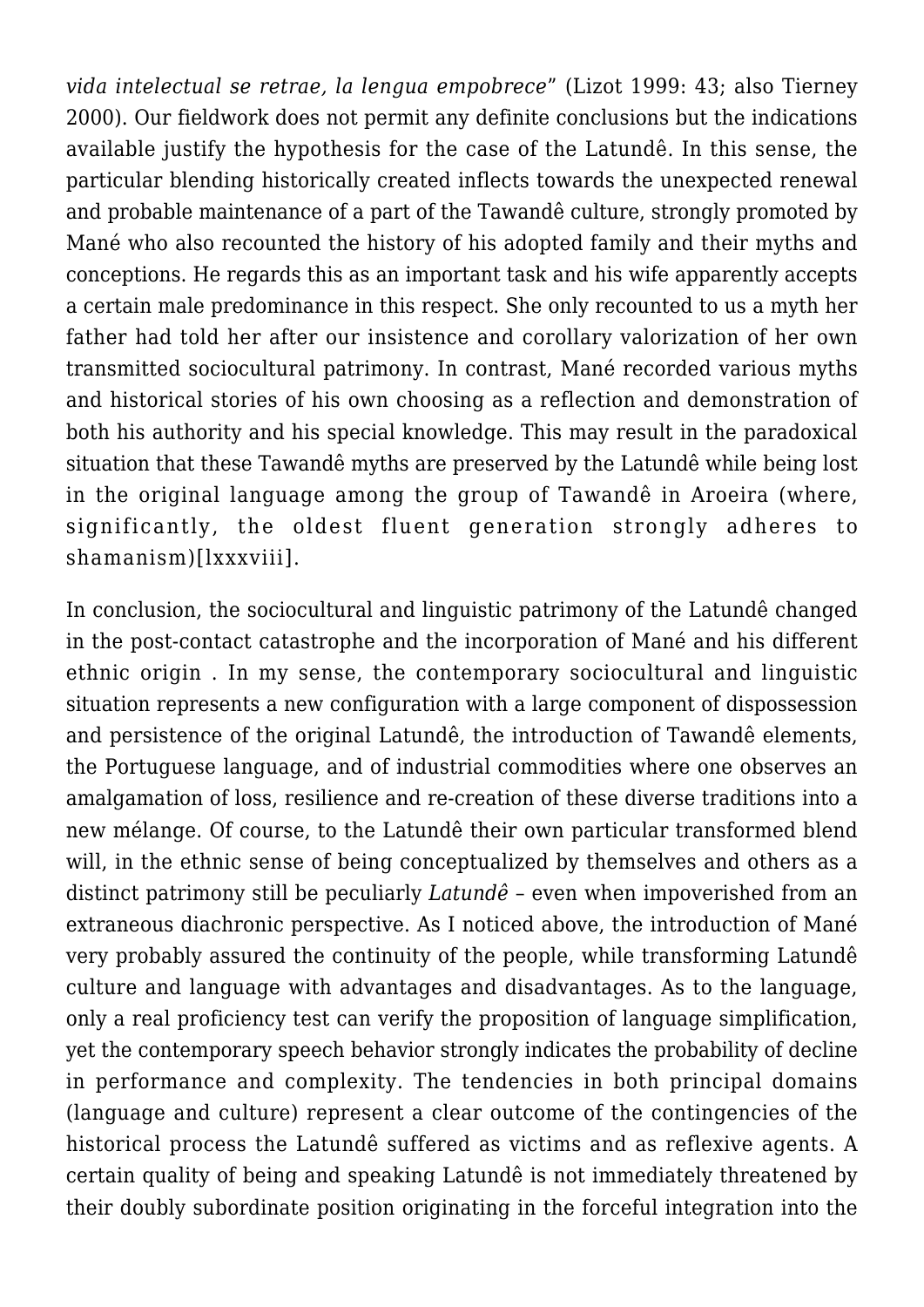*vida intelectual se retrae, la lengua empobrece*" (Lizot 1999: 43; also Tierney 2000). Our fieldwork does not permit any definite conclusions but the indications available justify the hypothesis for the case of the Latundê. In this sense, the particular blending historically created inflects towards the unexpected renewal and probable maintenance of a part of the Tawandê culture, strongly promoted by Mané who also recounted the history of his adopted family and their myths and conceptions. He regards this as an important task and his wife apparently accepts a certain male predominance in this respect. She only recounted to us a myth her father had told her after our insistence and corollary valorization of her own transmitted sociocultural patrimony. In contrast, Mané recorded various myths and historical stories of his own choosing as a reflection and demonstration of both his authority and his special knowledge. This may result in the paradoxical situation that these Tawandê myths are preserved by the Latundê while being lost in the original language among the group of Tawandê in Aroeira (where, significantly, the oldest fluent generation strongly adheres to shamanism)[lxxxviii].

In conclusion, the sociocultural and linguistic patrimony of the Latundê changed in the post-contact catastrophe and the incorporation of Mané and his different ethnic origin . In my sense, the contemporary sociocultural and linguistic situation represents a new configuration with a large component of dispossession and persistence of the original Latundê, the introduction of Tawandê elements, the Portuguese language, and of industrial commodities where one observes an amalgamation of loss, resilience and re-creation of these diverse traditions into a new mélange. Of course, to the Latundê their own particular transformed blend will, in the ethnic sense of being conceptualized by themselves and others as a distinct patrimony still be peculiarly *Latundê* – even when impoverished from an extraneous diachronic perspective. As I noticed above, the introduction of Mané very probably assured the continuity of the people, while transforming Latundê culture and language with advantages and disadvantages. As to the language, only a real proficiency test can verify the proposition of language simplification, yet the contemporary speech behavior strongly indicates the probability of decline in performance and complexity. The tendencies in both principal domains (language and culture) represent a clear outcome of the contingencies of the historical process the Latundê suffered as victims and as reflexive agents. A certain quality of being and speaking Latundê is not immediately threatened by their doubly subordinate position originating in the forceful integration into the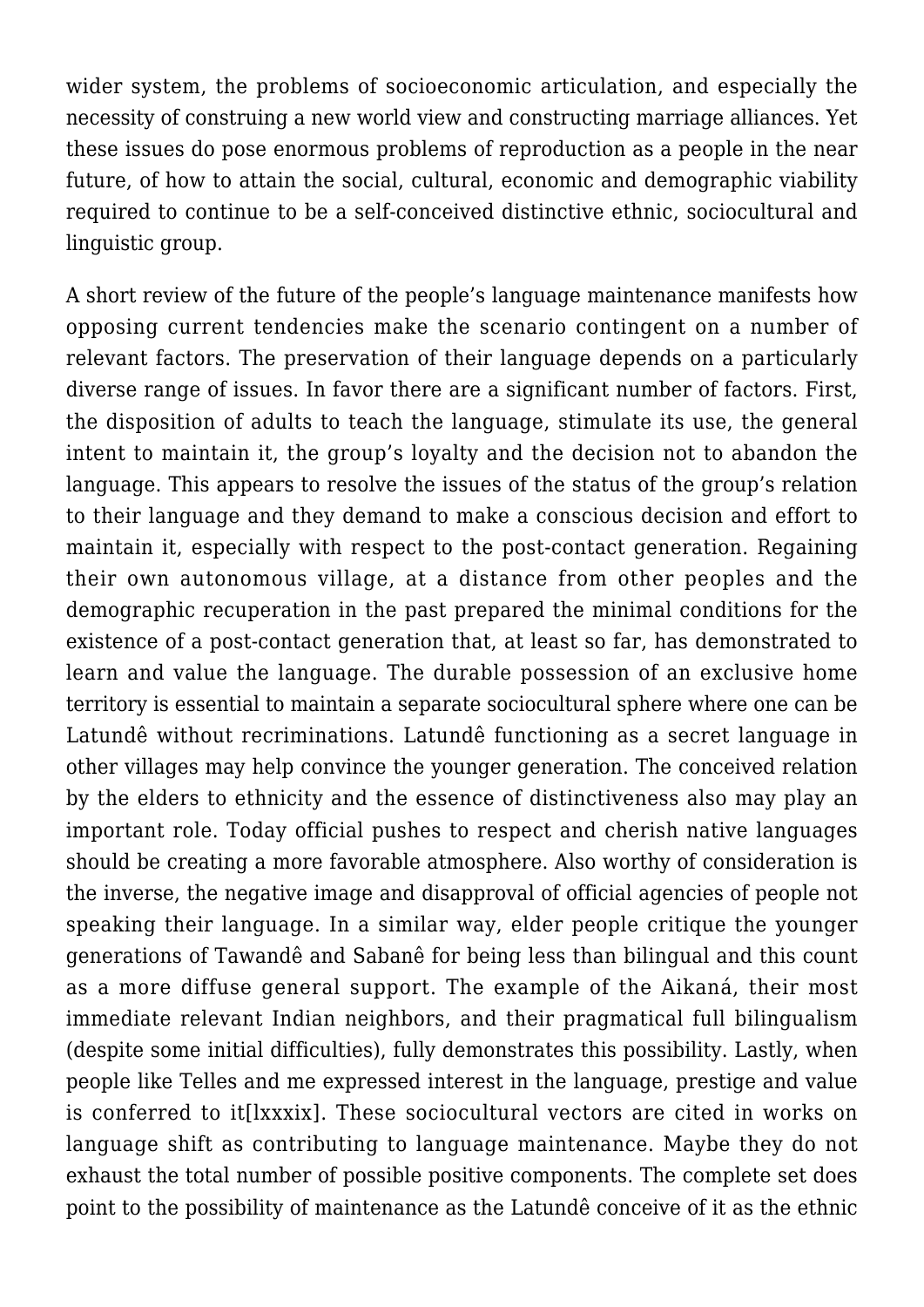wider system, the problems of socioeconomic articulation, and especially the necessity of construing a new world view and constructing marriage alliances. Yet these issues do pose enormous problems of reproduction as a people in the near future, of how to attain the social, cultural, economic and demographic viability required to continue to be a self-conceived distinctive ethnic, sociocultural and linguistic group.

A short review of the future of the people's language maintenance manifests how opposing current tendencies make the scenario contingent on a number of relevant factors. The preservation of their language depends on a particularly diverse range of issues. In favor there are a significant number of factors. First, the disposition of adults to teach the language, stimulate its use, the general intent to maintain it, the group's loyalty and the decision not to abandon the language. This appears to resolve the issues of the status of the group's relation to their language and they demand to make a conscious decision and effort to maintain it, especially with respect to the post-contact generation. Regaining their own autonomous village, at a distance from other peoples and the demographic recuperation in the past prepared the minimal conditions for the existence of a post-contact generation that, at least so far, has demonstrated to learn and value the language. The durable possession of an exclusive home territory is essential to maintain a separate sociocultural sphere where one can be Latundê without recriminations. Latundê functioning as a secret language in other villages may help convince the younger generation. The conceived relation by the elders to ethnicity and the essence of distinctiveness also may play an important role. Today official pushes to respect and cherish native languages should be creating a more favorable atmosphere. Also worthy of consideration is the inverse, the negative image and disapproval of official agencies of people not speaking their language. In a similar way, elder people critique the younger generations of Tawandê and Sabanê for being less than bilingual and this count as a more diffuse general support. The example of the Aikaná, their most immediate relevant Indian neighbors, and their pragmatical full bilingualism (despite some initial difficulties), fully demonstrates this possibility. Lastly, when people like Telles and me expressed interest in the language, prestige and value is conferred to it[lxxxix]. These sociocultural vectors are cited in works on language shift as contributing to language maintenance. Maybe they do not exhaust the total number of possible positive components. The complete set does point to the possibility of maintenance as the Latundê conceive of it as the ethnic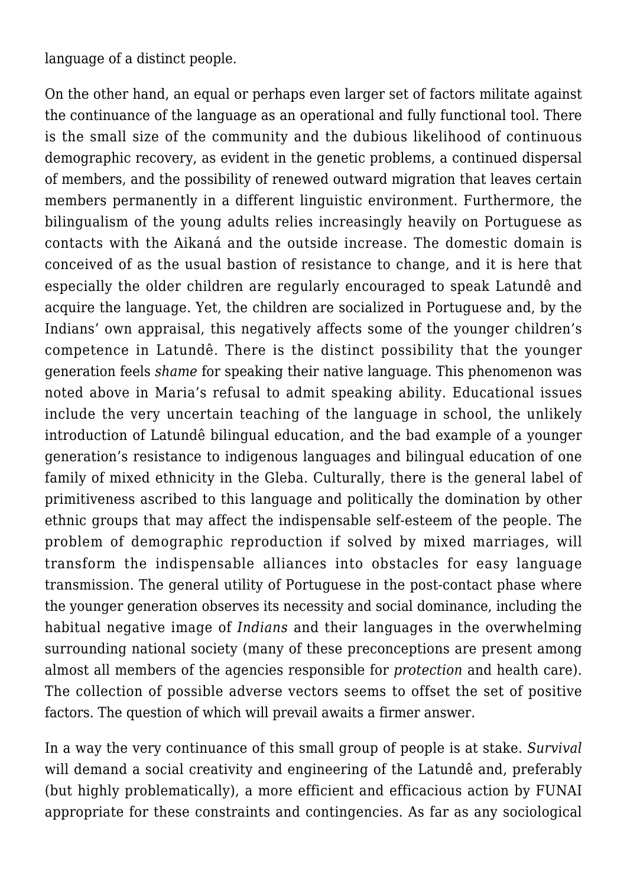language of a distinct people.

On the other hand, an equal or perhaps even larger set of factors militate against the continuance of the language as an operational and fully functional tool. There is the small size of the community and the dubious likelihood of continuous demographic recovery, as evident in the genetic problems, a continued dispersal of members, and the possibility of renewed outward migration that leaves certain members permanently in a different linguistic environment. Furthermore, the bilingualism of the young adults relies increasingly heavily on Portuguese as contacts with the Aikaná and the outside increase. The domestic domain is conceived of as the usual bastion of resistance to change, and it is here that especially the older children are regularly encouraged to speak Latundê and acquire the language. Yet, the children are socialized in Portuguese and, by the Indians' own appraisal, this negatively affects some of the younger children's competence in Latundê. There is the distinct possibility that the younger generation feels *shame* for speaking their native language. This phenomenon was noted above in Maria's refusal to admit speaking ability. Educational issues include the very uncertain teaching of the language in school, the unlikely introduction of Latundê bilingual education, and the bad example of a younger generation's resistance to indigenous languages and bilingual education of one family of mixed ethnicity in the Gleba. Culturally, there is the general label of primitiveness ascribed to this language and politically the domination by other ethnic groups that may affect the indispensable self-esteem of the people. The problem of demographic reproduction if solved by mixed marriages, will transform the indispensable alliances into obstacles for easy language transmission. The general utility of Portuguese in the post-contact phase where the younger generation observes its necessity and social dominance, including the habitual negative image of *Indians* and their languages in the overwhelming surrounding national society (many of these preconceptions are present among almost all members of the agencies responsible for *protection* and health care). The collection of possible adverse vectors seems to offset the set of positive factors. The question of which will prevail awaits a firmer answer.

In a way the very continuance of this small group of people is at stake. *Survival* will demand a social creativity and engineering of the Latundê and, preferably (but highly problematically), a more efficient and efficacious action by FUNAI appropriate for these constraints and contingencies. As far as any sociological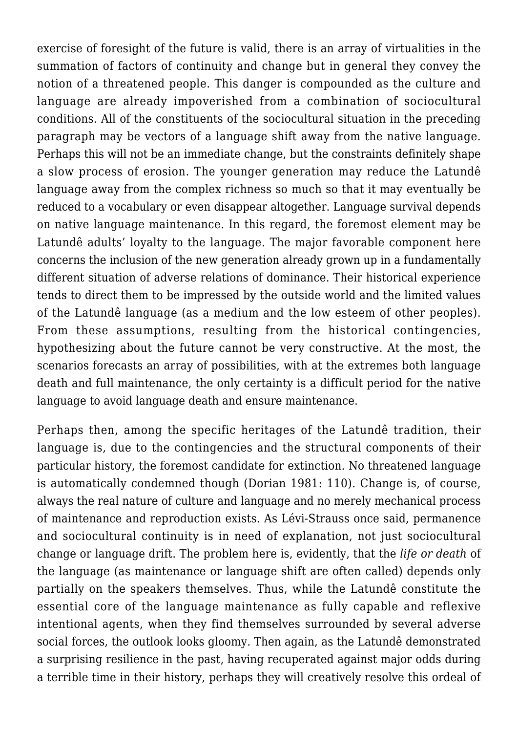exercise of foresight of the future is valid, there is an array of virtualities in the summation of factors of continuity and change but in general they convey the notion of a threatened people. This danger is compounded as the culture and language are already impoverished from a combination of sociocultural conditions. All of the constituents of the sociocultural situation in the preceding paragraph may be vectors of a language shift away from the native language. Perhaps this will not be an immediate change, but the constraints definitely shape a slow process of erosion. The younger generation may reduce the Latundê language away from the complex richness so much so that it may eventually be reduced to a vocabulary or even disappear altogether. Language survival depends on native language maintenance. In this regard, the foremost element may be Latundê adults' loyalty to the language. The major favorable component here concerns the inclusion of the new generation already grown up in a fundamentally different situation of adverse relations of dominance. Their historical experience tends to direct them to be impressed by the outside world and the limited values of the Latundê language (as a medium and the low esteem of other peoples). From these assumptions, resulting from the historical contingencies, hypothesizing about the future cannot be very constructive. At the most, the scenarios forecasts an array of possibilities, with at the extremes both language death and full maintenance, the only certainty is a difficult period for the native language to avoid language death and ensure maintenance.

Perhaps then, among the specific heritages of the Latundê tradition, their language is, due to the contingencies and the structural components of their particular history, the foremost candidate for extinction. No threatened language is automatically condemned though (Dorian 1981: 110). Change is, of course, always the real nature of culture and language and no merely mechanical process of maintenance and reproduction exists. As Lévi-Strauss once said, permanence and sociocultural continuity is in need of explanation, not just sociocultural change or language drift. The problem here is, evidently, that the *life or death* of the language (as maintenance or language shift are often called) depends only partially on the speakers themselves. Thus, while the Latundê constitute the essential core of the language maintenance as fully capable and reflexive intentional agents, when they find themselves surrounded by several adverse social forces, the outlook looks gloomy. Then again, as the Latundê demonstrated a surprising resilience in the past, having recuperated against major odds during a terrible time in their history, perhaps they will creatively resolve this ordeal of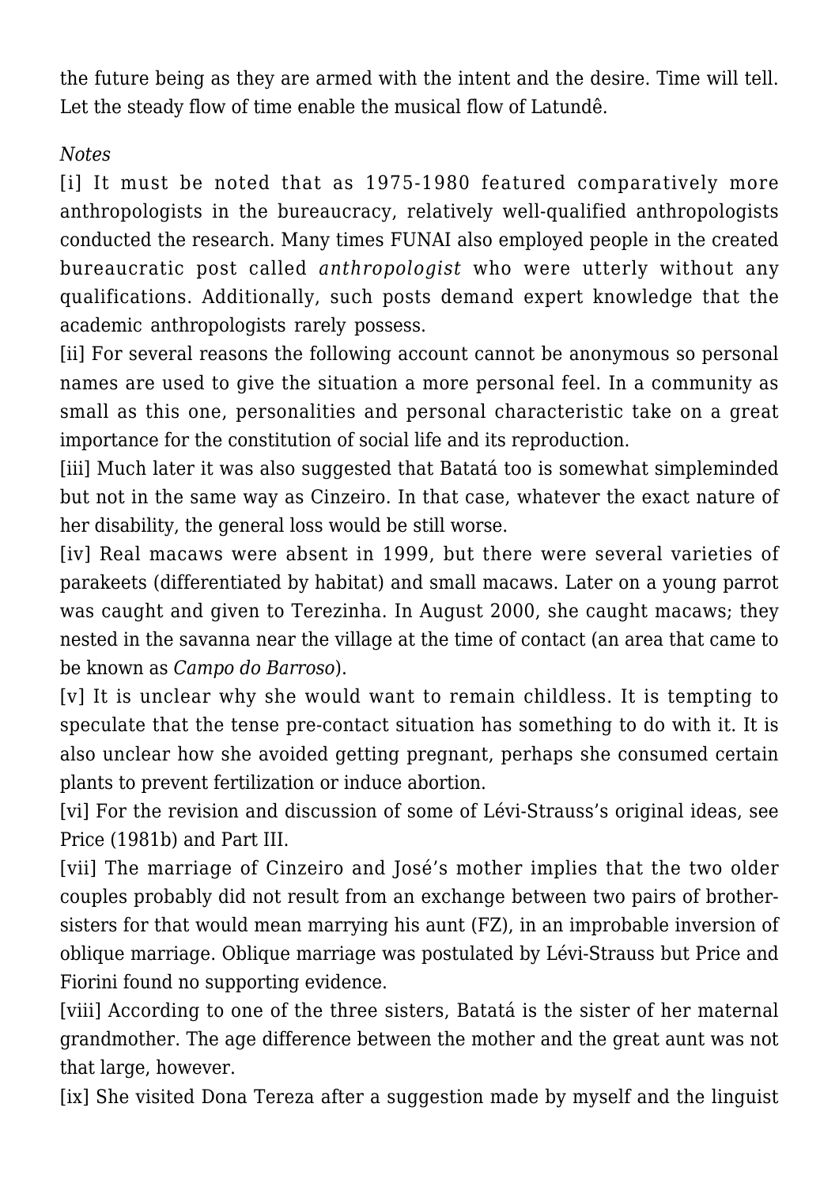the future being as they are armed with the intent and the desire. Time will tell. Let the steady flow of time enable the musical flow of Latundê.

*Notes*

[i] It must be noted that as 1975-1980 featured comparatively more anthropologists in the bureaucracy, relatively well-qualified anthropologists conducted the research. Many times FUNAI also employed people in the created bureaucratic post called *anthropologist* who were utterly without any qualifications. Additionally, such posts demand expert knowledge that the academic anthropologists rarely possess.

[ii] For several reasons the following account cannot be anonymous so personal names are used to give the situation a more personal feel. In a community as small as this one, personalities and personal characteristic take on a great importance for the constitution of social life and its reproduction.

[iii] Much later it was also suggested that Batatá too is somewhat simpleminded but not in the same way as Cinzeiro. In that case, whatever the exact nature of her disability, the general loss would be still worse.

[iv] Real macaws were absent in 1999, but there were several varieties of parakeets (differentiated by habitat) and small macaws. Later on a young parrot was caught and given to Terezinha. In August 2000, she caught macaws; they nested in the savanna near the village at the time of contact (an area that came to be known as *Campo do Barroso*).

[v] It is unclear why she would want to remain childless. It is tempting to speculate that the tense pre-contact situation has something to do with it. It is also unclear how she avoided getting pregnant, perhaps she consumed certain plants to prevent fertilization or induce abortion.

[vi] For the revision and discussion of some of Lévi-Strauss's original ideas, see Price (1981b) and Part III.

[vii] The marriage of Cinzeiro and José's mother implies that the two older couples probably did not result from an exchange between two pairs of brother-sisters for that would mean marrying his aunt (FZ), in an improbable inversion of oblique marriage. Oblique marriage was postulated by Lévi-Strauss but Price and Fiorini found no supporting evidence.

[viii] According to one of the three sisters, Batatá is the sister of her maternal grandmother. The age difference between the mother and the great aunt was not that large, however.

[ix] She visited Dona Tereza after a suggestion made by myself and the linguist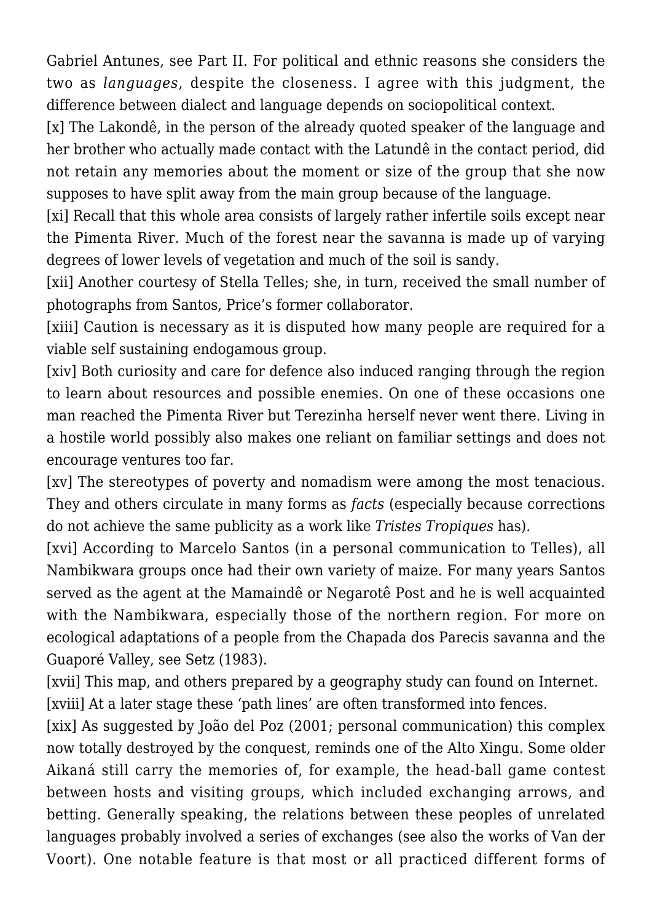Gabriel Antunes, see Part II. For political and ethnic reasons she considers the two as *languages*, despite the closeness. I agree with this judgment, the difference between dialect and language depends on sociopolitical context.

[x] The Lakondê, in the person of the already quoted speaker of the language and her brother who actually made contact with the Latundê in the contact period, did not retain any memories about the moment or size of the group that she now supposes to have split away from the main group because of the language.

[xi] Recall that this whole area consists of largely rather infertile soils except near the Pimenta River. Much of the forest near the savanna is made up of varying degrees of lower levels of vegetation and much of the soil is sandy.

[xii] Another courtesy of Stella Telles; she, in turn, received the small number of photographs from Santos, Price's former collaborator.

[xiii] Caution is necessary as it is disputed how many people are required for a viable self sustaining endogamous group.

[xiv] Both curiosity and care for defence also induced ranging through the region to learn about resources and possible enemies. On one of these occasions one man reached the Pimenta River but Terezinha herself never went there. Living in a hostile world possibly also makes one reliant on familiar settings and does not encourage ventures too far.

[xv] The stereotypes of poverty and nomadism were among the most tenacious. They and others circulate in many forms as *facts* (especially because corrections do not achieve the same publicity as a work like *Tristes Tropiques* has).

[xvi] According to Marcelo Santos (in a personal communication to Telles), all Nambikwara groups once had their own variety of maize. For many years Santos served as the agent at the Mamaindê or Negarotê Post and he is well acquainted with the Nambikwara, especially those of the northern region. For more on ecological adaptations of a people from the Chapada dos Parecis savanna and the Guaporé Valley, see Setz (1983).

[xvii] This map, and others prepared by a geography study can found on Internet.

[xviii] At a later stage these 'path lines' are often transformed into fences.

[xix] As suggested by João del Poz (2001; personal communication) this complex now totally destroyed by the conquest, reminds one of the Alto Xingu. Some older Aikaná still carry the memories of, for example, the head-ball game contest between hosts and visiting groups, which included exchanging arrows, and betting. Generally speaking, the relations between these peoples of unrelated languages probably involved a series of exchanges (see also the works of Van der Voort). One notable feature is that most or all practiced different forms of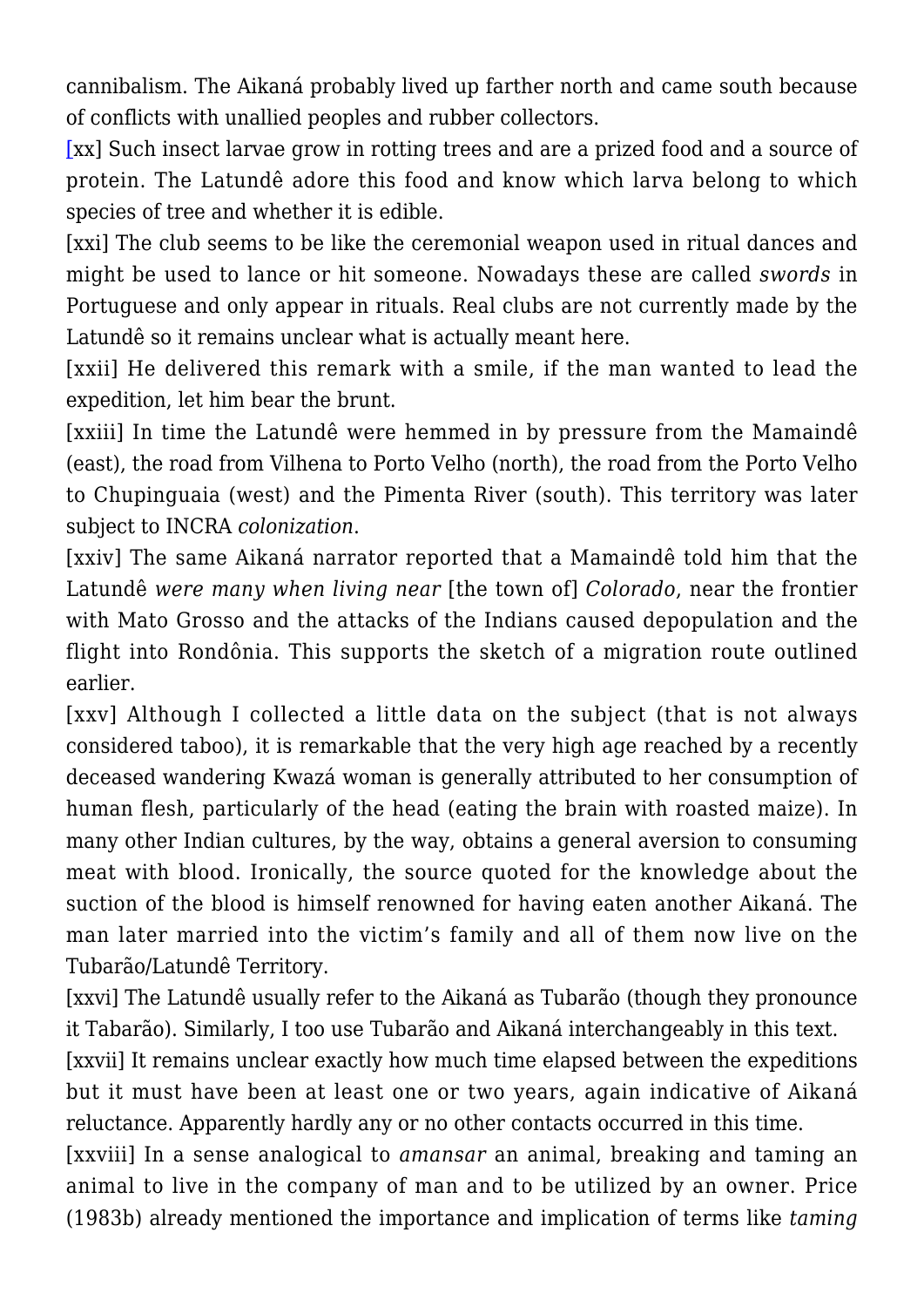cannibalism. The Aikaná probably lived up farther north and came south because of conflicts with unallied peoples and rubber collectors.

[xx] Such insect larvae grow in rotting trees and are a prized food and a source of protein. The Latundê adore this food and know which larva belong to which species of tree and whether it is edible.

[xxi] The club seems to be like the ceremonial weapon used in ritual dances and might be used to lance or hit someone. Nowadays these are called *swords* in Portuguese and only appear in rituals. Real clubs are not currently made by the Latundê so it remains unclear what is actually meant here.

[xxii] He delivered this remark with a smile, if the man wanted to lead the expedition, let him bear the brunt.

[xxiii] In time the Latundê were hemmed in by pressure from the Mamaindê (east), the road from Vilhena to Porto Velho (north), the road from the Porto Velho to Chupinguaia (west) and the Pimenta River (south). This territory was later subject to INCRA *colonization*.

[xxiv] The same Aikaná narrator reported that a Mamaindê told him that the Latundê *were many when living near* [the town of] *Colorado*, near the frontier with Mato Grosso and the attacks of the Indians caused depopulation and the flight into Rondônia. This supports the sketch of a migration route outlined earlier.

[xxv] Although I collected a little data on the subject (that is not always considered taboo), it is remarkable that the very high age reached by a recently deceased wandering Kwazá woman is generally attributed to her consumption of human flesh, particularly of the head (eating the brain with roasted maize). In many other Indian cultures, by the way, obtains a general aversion to consuming meat with blood. Ironically, the source quoted for the knowledge about the suction of the blood is himself renowned for having eaten another Aikaná. The man later married into the victim's family and all of them now live on the Tubarão/Latundê Territory.

[xxvi] The Latundê usually refer to the Aikaná as Tubarão (though they pronounce it Tabarão). Similarly, I too use Tubarão and Aikaná interchangeably in this text.

[xxvii] It remains unclear exactly how much time elapsed between the expeditions but it must have been at least one or two years, again indicative of Aikaná reluctance. Apparently hardly any or no other contacts occurred in this time.

[xxviii] In a sense analogical to *amansar* an animal, breaking and taming an animal to live in the company of man and to be utilized by an owner. Price (1983b) already mentioned the importance and implication of terms like *taming*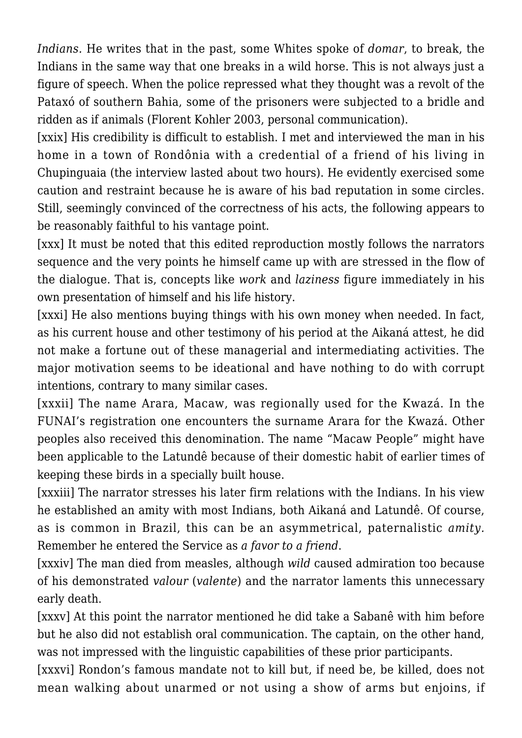*Indians.* He writes that in the past, some Whites spoke of *domar*, to break, the Indians in the same way that one breaks in a wild horse. This is not always just a figure of speech. When the police repressed what they thought was a revolt of the Pataxó of southern Bahia, some of the prisoners were subjected to a bridle and ridden as if animals (Florent Kohler 2003, personal communication).

[xxix] His credibility is difficult to establish. I met and interviewed the man in his home in a town of Rondônia with a credential of a friend of his living in Chupinguaia (the interview lasted about two hours). He evidently exercised some caution and restraint because he is aware of his bad reputation in some circles. Still, seemingly convinced of the correctness of his acts, the following appears to be reasonably faithful to his vantage point.

[xxx] It must be noted that this edited reproduction mostly follows the narrators sequence and the very points he himself came up with are stressed in the flow of the dialogue. That is, concepts like *work* and *laziness* figure immediately in his own presentation of himself and his life history.

[xxxi] He also mentions buying things with his own money when needed. In fact, as his current house and other testimony of his period at the Aikaná attest, he did not make a fortune out of these managerial and intermediating activities. The major motivation seems to be ideational and have nothing to do with corrupt intentions, contrary to many similar cases.

[xxxii] The name Arara, Macaw, was regionally used for the Kwazá. In the FUNAI's registration one encounters the surname Arara for the Kwazá. Other peoples also received this denomination. The name "Macaw People" might have been applicable to the Latundê because of their domestic habit of earlier times of keeping these birds in a specially built house.

[xxxiii] The narrator stresses his later firm relations with the Indians. In his view he established an amity with most Indians, both Aikaná and Latundê. Of course, as is common in Brazil, this can be an asymmetrical, paternalistic *amity.* Remember he entered the Service as *a favor to a friend*.

[xxxiv] The man died from measles, although *wild* caused admiration too because of his demonstrated *valour* (*valente*) and the narrator laments this unnecessary early death.

[xxxv] At this point the narrator mentioned he did take a Sabanê with him before but he also did not establish oral communication. The captain, on the other hand, was not impressed with the linguistic capabilities of these prior participants.

[xxxvi] Rondon's famous mandate not to kill but, if need be, be killed, does not mean walking about unarmed or not using a show of arms but enjoins, if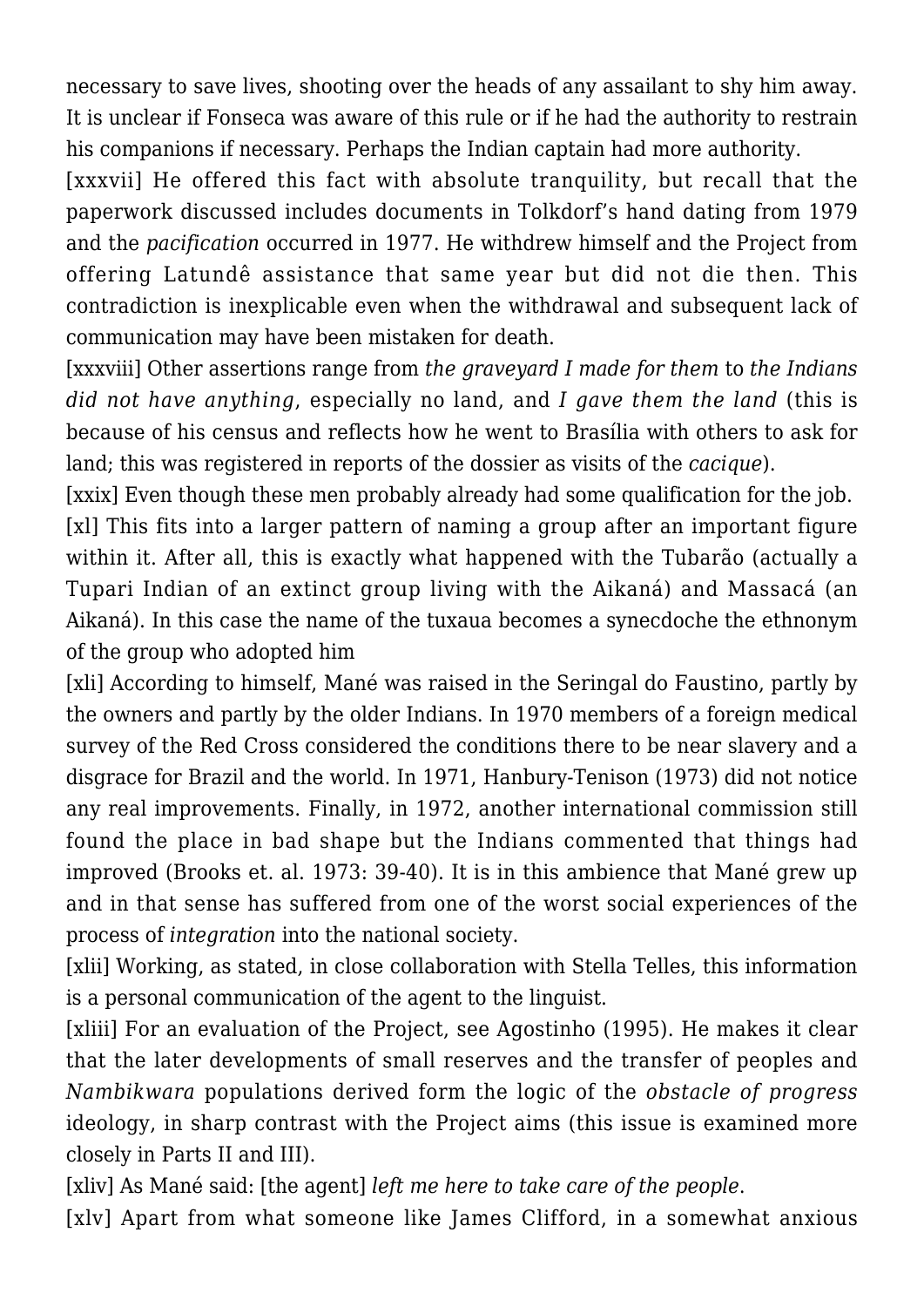necessary to save lives, shooting over the heads of any assailant to shy him away. It is unclear if Fonseca was aware of this rule or if he had the authority to restrain his companions if necessary. Perhaps the Indian captain had more authority.

[xxxvii] He offered this fact with absolute tranquility, but recall that the paperwork discussed includes documents in Tolkdorf's hand dating from 1979 and the *pacification* occurred in 1977. He withdrew himself and the Project from offering Latundê assistance that same year but did not die then. This contradiction is inexplicable even when the withdrawal and subsequent lack of communication may have been mistaken for death.

[xxxviii] Other assertions range from *the graveyard I made for them* to *the Indians did not have anything*, especially no land, and *I gave them the land* (this is because of his census and reflects how he went to Brasília with others to ask for land; this was registered in reports of the dossier as visits of the *cacique*).

[xxix] Even though these men probably already had some qualification for the job.

[xl] This fits into a larger pattern of naming a group after an important figure within it. After all, this is exactly what happened with the Tubarão (actually a Tupari Indian of an extinct group living with the Aikaná) and Massacá (an Aikaná). In this case the name of the tuxaua becomes a synecdoche the ethnonym of the group who adopted him

[xli] According to himself, Mané was raised in the Seringal do Faustino, partly by the owners and partly by the older Indians. In 1970 members of a foreign medical survey of the Red Cross considered the conditions there to be near slavery and a disgrace for Brazil and the world. In 1971, Hanbury-Tenison (1973) did not notice any real improvements. Finally, in 1972, another international commission still found the place in bad shape but the Indians commented that things had improved (Brooks et. al. 1973: 39-40). It is in this ambience that Mané grew up and in that sense has suffered from one of the worst social experiences of the process of *integration* into the national society.

[xlii] Working, as stated, in close collaboration with Stella Telles, this information is a personal communication of the agent to the linguist.

[xliii] For an evaluation of the Project, see Agostinho (1995). He makes it clear that the later developments of small reserves and the transfer of peoples and *Nambikwara* populations derived form the logic of the *obstacle of progress* ideology, in sharp contrast with the Project aims (this issue is examined more closely in Parts II and III).

[xliv] As Mané said: [the agent] *left me here to take care of the people*.

[xlv] Apart from what someone like James Clifford, in a somewhat anxious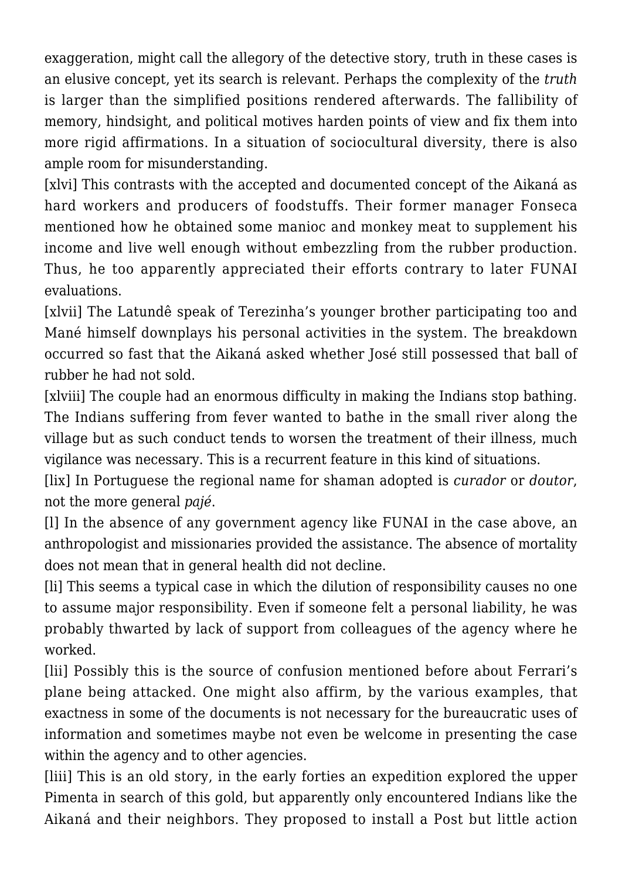exaggeration, might call the allegory of the detective story, truth in these cases is an elusive concept, yet its search is relevant. Perhaps the complexity of the *truth* is larger than the simplified positions rendered afterwards. The fallibility of memory, hindsight, and political motives harden points of view and fix them into more rigid affirmations. In a situation of sociocultural diversity, there is also ample room for misunderstanding.

[xlvi] This contrasts with the accepted and documented concept of the Aikaná as hard workers and producers of foodstuffs. Their former manager Fonseca mentioned how he obtained some manioc and monkey meat to supplement his income and live well enough without embezzling from the rubber production. Thus, he too apparently appreciated their efforts contrary to later FUNAI evaluations.

[xlvii] The Latundê speak of Terezinha's younger brother participating too and Mané himself downplays his personal activities in the system. The breakdown occurred so fast that the Aikaná asked whether José still possessed that ball of rubber he had not sold.

[xlviii] The couple had an enormous difficulty in making the Indians stop bathing. The Indians suffering from fever wanted to bathe in the small river along the village but as such conduct tends to worsen the treatment of their illness, much vigilance was necessary. This is a recurrent feature in this kind of situations.

[lix] In Portuguese the regional name for shaman adopted is *curador* or *doutor*, not the more general *pajé*.

[l] In the absence of any government agency like FUNAI in the case above, an anthropologist and missionaries provided the assistance. The absence of mortality does not mean that in general health did not decline.

[li] This seems a typical case in which the dilution of responsibility causes no one to assume major responsibility. Even if someone felt a personal liability, he was probably thwarted by lack of support from colleagues of the agency where he worked.

[lii] Possibly this is the source of confusion mentioned before about Ferrari's plane being attacked. One might also affirm, by the various examples, that exactness in some of the documents is not necessary for the bureaucratic uses of information and sometimes maybe not even be welcome in presenting the case within the agency and to other agencies.

[liii] This is an old story, in the early forties an expedition explored the upper Pimenta in search of this gold, but apparently only encountered Indians like the Aikaná and their neighbors. They proposed to install a Post but little action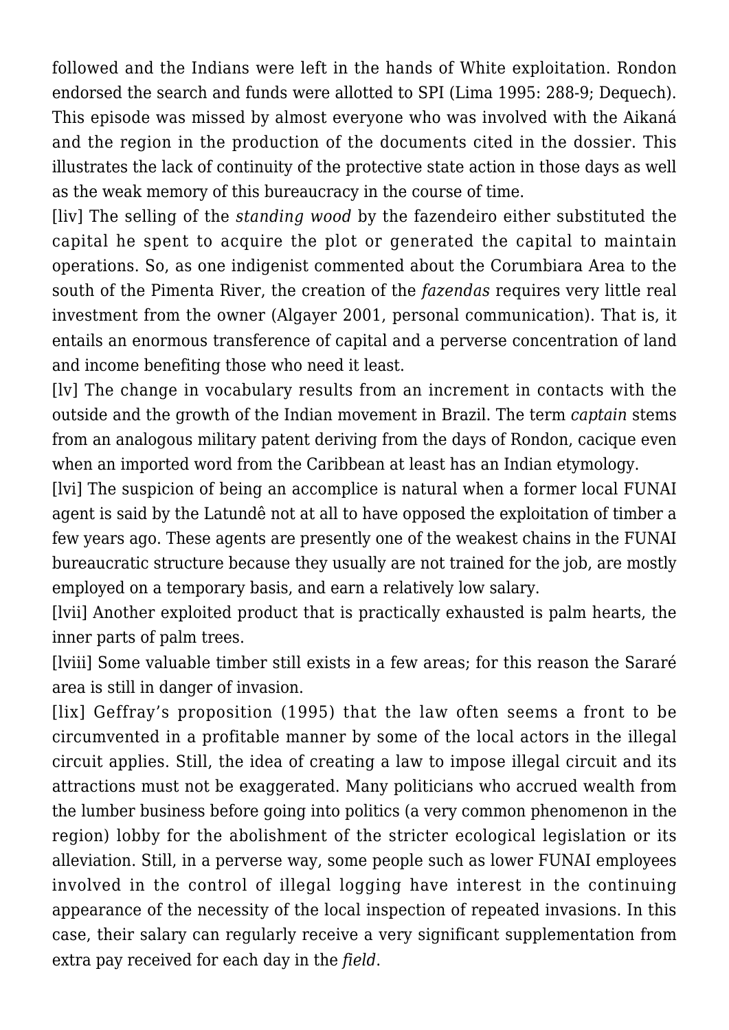followed and the Indians were left in the hands of White exploitation. Rondon endorsed the search and funds were allotted to SPI (Lima 1995: 288-9; Dequech). This episode was missed by almost everyone who was involved with the Aikaná and the region in the production of the documents cited in the dossier. This illustrates the lack of continuity of the protective state action in those days as well as the weak memory of this bureaucracy in the course of time.

[liv] The selling of the *standing wood* by the fazendeiro either substituted the capital he spent to acquire the plot or generated the capital to maintain operations. So, as one indigenist commented about the Corumbiara Area to the south of the Pimenta River, the creation of the *fazendas* requires very little real investment from the owner (Algayer 2001, personal communication). That is, it entails an enormous transference of capital and a perverse concentration of land and income benefiting those who need it least.

[lv] The change in vocabulary results from an increment in contacts with the outside and the growth of the Indian movement in Brazil. The term *captain* stems from an analogous military patent deriving from the days of Rondon, cacique even when an imported word from the Caribbean at least has an Indian etymology.

[lvi] The suspicion of being an accomplice is natural when a former local FUNAI agent is said by the Latundê not at all to have opposed the exploitation of timber a few years ago. These agents are presently one of the weakest chains in the FUNAI bureaucratic structure because they usually are not trained for the job, are mostly employed on a temporary basis, and earn a relatively low salary.

[lvii] Another exploited product that is practically exhausted is palm hearts, the inner parts of palm trees.

[lviii] Some valuable timber still exists in a few areas; for this reason the Sararé area is still in danger of invasion.

[lix] Geffray's proposition (1995) that the law often seems a front to be circumvented in a profitable manner by some of the local actors in the illegal circuit applies. Still, the idea of creating a law to impose illegal circuit and its attractions must not be exaggerated. Many politicians who accrued wealth from the lumber business before going into politics (a very common phenomenon in the region) lobby for the abolishment of the stricter ecological legislation or its alleviation. Still, in a perverse way, some people such as lower FUNAI employees involved in the control of illegal logging have interest in the continuing appearance of the necessity of the local inspection of repeated invasions. In this case, their salary can regularly receive a very significant supplementation from extra pay received for each day in the *field*.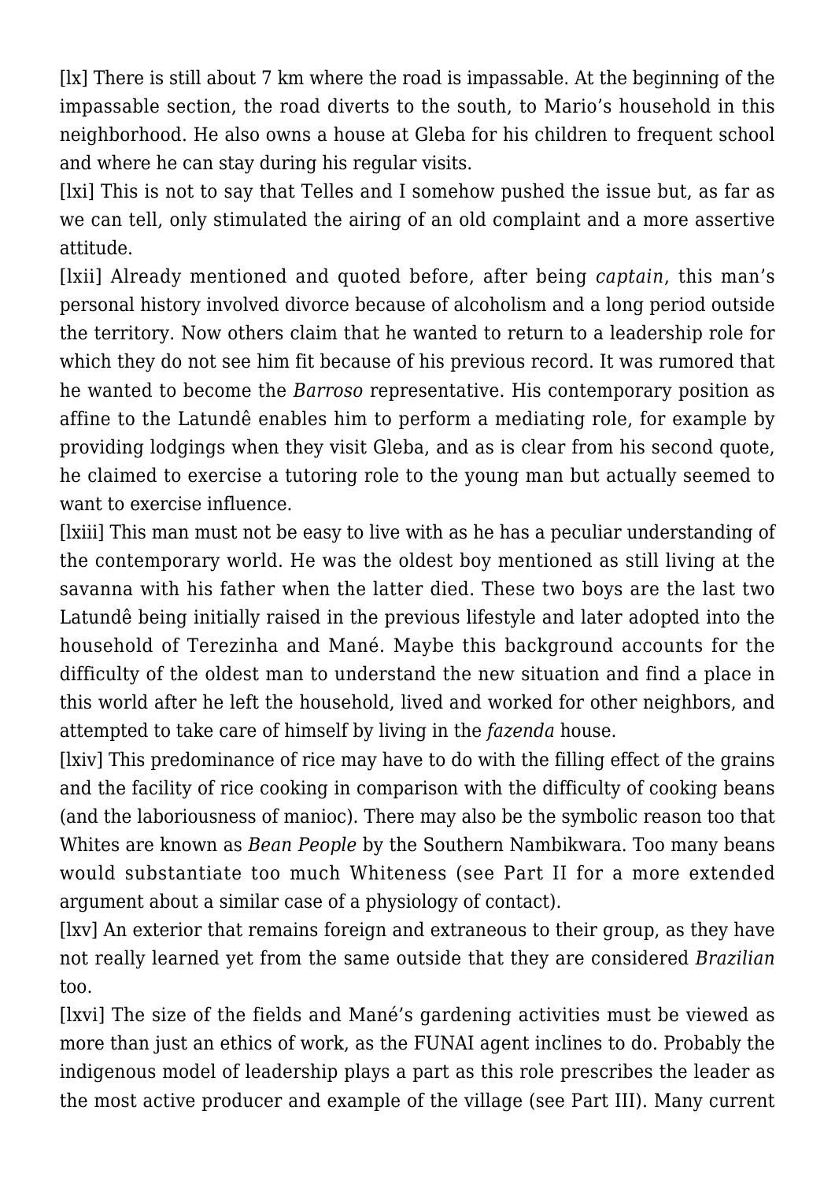[lx] There is still about 7 km where the road is impassable. At the beginning of the impassable section, the road diverts to the south, to Mario's household in this neighborhood. He also owns a house at Gleba for his children to frequent school and where he can stay during his regular visits.

[lxi] This is not to say that Telles and I somehow pushed the issue but, as far as we can tell, only stimulated the airing of an old complaint and a more assertive attitude.

[lxii] Already mentioned and quoted before, after being *captain*, this man's personal history involved divorce because of alcoholism and a long period outside the territory. Now others claim that he wanted to return to a leadership role for which they do not see him fit because of his previous record. It was rumored that he wanted to become the *Barroso* representative. His contemporary position as affine to the Latundê enables him to perform a mediating role, for example by providing lodgings when they visit Gleba, and as is clear from his second quote, he claimed to exercise a tutoring role to the young man but actually seemed to want to exercise influence.

[lxiii] This man must not be easy to live with as he has a peculiar understanding of the contemporary world. He was the oldest boy mentioned as still living at the savanna with his father when the latter died. These two boys are the last two Latundê being initially raised in the previous lifestyle and later adopted into the household of Terezinha and Mané. Maybe this background accounts for the difficulty of the oldest man to understand the new situation and find a place in this world after he left the household, lived and worked for other neighbors, and attempted to take care of himself by living in the *fazenda* house.

[lxiv] This predominance of rice may have to do with the filling effect of the grains and the facility of rice cooking in comparison with the difficulty of cooking beans (and the laboriousness of manioc). There may also be the symbolic reason too that Whites are known as *Bean People* by the Southern Nambikwara. Too many beans would substantiate too much Whiteness (see Part II for a more extended argument about a similar case of a physiology of contact).

[lxv] An exterior that remains foreign and extraneous to their group, as they have not really learned yet from the same outside that they are considered *Brazilian* too.

[lxvi] The size of the fields and Mané's gardening activities must be viewed as more than just an ethics of work, as the FUNAI agent inclines to do. Probably the indigenous model of leadership plays a part as this role prescribes the leader as the most active producer and example of the village (see Part III). Many current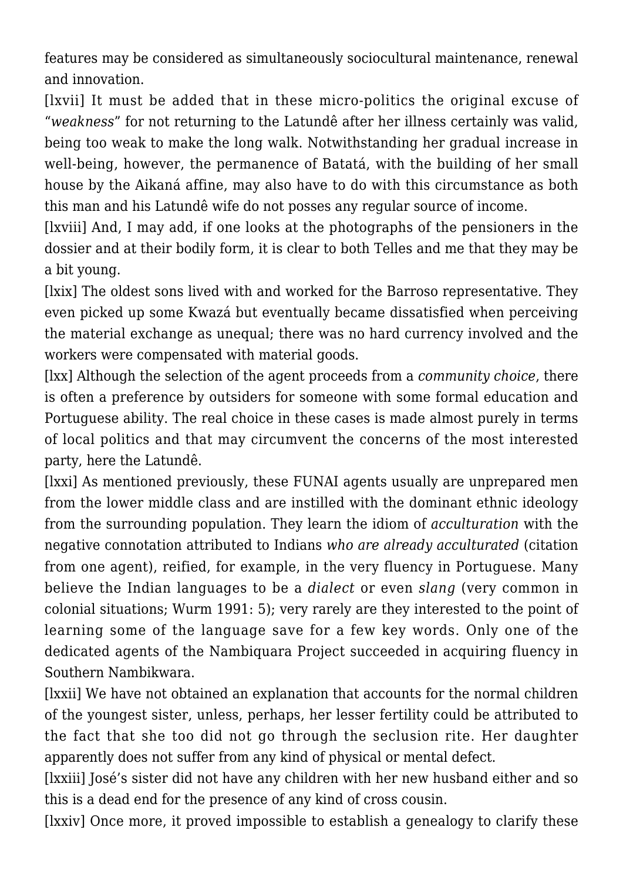features may be considered as simultaneously sociocultural maintenance, renewal and innovation.

[lxvii] It must be added that in these micro-politics the original excuse of "*weakness*" for not returning to the Latundê after her illness certainly was valid, being too weak to make the long walk. Notwithstanding her gradual increase in well-being, however, the permanence of Batatá, with the building of her small house by the Aikaná affine, may also have to do with this circumstance as both this man and his Latundê wife do not posses any regular source of income.

[lxviii] And, I may add, if one looks at the photographs of the pensioners in the dossier and at their bodily form, it is clear to both Telles and me that they may be a bit young.

[lxix] The oldest sons lived with and worked for the Barroso representative. They even picked up some Kwazá but eventually became dissatisfied when perceiving the material exchange as unequal; there was no hard currency involved and the workers were compensated with material goods.

[lxx] Although the selection of the agent proceeds from a *community choice*, there is often a preference by outsiders for someone with some formal education and Portuguese ability. The real choice in these cases is made almost purely in terms of local politics and that may circumvent the concerns of the most interested party, here the Latundê.

[lxxi] As mentioned previously, these FUNAI agents usually are unprepared men from the lower middle class and are instilled with the dominant ethnic ideology from the surrounding population. They learn the idiom of *acculturation* with the negative connotation attributed to Indians *who are already acculturated* (citation from one agent), reified, for example, in the very fluency in Portuguese. Many believe the Indian languages to be a *dialect* or even *slang* (very common in colonial situations; Wurm 1991: 5); very rarely are they interested to the point of learning some of the language save for a few key words. Only one of the dedicated agents of the Nambiquara Project succeeded in acquiring fluency in Southern Nambikwara.

[lxxii] We have not obtained an explanation that accounts for the normal children of the youngest sister, unless, perhaps, her lesser fertility could be attributed to the fact that she too did not go through the seclusion rite. Her daughter apparently does not suffer from any kind of physical or mental defect.

[lxxiii] José's sister did not have any children with her new husband either and so this is a dead end for the presence of any kind of cross cousin.

[lxxiv] Once more, it proved impossible to establish a genealogy to clarify these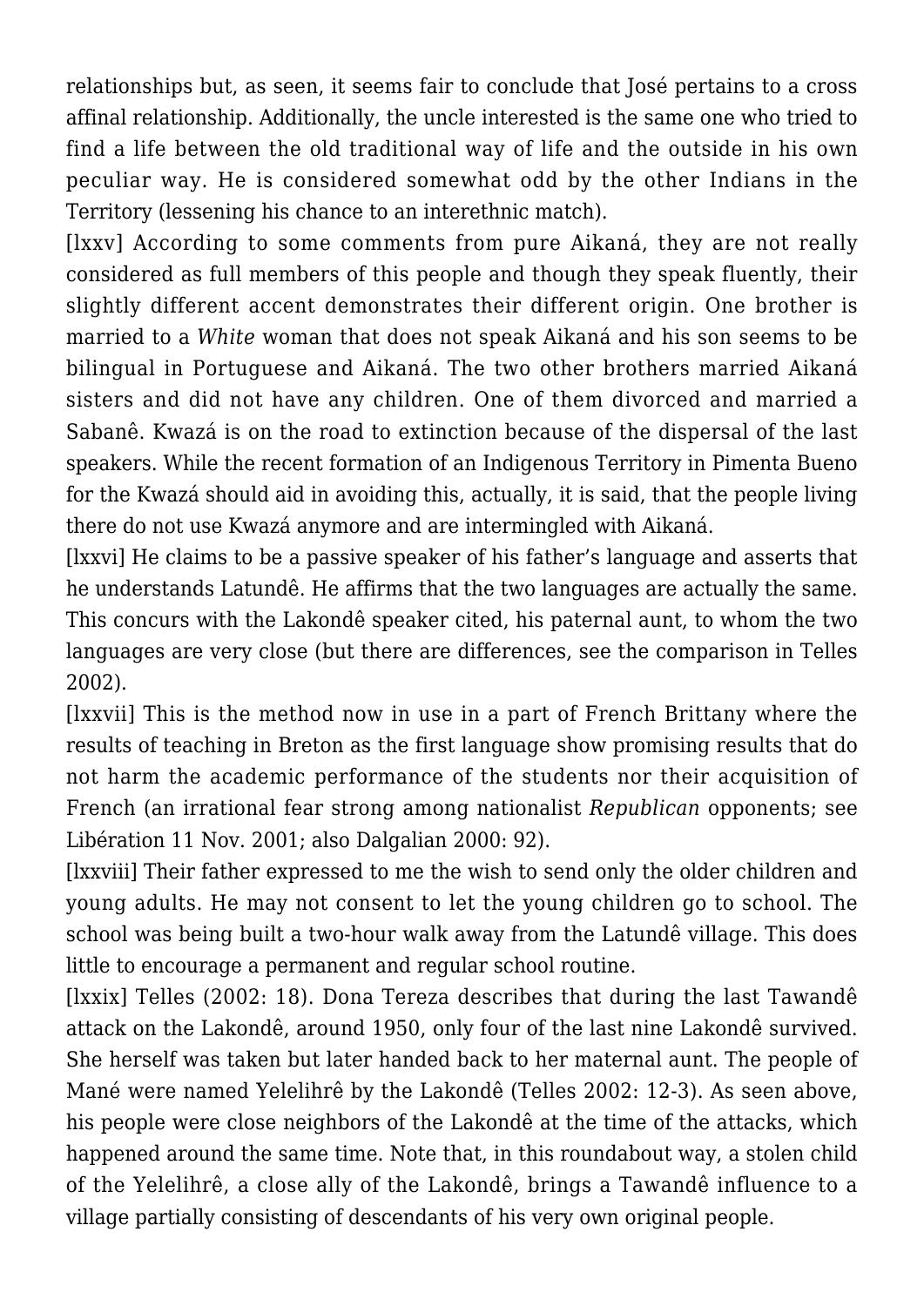relationships but, as seen, it seems fair to conclude that José pertains to a cross affinal relationship. Additionally, the uncle interested is the same one who tried to find a life between the old traditional way of life and the outside in his own peculiar way. He is considered somewhat odd by the other Indians in the Territory (lessening his chance to an interethnic match).

[lxxv] According to some comments from pure Aikaná, they are not really considered as full members of this people and though they speak fluently, their slightly different accent demonstrates their different origin. One brother is married to a *White* woman that does not speak Aikaná and his son seems to be bilingual in Portuguese and Aikaná. The two other brothers married Aikaná sisters and did not have any children. One of them divorced and married a Sabanê. Kwazá is on the road to extinction because of the dispersal of the last speakers. While the recent formation of an Indigenous Territory in Pimenta Bueno for the Kwazá should aid in avoiding this, actually, it is said, that the people living there do not use Kwazá anymore and are intermingled with Aikaná.

[lxxvi] He claims to be a passive speaker of his father's language and asserts that he understands Latundê. He affirms that the two languages are actually the same. This concurs with the Lakondê speaker cited, his paternal aunt, to whom the two languages are very close (but there are differences, see the comparison in Telles 2002).

[lxxvii] This is the method now in use in a part of French Brittany where the results of teaching in Breton as the first language show promising results that do not harm the academic performance of the students nor their acquisition of French (an irrational fear strong among nationalist *Republican* opponents; see Libération 11 Nov. 2001; also Dalgalian 2000: 92).

[lxxviii] Their father expressed to me the wish to send only the older children and young adults. He may not consent to let the young children go to school. The school was being built a two-hour walk away from the Latundê village. This does little to encourage a permanent and regular school routine.

[lxxix] Telles (2002: 18). Dona Tereza describes that during the last Tawandê attack on the Lakondê, around 1950, only four of the last nine Lakondê survived. She herself was taken but later handed back to her maternal aunt. The people of Mané were named Yelelihrê by the Lakondê (Telles 2002: 12-3). As seen above, his people were close neighbors of the Lakondê at the time of the attacks, which happened around the same time. Note that, in this roundabout way, a stolen child of the Yelelihrê, a close ally of the Lakondê, brings a Tawandê influence to a village partially consisting of descendants of his very own original people.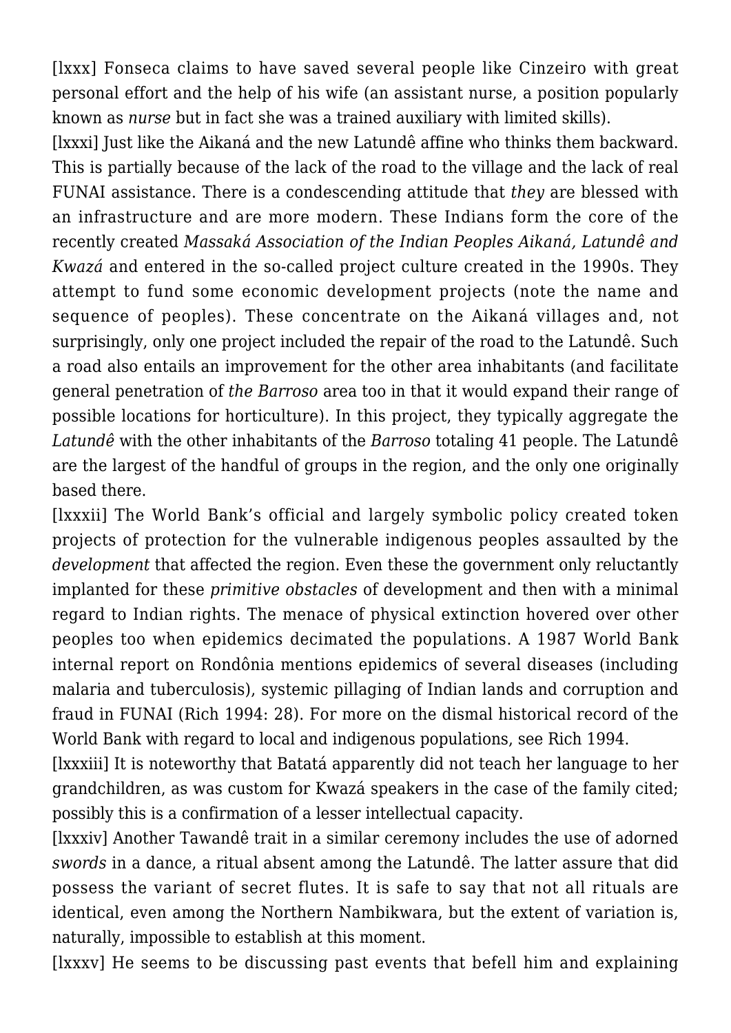[lxxx] Fonseca claims to have saved several people like Cinzeiro with great personal effort and the help of his wife (an assistant nurse, a position popularly known as *nurse* but in fact she was a trained auxiliary with limited skills).

[lxxxi] Just like the Aikaná and the new Latundê affine who thinks them backward. This is partially because of the lack of the road to the village and the lack of real FUNAI assistance. There is a condescending attitude that *they* are blessed with an infrastructure and are more modern. These Indians form the core of the recently created *Massaká Association of the Indian Peoples Aikaná, Latundê and Kwazá* and entered in the so-called project culture created in the 1990s. They attempt to fund some economic development projects (note the name and sequence of peoples). These concentrate on the Aikaná villages and, not surprisingly, only one project included the repair of the road to the Latundê. Such a road also entails an improvement for the other area inhabitants (and facilitate general penetration of *the Barroso* area too in that it would expand their range of possible locations for horticulture). In this project, they typically aggregate the *Latundê* with the other inhabitants of the *Barroso* totaling 41 people. The Latundê are the largest of the handful of groups in the region, and the only one originally based there.

[lxxxii] The World Bank's official and largely symbolic policy created token projects of protection for the vulnerable indigenous peoples assaulted by the *development* that affected the region. Even these the government only reluctantly implanted for these *primitive obstacles* of development and then with a minimal regard to Indian rights. The menace of physical extinction hovered over other peoples too when epidemics decimated the populations. A 1987 World Bank internal report on Rondônia mentions epidemics of several diseases (including malaria and tuberculosis), systemic pillaging of Indian lands and corruption and fraud in FUNAI (Rich 1994: 28). For more on the dismal historical record of the World Bank with regard to local and indigenous populations, see Rich 1994.

[lxxxiii] It is noteworthy that Batatá apparently did not teach her language to her grandchildren, as was custom for Kwazá speakers in the case of the family cited; possibly this is a confirmation of a lesser intellectual capacity.

[lxxxiv] Another Tawandê trait in a similar ceremony includes the use of adorned *swords* in a dance, a ritual absent among the Latundê. The latter assure that did possess the variant of secret flutes. It is safe to say that not all rituals are identical, even among the Northern Nambikwara, but the extent of variation is, naturally, impossible to establish at this moment.

[lxxxv] He seems to be discussing past events that befell him and explaining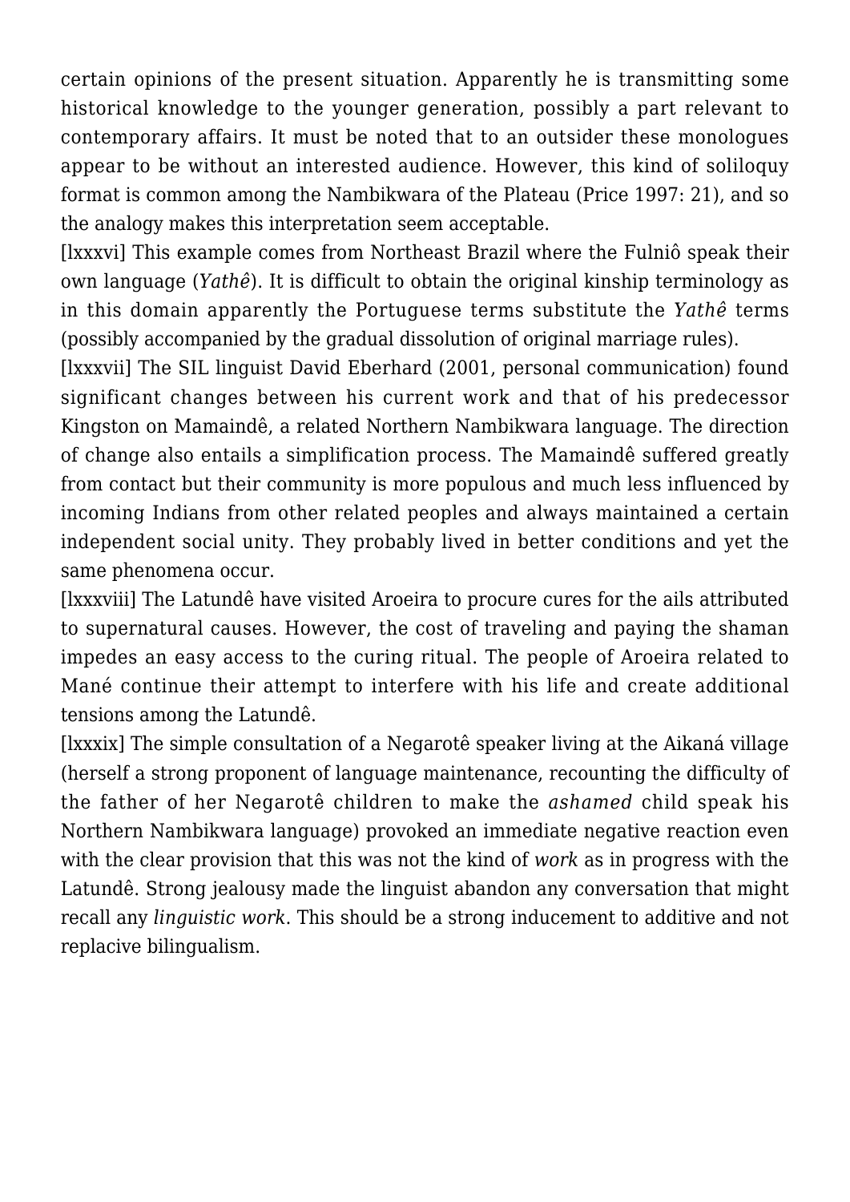certain opinions of the present situation. Apparently he is transmitting some historical knowledge to the younger generation, possibly a part relevant to contemporary affairs. It must be noted that to an outsider these monologues appear to be without an interested audience. However, this kind of soliloquy format is common among the Nambikwara of the Plateau (Price 1997: 21), and so the analogy makes this interpretation seem acceptable.

[lxxxvi] This example comes from Northeast Brazil where the Fulniô speak their own language (*Yathê*). It is difficult to obtain the original kinship terminology as in this domain apparently the Portuguese terms substitute the *Yathê* terms (possibly accompanied by the gradual dissolution of original marriage rules).

[lxxxvii] The SIL linguist David Eberhard (2001, personal communication) found significant changes between his current work and that of his predecessor Kingston on Mamaindê, a related Northern Nambikwara language. The direction of change also entails a simplification process. The Mamaindê suffered greatly from contact but their community is more populous and much less influenced by incoming Indians from other related peoples and always maintained a certain independent social unity. They probably lived in better conditions and yet the same phenomena occur.

[lxxxviii] The Latundê have visited Aroeira to procure cures for the ails attributed to supernatural causes. However, the cost of traveling and paying the shaman impedes an easy access to the curing ritual. The people of Aroeira related to Mané continue their attempt to interfere with his life and create additional tensions among the Latundê.

[lxxxix] The simple consultation of a Negarotê speaker living at the Aikaná village (herself a strong proponent of language maintenance, recounting the difficulty of the father of her Negarotê children to make the *ashamed* child speak his Northern Nambikwara language) provoked an immediate negative reaction even with the clear provision that this was not the kind of *work* as in progress with the Latundê. Strong jealousy made the linguist abandon any conversation that might recall any *linguistic work*. This should be a strong inducement to additive and not replacive bilingualism.